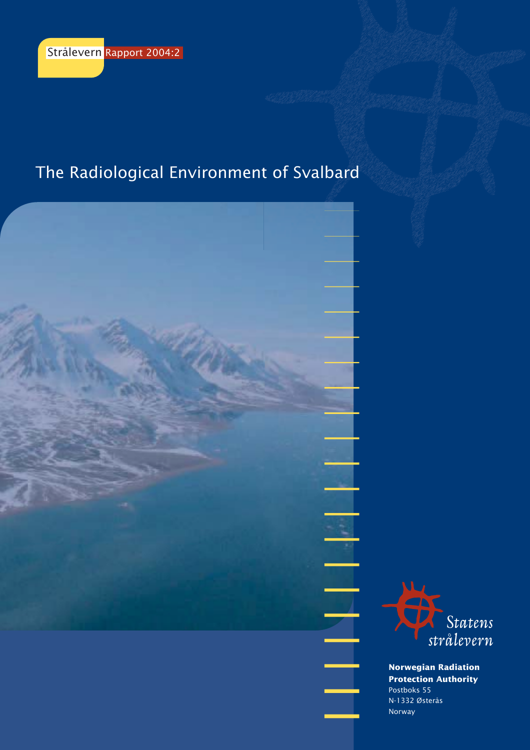Strålevern Rapport 2004:2

# The Radiological Environment of Svalbard

Statens strålevern

**Norwegian Radiation Protection Authority**
Postboks 55
N-1332 Østerås
Norway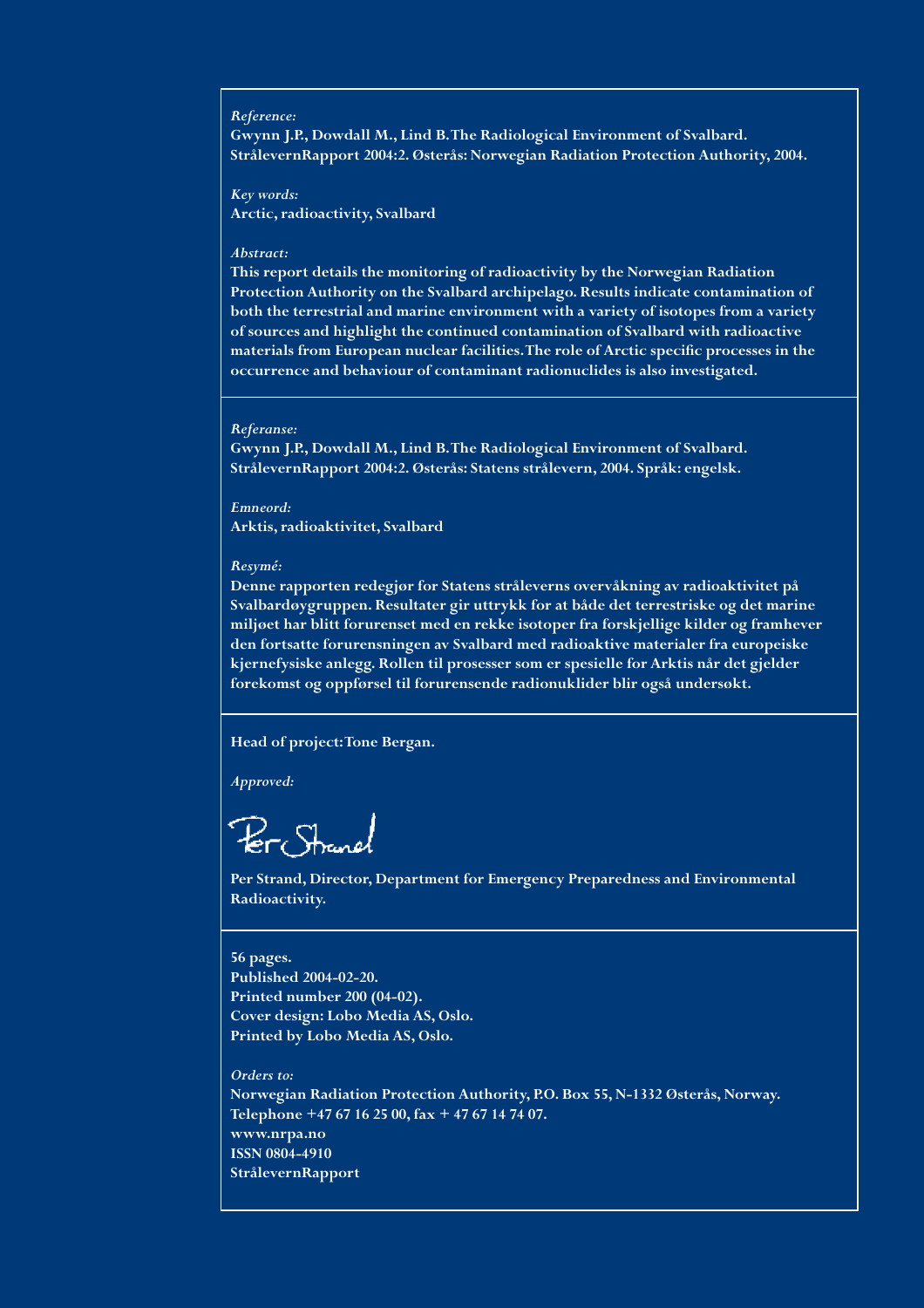*Reference:*

**Gwynn J.P., Dowdall M., Lind B. The Radiological Environment of Svalbard. StrålevernRapport 2004:2. Østerås: Norwegian Radiation Protection Authority, 2004.**

*Key words:*

**Arctic, radioactivity, Svalbard**

*Abstract:*

**This report details the monitoring of radioactivity by the Norwegian Radiation Protection Authority on the Svalbard archipelago. Results indicate contamination of both the terrestrial and marine environment with a variety of isotopes from a variety of sources and highlight the continued contamination of Svalbard with radioactive materials from European nuclear facilities. The role of Arctic specific processes in the occurrence and behaviour of contaminant radionuclides is also investigated.**

*Referanse:*

**Gwynn J.P., Dowdall M., Lind B. The Radiological Environment of Svalbard. StrålevernRapport 2004:2. Østerås: Statens strålevern, 2004. Språk: engelsk.**

*Emneord:*

**Arktis, radioaktivitet, Svalbard**

*Resymé:*

**Denne rapporten redegjør for Statens stråleverns overvåkning av radioaktivitet på Svalbardøygruppen. Resultater gir uttrykk for at både det terrestriske og det marine miljøet har blitt forurenset med en rekke isotoper fra forskjellige kilder og framhever den fortsatte forurensningen av Svalbard med radioaktive materialer fra europeiske kjernefysiske anlegg. Rollen til prosesser som er spesielle for Arktis når det gjelder forekomst og oppførsel til forurensende radionuklider blir også undersøkt.**

**Head of project: Tone Bergan.**

*Approved:*

Per Strand

**Per Strand, Director, Department for Emergency Preparedness and Environmental Radioactivity.**

**56 pages.**
**Published 2004-02-20.**
**Printed number 200 (04-02).**
**Cover design: Lobo Media AS, Oslo.**
**Printed by Lobo Media AS, Oslo.**

*Orders to:*

**Norwegian Radiation Protection Authority, P.O. Box 55, N-1332 Østerås, Norway.**
**Telephone +47 67 16 25 00, fax + 47 67 14 74 07.**
**www.nrpa.no**
**ISSN 0804-4910**
**StrålevernRapport**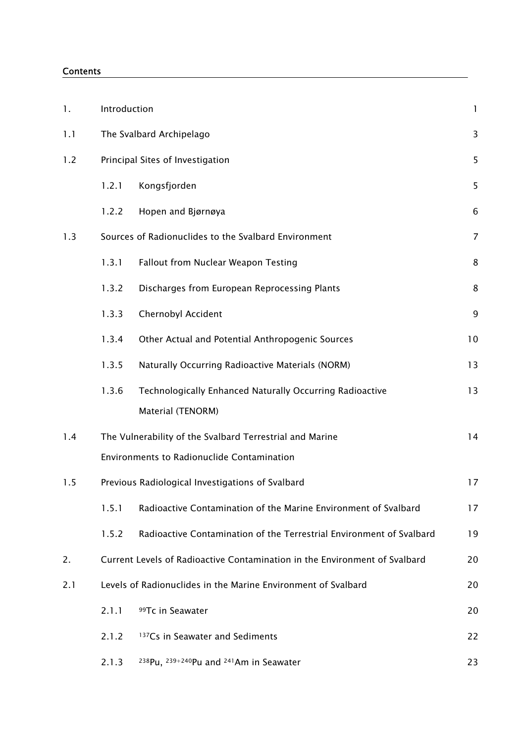**Contents**

| | | | |
|---|---|---|---|
| 1. | Introduction | | 1 |
| 1.1 | The Svalbard Archipelago | | 3 |
| 1.2 | Principal Sites of Investigation | | 5 |
| | 1.2.1 | Kongsfjorden | 5 |
| | 1.2.2 | Hopen and Bjørnøya | 6 |
| 1.3 | Sources of Radionuclides to the Svalbard Environment | | 7 |
| | 1.3.1 | Fallout from Nuclear Weapon Testing | 8 |
| | 1.3.2 | Discharges from European Reprocessing Plants | 8 |
| | 1.3.3 | Chernobyl Accident | 9 |
| | 1.3.4 | Other Actual and Potential Anthropogenic Sources | 10 |
| | 1.3.5 | Naturally Occurring Radioactive Materials (NORM) | 13 |
| | 1.3.6 | Technologically Enhanced Naturally Occurring Radioactive Material (TENORM) | 13 |
| 1.4 | The Vulnerability of the Svalbard Terrestrial and Marine Environments to Radionuclide Contamination | | 14 |
| 1.5 | Previous Radiological Investigations of Svalbard | | 17 |
| | 1.5.1 | Radioactive Contamination of the Marine Environment of Svalbard | 17 |
| | 1.5.2 | Radioactive Contamination of the Terrestrial Environment of Svalbard | 19 |
| 2. | Current Levels of Radioactive Contamination in the Environment of Svalbard | | 20 |
| 2.1 | Levels of Radionuclides in the Marine Environment of Svalbard | | 20 |
| | 2.1.1 | $^{99}$Tc in Seawater | 20 |
| | 2.1.2 | $^{137}$Cs in Seawater and Sediments | 22 |
| | 2.1.3 | $^{238}$Pu, $^{239+240}$Pu and $^{241}$Am in Seawater | 23 |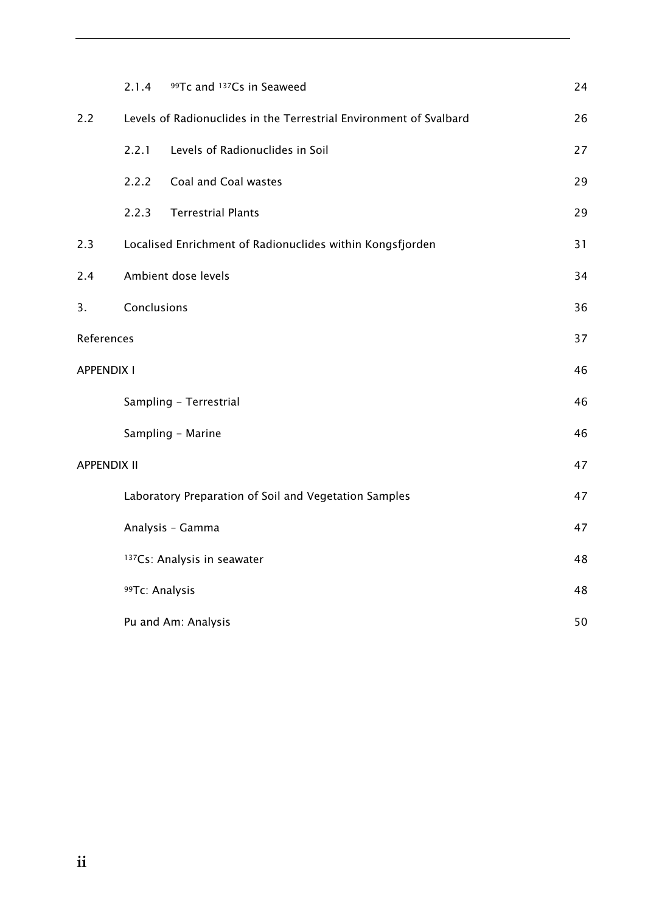| | | |
|---|---|---|
| 2.1.4 | $^{99}$Tc and $^{137}$Cs in Seaweed | 24 |
| 2.2 | Levels of Radionuclides in the Terrestrial Environment of Svalbard | 26 |
| 2.2.1 | Levels of Radionuclides in Soil | 27 |
| 2.2.2 | Coal and Coal wastes | 29 |
| 2.2.3 | Terrestrial Plants | 29 |
| 2.3 | Localised Enrichment of Radionuclides within Kongsfjorden | 31 |
| 2.4 | Ambient dose levels | 34 |
| 3. | Conclusions | 36 |
| References | | 37 |
| APPENDIX I | | 46 |
| | Sampling - Terrestrial | 46 |
| | Sampling - Marine | 46 |
| APPENDIX II | | 47 |
| | Laboratory Preparation of Soil and Vegetation Samples | 47 |
| | Analysis – Gamma | 47 |
| | $^{137}$Cs: Analysis in seawater | 48 |
| | $^{99}$Tc: Analysis | 48 |
| | Pu and Am: Analysis | 50 |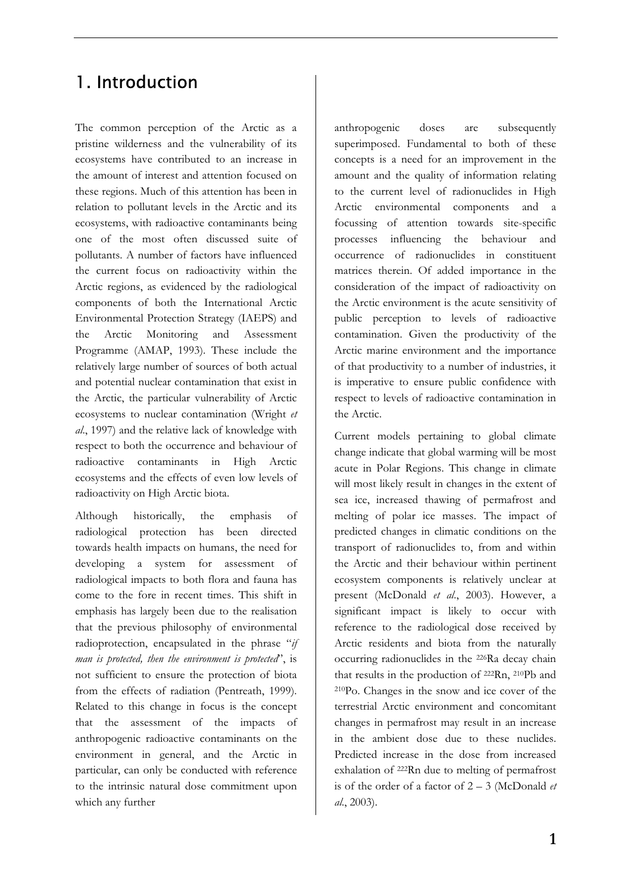# 1. Introduction

The common perception of the Arctic as a pristine wilderness and the vulnerability of its ecosystems have contributed to an increase in the amount of interest and attention focused on these regions. Much of this attention has been in relation to pollutant levels in the Arctic and its ecosystems, with radioactive contaminants being one of the most often discussed suite of pollutants. A number of factors have influenced the current focus on radioactivity within the Arctic regions, as evidenced by the radiological components of both the International Arctic Environmental Protection Strategy (IAEPS) and the Arctic Monitoring and Assessment Programme (AMAP, 1993). These include the relatively large number of sources of both actual and potential nuclear contamination that exist in the Arctic, the particular vulnerability of Arctic ecosystems to nuclear contamination (Wright *et al*., 1997) and the relative lack of knowledge with respect to both the occurrence and behaviour of radioactive contaminants in High Arctic ecosystems and the effects of even low levels of radioactivity on High Arctic biota.

Although historically, the emphasis of radiological protection has been directed towards health impacts on humans, the need for developing a system for assessment of radiological impacts to both flora and fauna has come to the fore in recent times. This shift in emphasis has largely been due to the realisation that the previous philosophy of environmental radioprotection, encapsulated in the phrase "*if man is protected, then the environment is protected*", is not sufficient to ensure the protection of biota from the effects of radiation (Pentreath, 1999). Related to this change in focus is the concept that the assessment of the impacts of anthropogenic radioactive contaminants on the environment in general, and the Arctic in particular, can only be conducted with reference to the intrinsic natural dose commitment upon which any further anthropogenic doses are subsequently superimposed. Fundamental to both of these concepts is a need for an improvement in the amount and the quality of information relating to the current level of radionuclides in High Arctic environmental components and a focussing of attention towards site-specific processes influencing the behaviour and occurrence of radionuclides in constituent matrices therein. Of added importance in the consideration of the impact of radioactivity on the Arctic environment is the acute sensitivity of public perception to levels of radioactive contamination. Given the productivity of the Arctic marine environment and the importance of that productivity to a number of industries, it is imperative to ensure public confidence with respect to levels of radioactive contamination in the Arctic.

Current models pertaining to global climate change indicate that global warming will be most acute in Polar Regions. This change in climate will most likely result in changes in the extent of sea ice, increased thawing of permafrost and melting of polar ice masses. The impact of predicted changes in climatic conditions on the transport of radionuclides to, from and within the Arctic and their behaviour within pertinent ecosystem components is relatively unclear at present (McDonald *et al*., 2003). However, a significant impact is likely to occur with reference to the radiological dose received by Arctic residents and biota from the naturally occurring radionuclides in the $^{226}$Ra decay chain that results in the production of $^{222}$Rn, $^{210}$Pb and $^{210}$Po. Changes in the snow and ice cover of the terrestrial Arctic environment and concomitant changes in permafrost may result in an increase in the ambient dose due to these nuclides. Predicted increase in the dose from increased exhalation of $^{222}$Rn due to melting of permafrost is of the order of a factor of 2 – 3 (McDonald *et al*., 2003).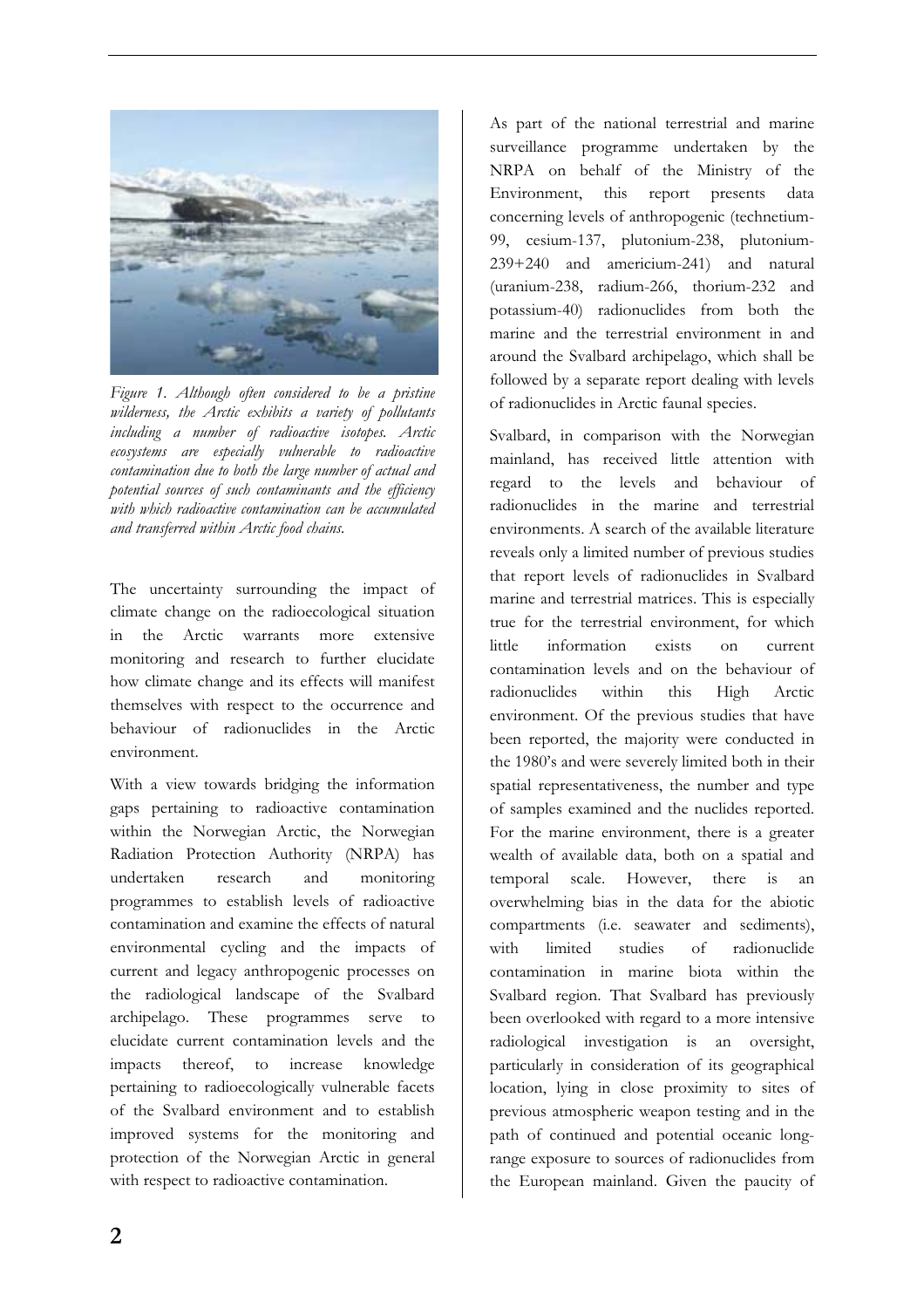*Figure 1. Although often considered to be a pristine wilderness, the Arctic exhibits a variety of pollutants including a number of radioactive isotopes. Arctic ecosystems are especially vulnerable to radioactive contamination due to both the large number of actual and potential sources of such contaminants and the efficiency with which radioactive contamination can be accumulated and transferred within Arctic food chains.*

The uncertainty surrounding the impact of climate change on the radioecological situation in the Arctic warrants more extensive monitoring and research to further elucidate how climate change and its effects will manifest themselves with respect to the occurrence and behaviour of radionuclides in the Arctic environment.

With a view towards bridging the information gaps pertaining to radioactive contamination within the Norwegian Arctic, the Norwegian Radiation Protection Authority (NRPA) has undertaken research and monitoring programmes to establish levels of radioactive contamination and examine the effects of natural environmental cycling and the impacts of current and legacy anthropogenic processes on the radiological landscape of the Svalbard archipelago. These programmes serve to elucidate current contamination levels and the impacts thereof, to increase knowledge pertaining to radioecologically vulnerable facets of the Svalbard environment and to establish improved systems for the monitoring and protection of the Norwegian Arctic in general with respect to radioactive contamination.

As part of the national terrestrial and marine surveillance programme undertaken by the NRPA on behalf of the Ministry of the Environment, this report presents data concerning levels of anthropogenic (technetium-99, cesium-137, plutonium-238, plutonium-239+240 and americium-241) and natural (uranium-238, radium-266, thorium-232 and potassium-40) radionuclides from both the marine and the terrestrial environment in and around the Svalbard archipelago, which shall be followed by a separate report dealing with levels of radionuclides in Arctic faunal species.

Svalbard, in comparison with the Norwegian mainland, has received little attention with regard to the levels and behaviour of radionuclides in the marine and terrestrial environments. A search of the available literature reveals only a limited number of previous studies that report levels of radionuclides in Svalbard marine and terrestrial matrices. This is especially true for the terrestrial environment, for which little information exists on current contamination levels and on the behaviour of radionuclides within this High Arctic environment. Of the previous studies that have been reported, the majority were conducted in the 1980's and were severely limited both in their spatial representativeness, the number and type of samples examined and the nuclides reported. For the marine environment, there is a greater wealth of available data, both on a spatial and temporal scale. However, there is an overwhelming bias in the data for the abiotic compartments (i.e. seawater and sediments), with limited studies of radionuclide contamination in marine biota within the Svalbard region. That Svalbard has previously been overlooked with regard to a more intensive radiological investigation is an oversight, particularly in consideration of its geographical location, lying in close proximity to sites of previous atmospheric weapon testing and in the path of continued and potential oceanic long-range exposure to sources of radionuclides from the European mainland. Given the paucity of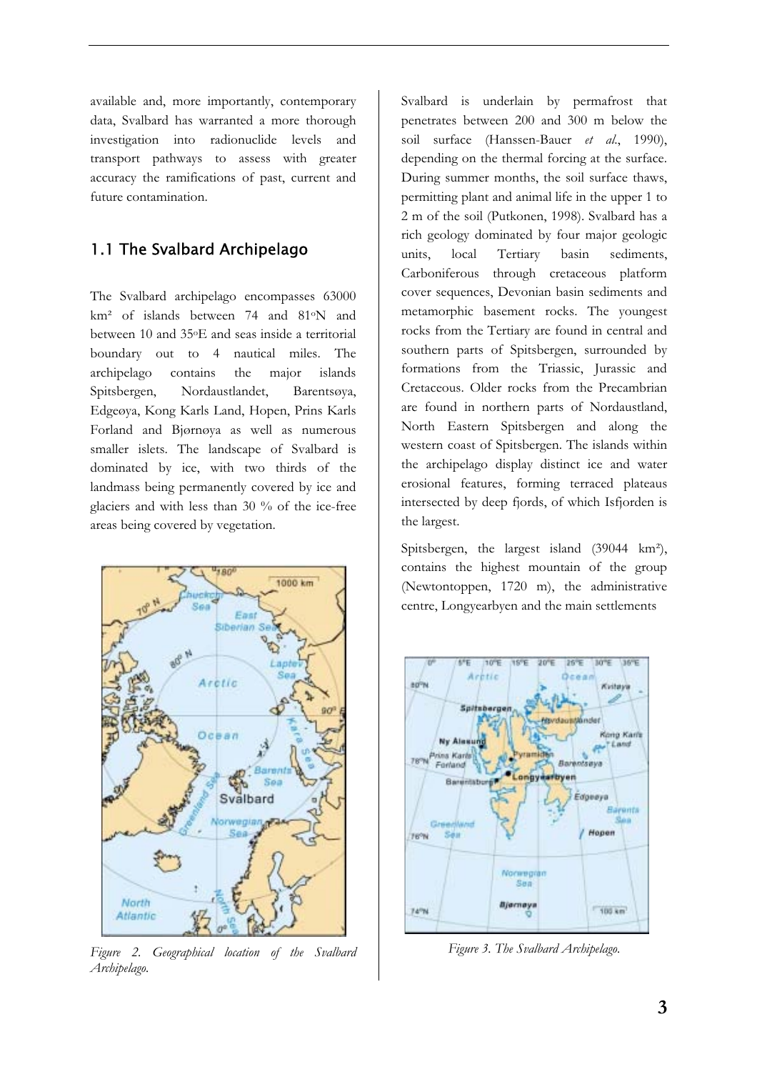available and, more importantly, contemporary data, Svalbard has warranted a more thorough investigation into radionuclide levels and transport pathways to assess with greater accuracy the ramifications of past, current and future contamination.

## 1.1 The Svalbard Archipelago

The Svalbard archipelago encompasses 63000 km² of islands between 74 and 81°N and between 10 and 35°E and seas inside a territorial boundary out to 4 nautical miles. The archipelago contains the major islands Spitsbergen, Nordaustlandet, Barentsøya, Edgeøya, Kong Karls Land, Hopen, Prins Karls Forland and Bjørnøya as well as numerous smaller islets. The landscape of Svalbard is dominated by ice, with two thirds of the landmass being permanently covered by ice and glaciers and with less than 30 % of the ice-free areas being covered by vegetation.

*Figure 2. Geographical location of the Svalbard Archipelago.*

Svalbard is underlain by permafrost that penetrates between 200 and 300 m below the soil surface (Hanssen-Bauer *et al.*, 1990), depending on the thermal forcing at the surface. During summer months, the soil surface thaws, permitting plant and animal life in the upper 1 to 2 m of the soil (Putkonen, 1998). Svalbard has a rich geology dominated by four major geologic units, local Tertiary basin sediments, Carboniferous through cretaceous platform cover sequences, Devonian basin sediments and metamorphic basement rocks. The youngest rocks from the Tertiary are found in central and southern parts of Spitsbergen, surrounded by formations from the Triassic, Jurassic and Cretaceous. Older rocks from the Precambrian are found in northern parts of Nordaustland, North Eastern Spitsbergen and along the western coast of Spitsbergen. The islands within the archipelago display distinct ice and water erosional features, forming terraced plateaus intersected by deep fjords, of which Isfjorden is the largest.

Spitsbergen, the largest island (39044 km²), contains the highest mountain of the group (Newtontoppen, 1720 m), the administrative centre, Longyearbyen and the main settlements

*Figure 3. The Svalbard Archipelago.*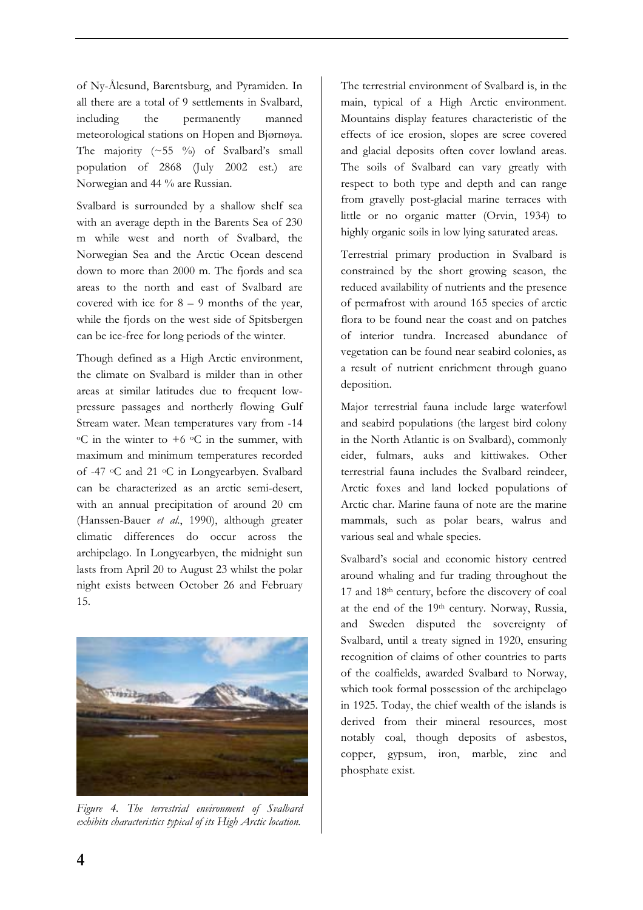of Ny-Ålesund, Barentsburg, and Pyramiden. In all there are a total of 9 settlements in Svalbard, including the permanently manned meteorological stations on Hopen and Bjørnøya. The majority (~55 %) of Svalbard's small population of 2868 (July 2002 est.) are Norwegian and 44 % are Russian.

Svalbard is surrounded by a shallow shelf sea with an average depth in the Barents Sea of 230 m while west and north of Svalbard, the Norwegian Sea and the Arctic Ocean descend down to more than 2000 m. The fjords and sea areas to the north and east of Svalbard are covered with ice for 8 – 9 months of the year, while the fjords on the west side of Spitsbergen can be ice-free for long periods of the winter.

Though defined as a High Arctic environment, the climate on Svalbard is milder than in other areas at similar latitudes due to frequent low-pressure passages and northerly flowing Gulf Stream water. Mean temperatures vary from -14 °C in the winter to +6 °C in the summer, with maximum and minimum temperatures recorded of -47 °C and 21 °C in Longyearbyen. Svalbard can be characterized as an arctic semi-desert, with an annual precipitation of around 20 cm (Hanssen-Bauer *et al*., 1990), although greater climatic differences do occur across the archipelago. In Longyearbyen, the midnight sun lasts from April 20 to August 23 whilst the polar night exists between October 26 and February 15.

*Figure 4. The terrestrial environment of Svalbard exhibits characteristics typical of its High Arctic location.*

The terrestrial environment of Svalbard is, in the main, typical of a High Arctic environment. Mountains display features characteristic of the effects of ice erosion, slopes are scree covered and glacial deposits often cover lowland areas. The soils of Svalbard can vary greatly with respect to both type and depth and can range from gravelly post-glacial marine terraces with little or no organic matter (Orvin, 1934) to highly organic soils in low lying saturated areas.

Terrestrial primary production in Svalbard is constrained by the short growing season, the reduced availability of nutrients and the presence of permafrost with around 165 species of arctic flora to be found near the coast and on patches of interior tundra. Increased abundance of vegetation can be found near seabird colonies, as a result of nutrient enrichment through guano deposition.

Major terrestrial fauna include large waterfowl and seabird populations (the largest bird colony in the North Atlantic is on Svalbard), commonly eider, fulmars, auks and kittiwakes. Other terrestrial fauna includes the Svalbard reindeer, Arctic foxes and land locked populations of Arctic char. Marine fauna of note are the marine mammals, such as polar bears, walrus and various seal and whale species.

Svalbard's social and economic history centred around whaling and fur trading throughout the 17 and 18th century, before the discovery of coal at the end of the 19th century. Norway, Russia, and Sweden disputed the sovereignty of Svalbard, until a treaty signed in 1920, ensuring recognition of claims of other countries to parts of the coalfields, awarded Svalbard to Norway, which took formal possession of the archipelago in 1925. Today, the chief wealth of the islands is derived from their mineral resources, most notably coal, though deposits of asbestos, copper, gypsum, iron, marble, zinc and phosphate exist.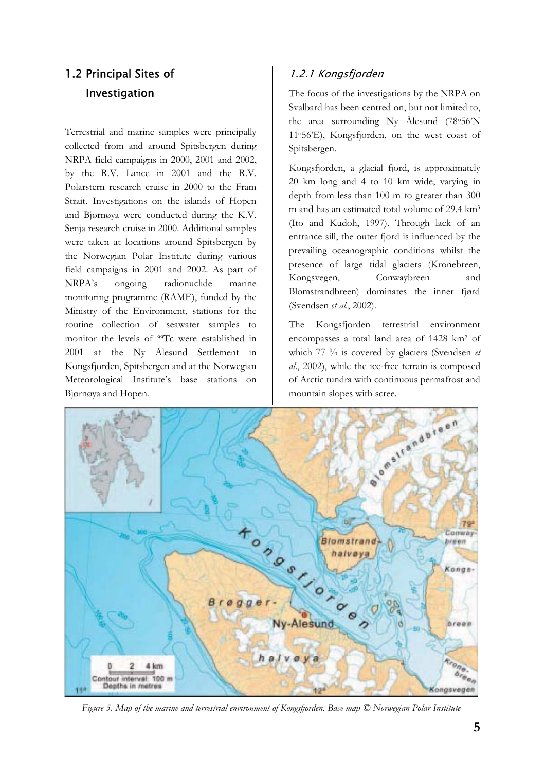## 1.2 Principal Sites of Investigation

Terrestrial and marine samples were principally collected from and around Spitsbergen during NRPA field campaigns in 2000, 2001 and 2002, by the R.V. Lance in 2001 and the R.V. Polarstern research cruise in 2000 to the Fram Strait. Investigations on the islands of Hopen and Bjørnøya were conducted during the K.V. Senja research cruise in 2000. Additional samples were taken at locations around Spitsbergen by the Norwegian Polar Institute during various field campaigns in 2001 and 2002. As part of NRPA's ongoing radionuclide marine monitoring programme (RAME), funded by the Ministry of the Environment, stations for the routine collection of seawater samples to monitor the levels of $^{99}$Tc were established in 2001 at the Ny Ålesund Settlement in Kongsfjorden, Spitsbergen and at the Norwegian Meteorological Institute's base stations on Bjørnøya and Hopen.

### 1.2.1 Kongsfjorden

The focus of the investigations by the NRPA on Svalbard has been centred on, but not limited to, the area surrounding Ny Ålesund (78°56'N 11°56'E), Kongsfjorden, on the west coast of Spitsbergen.

Kongsfjorden, a glacial fjord, is approximately 20 km long and 4 to 10 km wide, varying in depth from less than 100 m to greater than 300 m and has an estimated total volume of 29.4 km$^3$ (Ito and Kudoh, 1997). Through lack of an entrance sill, the outer fjord is influenced by the prevailing oceanographic conditions whilst the presence of large tidal glaciers (Kronebreen, Kongsvegen, Conwaybreen and Blomstrandbreen) dominates the inner fjørd (Svendsen *et al*., 2002).

The Kongsfjorden terrestrial environment encompasses a total land area of 1428 km$^2$ of which 77 % is covered by glaciers (Svendsen *et al*., 2002), while the ice-free terrain is composed of Arctic tundra with continuous permafrost and mountain slopes with scree.

*Figure 5. Map of the marine and terrestrial environment of Kongsfjorden. Base map © Norwegian Polar Institute*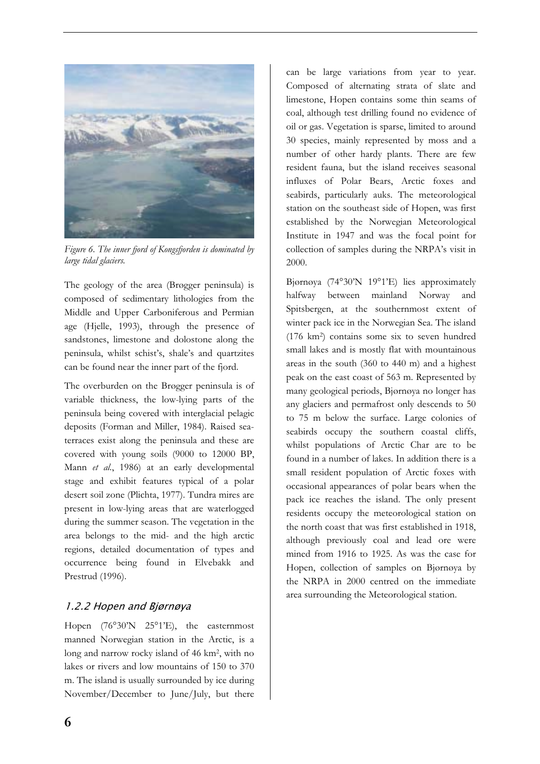*Figure 6. The inner fjord of Kongsfjorden is dominated by large tidal glaciers.*

The geology of the area (Brøgger peninsula) is composed of sedimentary lithologies from the Middle and Upper Carboniferous and Permian age (Hjelle, 1993), through the presence of sandstones, limestone and dolostone along the peninsula, whilst schist's, shale's and quartzites can be found near the inner part of the fjord.

The overburden on the Brøgger peninsula is of variable thickness, the low-lying parts of the peninsula being covered with interglacial pelagic deposits (Forman and Miller, 1984). Raised sea-terraces exist along the peninsula and these are covered with young soils (9000 to 12000 BP, Mann *et al.*, 1986) at an early developmental stage and exhibit features typical of a polar desert soil zone (Plichta, 1977). Tundra mires are present in low-lying areas that are waterlogged during the summer season. The vegetation in the area belongs to the mid- and the high arctic regions, detailed documentation of types and occurrence being found in Elvebakk and Prestrud (1996).

### 1.2.2 Hopen and Bjørnøya

Hopen (76°30'N 25°1'E), the easternmost manned Norwegian station in the Arctic, is a long and narrow rocky island of 46 km$^2$, with no lakes or rivers and low mountains of 150 to 370 m. The island is usually surrounded by ice during November/December to June/July, but there can be large variations from year to year. Composed of alternating strata of slate and limestone, Hopen contains some thin seams of coal, although test drilling found no evidence of oil or gas. Vegetation is sparse, limited to around 30 species, mainly represented by moss and a number of other hardy plants. There are few resident fauna, but the island receives seasonal influxes of Polar Bears, Arctic foxes and seabirds, particularly auks. The meteorological station on the southeast side of Hopen, was first established by the Norwegian Meteorological Institute in 1947 and was the focal point for collection of samples during the NRPA's visit in 2000.

Bjørnøya (74°30'N 19°1'E) lies approximately halfway between mainland Norway and Spitsbergen, at the southernmost extent of winter pack ice in the Norwegian Sea. The island (176 km$^2$) contains some six to seven hundred small lakes and is mostly flat with mountainous areas in the south (360 to 440 m) and a highest peak on the east coast of 563 m. Represented by many geological periods, Bjørnøya no longer has any glaciers and permafrost only descends to 50 to 75 m below the surface. Large colonies of seabirds occupy the southern coastal cliffs, whilst populations of Arctic Char are to be found in a number of lakes. In addition there is a small resident population of Arctic foxes with occasional appearances of polar bears when the pack ice reaches the island. The only present residents occupy the meteorological station on the north coast that was first established in 1918, although previously coal and lead ore were mined from 1916 to 1925. As was the case for Hopen, collection of samples on Bjørnøya by the NRPA in 2000 centred on the immediate area surrounding the Meteorological station.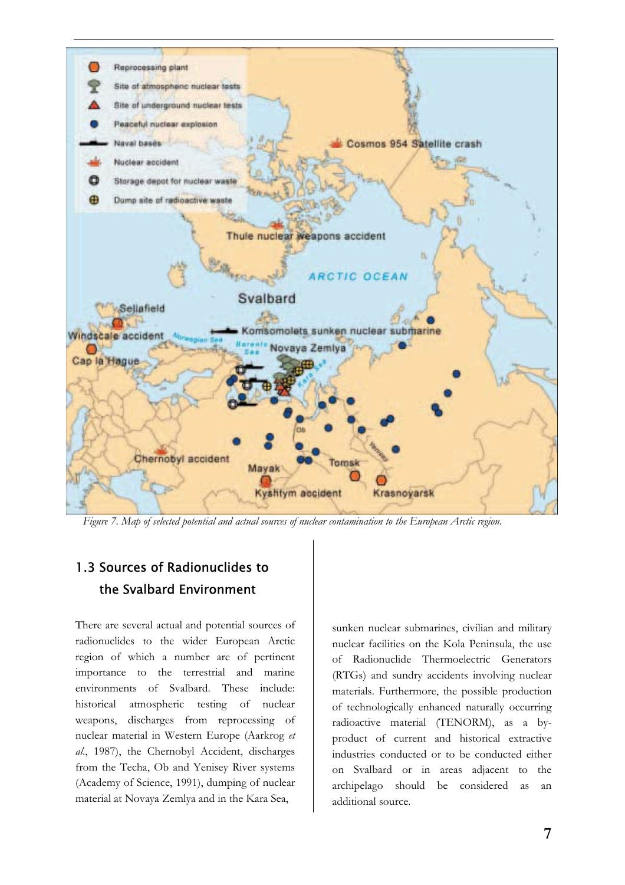*Figure 7. Map of selected potential and actual sources of nuclear contamination to the European Arctic region.*

## 1.3 Sources of Radionuclides to the Svalbard Environment

There are several actual and potential sources of radionuclides to the wider European Arctic region of which a number are of pertinent importance to the terrestrial and marine environments of Svalbard. These include: historical atmospheric testing of nuclear weapons, discharges from reprocessing of nuclear material in Western Europe (Aarkrog *et al.*, 1987), the Chernobyl Accident, discharges from the Techa, Ob and Yenisey River systems (Academy of Science, 1991), dumping of nuclear material at Novaya Zemlya and in the Kara Sea, sunken nuclear submarines, civilian and military nuclear facilities on the Kola Peninsula, the use of Radionuclide Thermoelectric Generators (RTGs) and sundry accidents involving nuclear materials. Furthermore, the possible production of technologically enhanced naturally occurring radioactive material (TENORM), as a by-product of current and historical extractive industries conducted or to be conducted either on Svalbard or in areas adjacent to the archipelago should be considered as an additional source.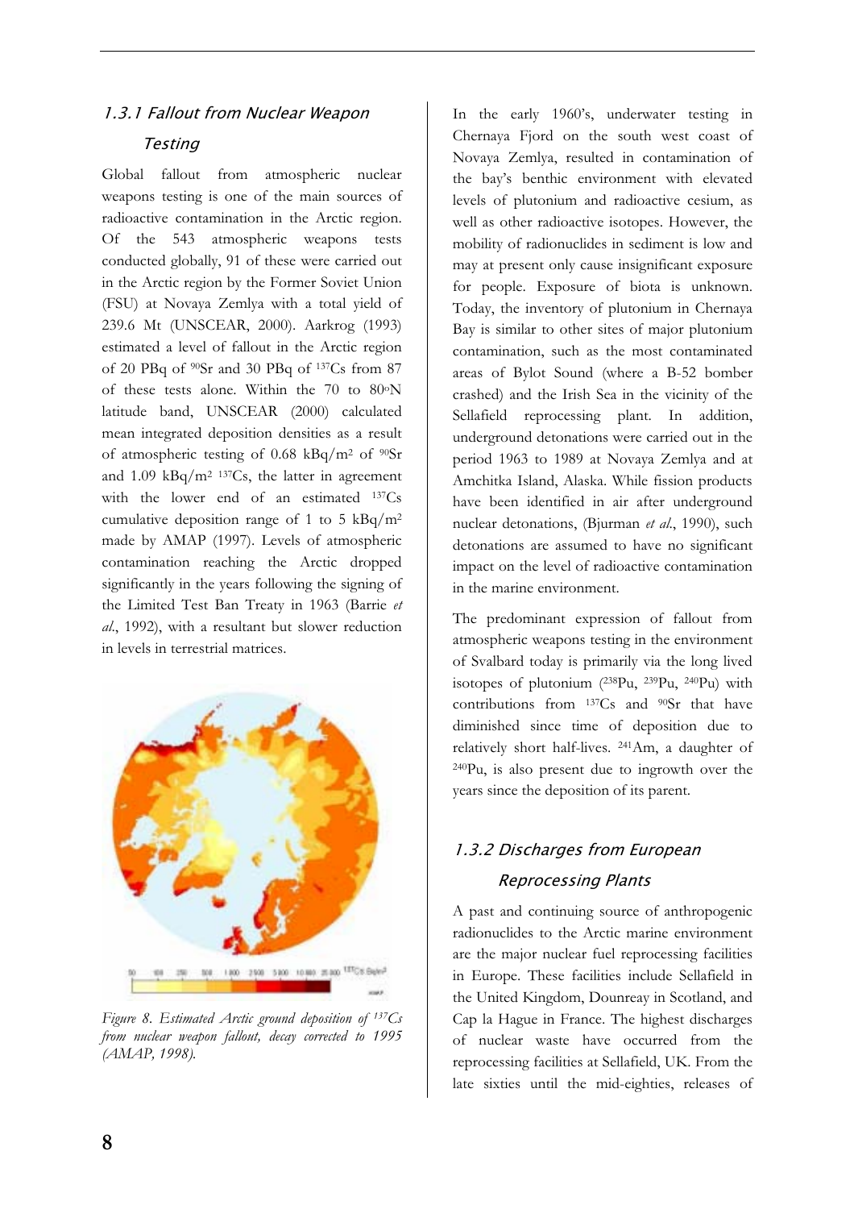### 1.3.1 Fallout from Nuclear Weapon Testing

Global fallout from atmospheric nuclear weapons testing is one of the main sources of radioactive contamination in the Arctic region. Of the 543 atmospheric weapons tests conducted globally, 91 of these were carried out in the Arctic region by the Former Soviet Union (FSU) at Novaya Zemlya with a total yield of 239.6 Mt (UNSCEAR, 2000). Aarkrog (1993) estimated a level of fallout in the Arctic region of 20 PBq of $^{90}$Sr and 30 PBq of $^{137}$Cs from 87 of these tests alone. Within the 70 to 80°N latitude band, UNSCEAR (2000) calculated mean integrated deposition densities as a result of atmospheric testing of 0.68 kBq/m$^2$ of $^{90}$Sr and 1.09 kBq/m$^2$ $^{137}$Cs, the latter in agreement with the lower end of an estimated $^{137}$Cs cumulative deposition range of 1 to 5 kBq/m$^2$ made by AMAP (1997). Levels of atmospheric contamination reaching the Arctic dropped significantly in the years following the signing of the Limited Test Ban Treaty in 1963 (Barrie *et al*., 1992), with a resultant but slower reduction in levels in terrestrial matrices.

*Figure 8. Estimated Arctic ground deposition of $^{137}$Cs from nuclear weapon fallout, decay corrected to 1995 (AMAP, 1998).*

In the early 1960's, underwater testing in Chernaya Fjord on the south west coast of Novaya Zemlya, resulted in contamination of the bay's benthic environment with elevated levels of plutonium and radioactive cesium, as well as other radioactive isotopes. However, the mobility of radionuclides in sediment is low and may at present only cause insignificant exposure for people. Exposure of biota is unknown. Today, the inventory of plutonium in Chernaya Bay is similar to other sites of major plutonium contamination, such as the most contaminated areas of Bylot Sound (where a B-52 bomber crashed) and the Irish Sea in the vicinity of the Sellafield reprocessing plant. In addition, underground detonations were carried out in the period 1963 to 1989 at Novaya Zemlya and at Amchitka Island, Alaska. While fission products have been identified in air after underground nuclear detonations, (Bjurman *et al*., 1990), such detonations are assumed to have no significant impact on the level of radioactive contamination in the marine environment.

The predominant expression of fallout from atmospheric weapons testing in the environment of Svalbard today is primarily via the long lived isotopes of plutonium ($^{238}$Pu, $^{239}$Pu, $^{240}$Pu) with contributions from $^{137}$Cs and $^{90}$Sr that have diminished since time of deposition due to relatively short half-lives. $^{241}$Am, a daughter of $^{240}$Pu, is also present due to ingrowth over the years since the deposition of its parent.

### 1.3.2 Discharges from European Reprocessing Plants

A past and continuing source of anthropogenic radionuclides to the Arctic marine environment are the major nuclear fuel reprocessing facilities in Europe. These facilities include Sellafield in the United Kingdom, Dounreay in Scotland, and Cap la Hague in France. The highest discharges of nuclear waste have occurred from the reprocessing facilities at Sellafield, UK. From the late sixties until the mid-eighties, releases of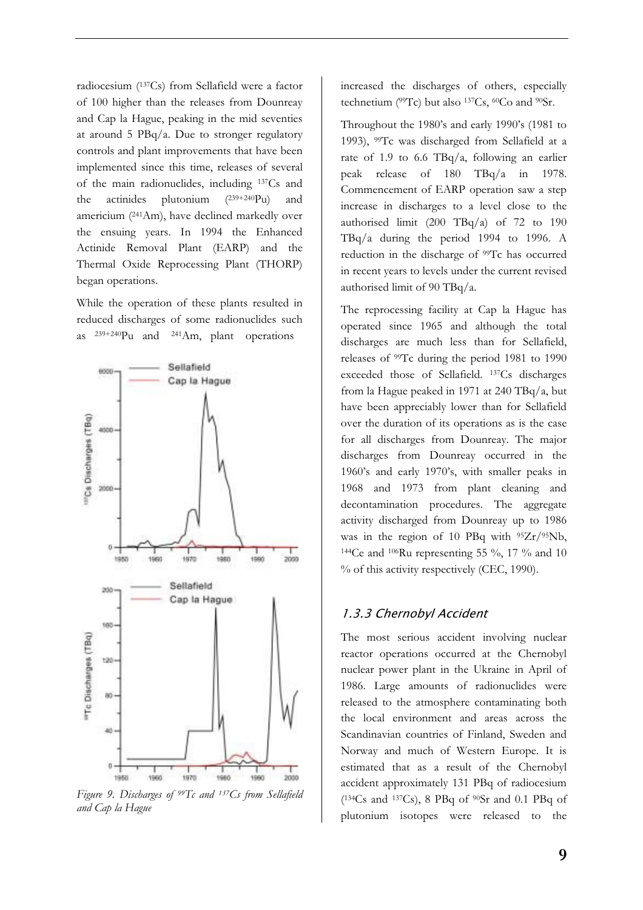radiocesium ($^{137}Cs$) from Sellafield were a factor of 100 higher than the releases from Dounreay and Cap la Hague, peaking in the mid seventies at around 5 PBq/a. Due to stronger regulatory controls and plant improvements that have been implemented since this time, releases of several of the main radionuclides, including $^{137}Cs$ and the actinides plutonium ($^{239+240}Pu$) and americium ($^{241}Am$), have declined markedly over the ensuing years. In 1994 the Enhanced Actinide Removal Plant (EARP) and the Thermal Oxide Reprocessing Plant (THORP) began operations.

While the operation of these plants resulted in reduced discharges of some radionuclides such as $^{239+240}Pu$ and $^{241}Am$, plant operations increased the discharges of others, especially technetium ($^{99}Tc$) but also $^{137}Cs$, $^{60}Co$ and $^{90}Sr$.

*Figure 9. Discharges of $^{99}Tc$ and $^{137}Cs$ from Sellafield and Cap la Hague*

Throughout the 1980's and early 1990's (1981 to 1993), $^{99}Tc$ was discharged from Sellafield at a rate of 1.9 to 6.6 TBq/a, following an earlier peak release of 180 TBq/a in 1978. Commencement of EARP operation saw a step increase in discharges to a level close to the authorised limit (200 TBq/a) of 72 to 190 TBq/a during the period 1994 to 1996. A reduction in the discharge of $^{99}Tc$ has occurred in recent years to levels under the current revised authorised limit of 90 TBq/a.

The reprocessing facility at Cap la Hague has operated since 1965 and although the total discharges are much less than for Sellafield, releases of $^{99}Tc$ during the period 1981 to 1990 exceeded those of Sellafield. $^{137}Cs$ discharges from la Hague peaked in 1971 at 240 TBq/a, but have been appreciably lower than for Sellafield over the duration of its operations as is the case for all discharges from Dounreay. The major discharges from Dounreay occurred in the 1960's and early 1970's, with smaller peaks in 1968 and 1973 from plant cleaning and decontamination procedures. The aggregate activity discharged from Dounreay up to 1986 was in the region of 10 PBq with $^{95}Zr/^{95}Nb$, $^{144}Ce$ and $^{106}Ru$ representing 55 %, 17 % and 10 % of this activity respectively (CEC, 1990).

### 1.3.3 Chernobyl Accident

The most serious accident involving nuclear reactor operations occurred at the Chernobyl nuclear power plant in the Ukraine in April of 1986. Large amounts of radionuclides were released to the atmosphere contaminating both the local environment and areas across the Scandinavian countries of Finland, Sweden and Norway and much of Western Europe. It is estimated that as a result of the Chernobyl accident approximately 131 PBq of radiocesium ($^{134}Cs$ and $^{137}Cs$), 8 PBq of $^{90}Sr$ and 0.1 PBq of plutonium isotopes were released to the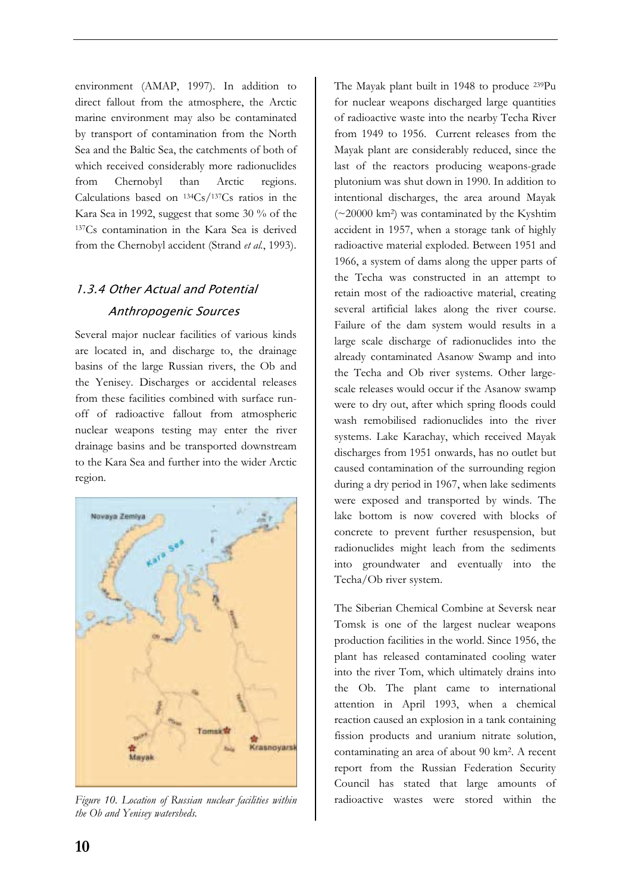environment (AMAP, 1997). In addition to direct fallout from the atmosphere, the Arctic marine environment may also be contaminated by transport of contamination from the North Sea and the Baltic Sea, the catchments of both of which received considerably more radionuclides from Chernobyl than Arctic regions. Calculations based on $^{134}Cs/^{137}Cs$ ratios in the Kara Sea in 1992, suggest that some 30 % of the $^{137}Cs$ contamination in the Kara Sea is derived from the Chernobyl accident (Strand *et al.*, 1993).

### 1.3.4 Other Actual and Potential Anthropogenic Sources

Several major nuclear facilities of various kinds are located in, and discharge to, the drainage basins of the large Russian rivers, the Ob and the Yenisey. Discharges or accidental releases from these facilities combined with surface run-off of radioactive fallout from atmospheric nuclear weapons testing may enter the river drainage basins and be transported downstream to the Kara Sea and further into the wider Arctic region.

*Figure 10. Location of Russian nuclear facilities within the Ob and Yenisey watersheds.*

The Mayak plant built in 1948 to produce $^{239}Pu$ for nuclear weapons discharged large quantities of radioactive waste into the nearby Techa River from 1949 to 1956. Current releases from the Mayak plant are considerably reduced, since the last of the reactors producing weapons-grade plutonium was shut down in 1990. In addition to intentional discharges, the area around Mayak (~20000 km$^2$) was contaminated by the Kyshtim accident in 1957, when a storage tank of highly radioactive material exploded. Between 1951 and 1966, a system of dams along the upper parts of the Techa was constructed in an attempt to retain most of the radioactive material, creating several artificial lakes along the river course. Failure of the dam system would results in a large scale discharge of radionuclides into the already contaminated Asanow Swamp and into the Techa and Ob river systems. Other large-scale releases would occur if the Asanow swamp were to dry out, after which spring floods could wash remobilised radionuclides into the river systems. Lake Karachay, which received Mayak discharges from 1951 onwards, has no outlet but caused contamination of the surrounding region during a dry period in 1967, when lake sediments were exposed and transported by winds. The lake bottom is now covered with blocks of concrete to prevent further resuspension, but radionuclides might leach from the sediments into groundwater and eventually into the Techa/Ob river system.

The Siberian Chemical Combine at Seversk near Tomsk is one of the largest nuclear weapons production facilities in the world. Since 1956, the plant has released contaminated cooling water into the river Tom, which ultimately drains into the Ob. The plant came to international attention in April 1993, when a chemical reaction caused an explosion in a tank containing fission products and uranium nitrate solution, contaminating an area of about 90 km$^2$. A recent report from the Russian Federation Security Council has stated that large amounts of radioactive wastes were stored within the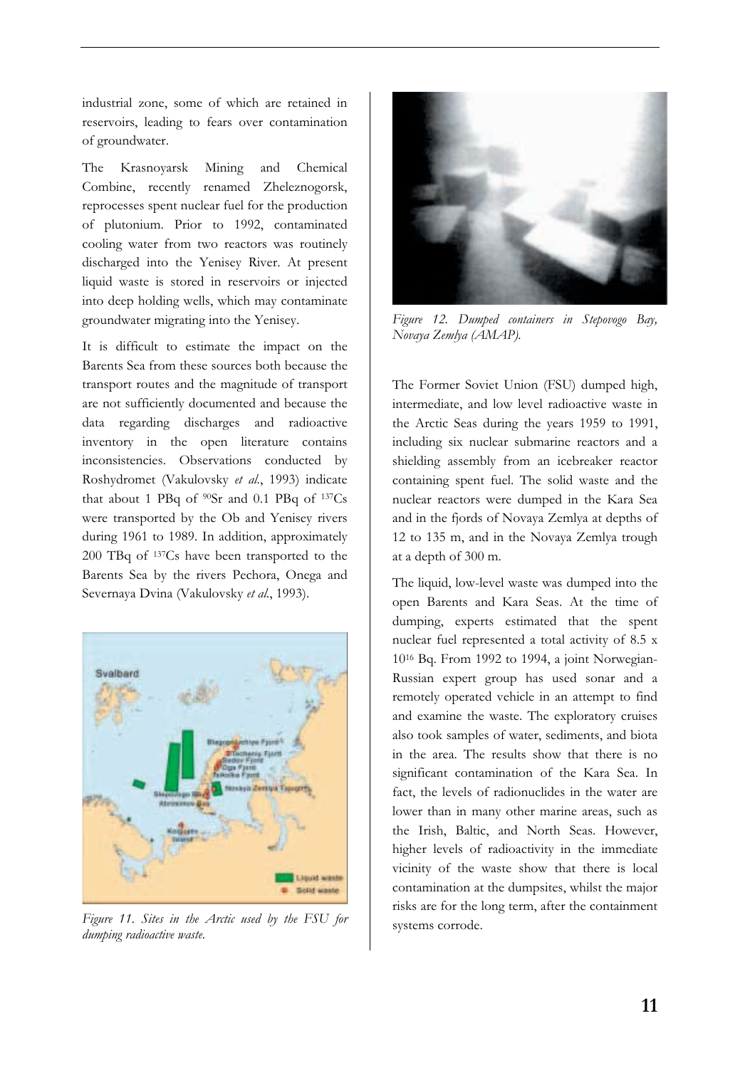industrial zone, some of which are retained in reservoirs, leading to fears over contamination of groundwater.

The Krasnoyarsk Mining and Chemical Combine, recently renamed Zheleznogorsk, reprocesses spent nuclear fuel for the production of plutonium. Prior to 1992, contaminated cooling water from two reactors was routinely discharged into the Yenisey River. At present liquid waste is stored in reservoirs or injected into deep holding wells, which may contaminate groundwater migrating into the Yenisey.

It is difficult to estimate the impact on the Barents Sea from these sources both because the transport routes and the magnitude of transport are not sufficiently documented and because the data regarding discharges and radioactive inventory in the open literature contains inconsistencies. Observations conducted by Roshydromet (Vakulovsky *et al.*, 1993) indicate that about 1 PBq of $^{90}Sr$ and 0.1 PBq of $^{137}Cs$ were transported by the Ob and Yenisey rivers during 1961 to 1989. In addition, approximately 200 TBq of $^{137}Cs$ have been transported to the Barents Sea by the rivers Pechora, Onega and Severnaya Dvina (Vakulovsky *et al.*, 1993).

*Figure 11. Sites in the Arctic used by the FSU for dumping radioactive waste.*

*Figure 12. Dumped containers in Stepovogo Bay, Novaya Zemlya (AMAP).*

The Former Soviet Union (FSU) dumped high, intermediate, and low level radioactive waste in the Arctic Seas during the years 1959 to 1991, including six nuclear submarine reactors and a shielding assembly from an icebreaker reactor containing spent fuel. The solid waste and the nuclear reactors were dumped in the Kara Sea and in the fjords of Novaya Zemlya at depths of 12 to 135 m, and in the Novaya Zemlya trough at a depth of 300 m.

The liquid, low-level waste was dumped into the open Barents and Kara Seas. At the time of dumping, experts estimated that the spent nuclear fuel represented a total activity of 8.5 x $10^{16}$ Bq. From 1992 to 1994, a joint Norwegian-Russian expert group has used sonar and a remotely operated vehicle in an attempt to find and examine the waste. The exploratory cruises also took samples of water, sediments, and biota in the area. The results show that there is no significant contamination of the Kara Sea. In fact, the levels of radionuclides in the water are lower than in many other marine areas, such as the Irish, Baltic, and North Seas. However, higher levels of radioactivity in the immediate vicinity of the waste show that there is local contamination at the dumpsites, whilst the major risks are for the long term, after the containment systems corrode.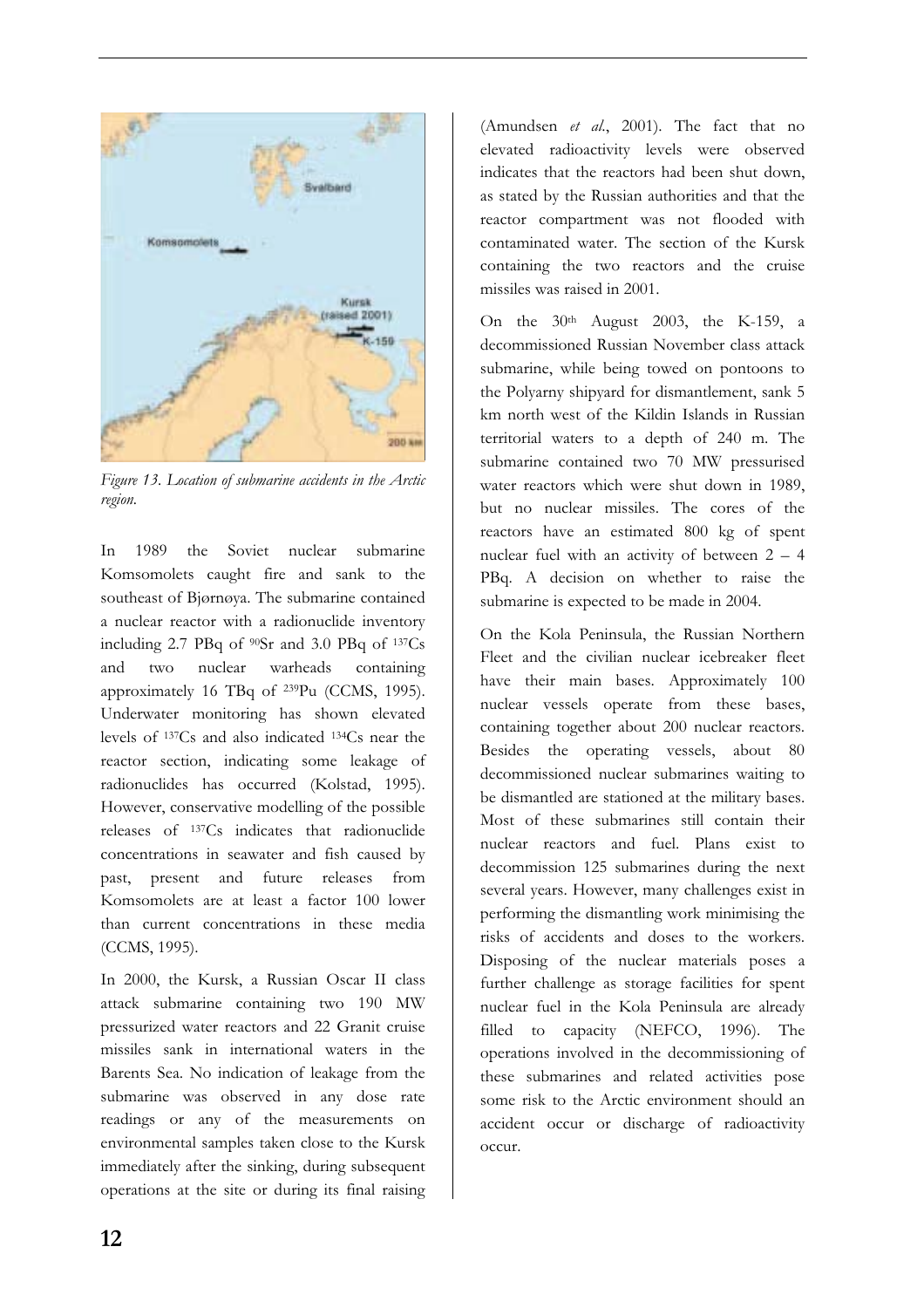*Figure 13. Location of submarine accidents in the Arctic region.*

In 1989 the Soviet nuclear submarine Komsomolets caught fire and sank to the southeast of Bjørnøya. The submarine contained a nuclear reactor with a radionuclide inventory including 2.7 PBq of $^{90}$Sr and 3.0 PBq of $^{137}$Cs and two nuclear warheads containing approximately 16 TBq of $^{239}$Pu (CCMS, 1995). Underwater monitoring has shown elevated levels of $^{137}$Cs and also indicated $^{134}$Cs near the reactor section, indicating some leakage of radionuclides has occurred (Kolstad, 1995). However, conservative modelling of the possible releases of $^{137}$Cs indicates that radionuclide concentrations in seawater and fish caused by past, present and future releases from Komsomolets are at least a factor 100 lower than current concentrations in these media (CCMS, 1995).

In 2000, the Kursk, a Russian Oscar II class attack submarine containing two 190 MW pressurized water reactors and 22 Granit cruise missiles sank in international waters in the Barents Sea. No indication of leakage from the submarine was observed in any dose rate readings or any of the measurements on environmental samples taken close to the Kursk immediately after the sinking, during subsequent operations at the site or during its final raising (Amundsen *et al.*, 2001). The fact that no elevated radioactivity levels were observed indicates that the reactors had been shut down, as stated by the Russian authorities and that the reactor compartment was not flooded with contaminated water. The section of the Kursk containing the two reactors and the cruise missiles was raised in 2001.

On the 30th August 2003, the K-159, a decommissioned Russian November class attack submarine, while being towed on pontoons to the Polyarny shipyard for dismantlement, sank 5 km north west of the Kildin Islands in Russian territorial waters to a depth of 240 m. The submarine contained two 70 MW pressurised water reactors which were shut down in 1989, but no nuclear missiles. The cores of the reactors have an estimated 800 kg of spent nuclear fuel with an activity of between 2 – 4 PBq. A decision on whether to raise the submarine is expected to be made in 2004.

On the Kola Peninsula, the Russian Northern Fleet and the civilian nuclear icebreaker fleet have their main bases. Approximately 100 nuclear vessels operate from these bases, containing together about 200 nuclear reactors. Besides the operating vessels, about 80 decommissioned nuclear submarines waiting to be dismantled are stationed at the military bases. Most of these submarines still contain their nuclear reactors and fuel. Plans exist to decommission 125 submarines during the next several years. However, many challenges exist in performing the dismantling work minimising the risks of accidents and doses to the workers. Disposing of the nuclear materials poses a further challenge as storage facilities for spent nuclear fuel in the Kola Peninsula are already filled to capacity (NEFCO, 1996). The operations involved in the decommissioning of these submarines and related activities pose some risk to the Arctic environment should an accident occur or discharge of radioactivity occur.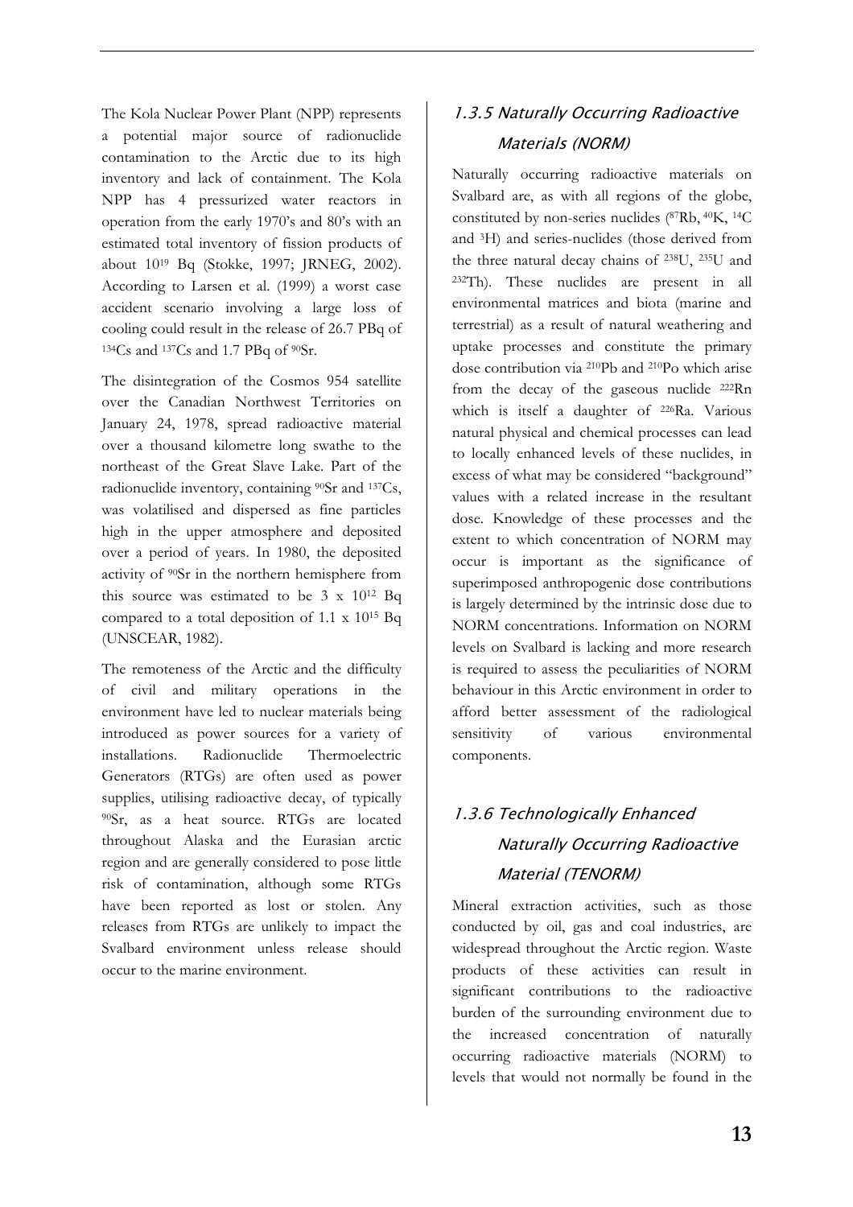The Kola Nuclear Power Plant (NPP) represents a potential major source of radionuclide contamination to the Arctic due to its high inventory and lack of containment. The Kola NPP has 4 pressurized water reactors in operation from the early 1970's and 80's with an estimated total inventory of fission products of about $10^{19}$ Bq (Stokke, 1997; JRNEG, 2002). According to Larsen et al. (1999) a worst case accident scenario involving a large loss of cooling could result in the release of 26.7 PBq of $^{134}$Cs and $^{137}$Cs and 1.7 PBq of $^{90}$Sr.

The disintegration of the Cosmos 954 satellite over the Canadian Northwest Territories on January 24, 1978, spread radioactive material over a thousand kilometre long swathe to the northeast of the Great Slave Lake. Part of the radionuclide inventory, containing $^{90}$Sr and $^{137}$Cs, was volatilised and dispersed as fine particles high in the upper atmosphere and deposited over a period of years. In 1980, the deposited activity of $^{90}$Sr in the northern hemisphere from this source was estimated to be $3 \times 10^{12}$ Bq compared to a total deposition of $1.1 \times 10^{15}$ Bq (UNSCEAR, 1982).

The remoteness of the Arctic and the difficulty of civil and military operations in the environment have led to nuclear materials being introduced as power sources for a variety of installations. Radionuclide Thermoelectric Generators (RTGs) are often used as power supplies, utilising radioactive decay, of typically $^{90}$Sr, as a heat source. RTGs are located throughout Alaska and the Eurasian arctic region and are generally considered to pose little risk of contamination, although some RTGs have been reported as lost or stolen. Any releases from RTGs are unlikely to impact the Svalbard environment unless release should occur to the marine environment.

### 1.3.5 Naturally Occurring Radioactive Materials (NORM)

Naturally occurring radioactive materials on Svalbard are, as with all regions of the globe, constituted by non-series nuclides ($^{87}$Rb, $^{40}$K, $^{14}$C and $^{3}$H) and series-nuclides (those derived from the three natural decay chains of $^{238}$U, $^{235}$U and $^{232}$Th). These nuclides are present in all environmental matrices and biota (marine and terrestrial) as a result of natural weathering and uptake processes and constitute the primary dose contribution via $^{210}$Pb and $^{210}$Po which arise from the decay of the gaseous nuclide $^{222}$Rn which is itself a daughter of $^{226}$Ra. Various natural physical and chemical processes can lead to locally enhanced levels of these nuclides, in excess of what may be considered "background" values with a related increase in the resultant dose. Knowledge of these processes and the extent to which concentration of NORM may occur is important as the significance of superimposed anthropogenic dose contributions is largely determined by the intrinsic dose due to NORM concentrations. Information on NORM levels on Svalbard is lacking and more research is required to assess the peculiarities of NORM behaviour in this Arctic environment in order to afford better assessment of the radiological sensitivity of various environmental components.

### 1.3.6 Technologically Enhanced Naturally Occurring Radioactive Material (TENORM)

Mineral extraction activities, such as those conducted by oil, gas and coal industries, are widespread throughout the Arctic region. Waste products of these activities can result in significant contributions to the radioactive burden of the surrounding environment due to the increased concentration of naturally occurring radioactive materials (NORM) to levels that would not normally be found in the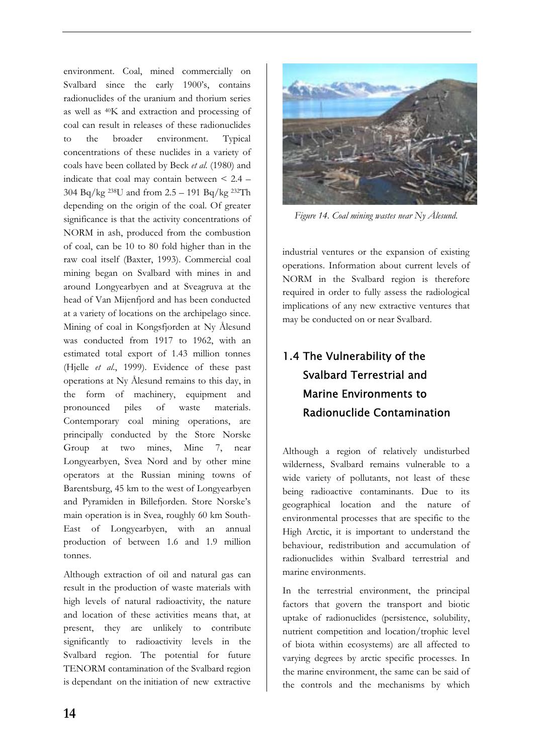environment. Coal, mined commercially on Svalbard since the early 1900's, contains radionuclides of the uranium and thorium series as well as $^{40}$K and extraction and processing of coal can result in releases of these radionuclides to the broader environment. Typical concentrations of these nuclides in a variety of coals have been collated by Beck *et al.* (1980) and indicate that coal may contain between < 2.4 – 304 Bq/kg $^{238}$U and from 2.5 – 191 Bq/kg $^{232}$Th depending on the origin of the coal. Of greater significance is that the activity concentrations of NORM in ash, produced from the combustion of coal, can be 10 to 80 fold higher than in the raw coal itself (Baxter, 1993). Commercial coal mining began on Svalbard with mines in and around Longyearbyen and at Sveagruva at the head of Van Mijenfjord and has been conducted at a variety of locations on the archipelago since. Mining of coal in Kongsfjorden at Ny Ålesund was conducted from 1917 to 1962, with an estimated total export of 1.43 million tonnes (Hjelle *et al.*, 1999). Evidence of these past operations at Ny Ålesund remains to this day, in the form of machinery, equipment and pronounced piles of waste materials. Contemporary coal mining operations, are principally conducted by the Store Norske Group at two mines, Mine 7, near Longyearbyen, Svea Nord and by other mine operators at the Russian mining towns of Barentsburg, 45 km to the west of Longyearbyen and Pyramiden in Billefjorden. Store Norske's main operation is in Svea, roughly 60 km South-East of Longyearbyen, with an annual production of between 1.6 and 1.9 million tonnes.

Although extraction of oil and natural gas can result in the production of waste materials with high levels of natural radioactivity, the nature and location of these activities means that, at present, they are unlikely to contribute significantly to radioactivity levels in the Svalbard region. The potential for future TENORM contamination of the Svalbard region is dependant on the initiation of new extractive industrial ventures or the expansion of existing operations. Information about current levels of NORM in the Svalbard region is therefore required in order to fully assess the radiological implications of any new extractive ventures that may be conducted on or near Svalbard.

*Figure 14. Coal mining wastes near Ny Ålesund.*

## 1.4 The Vulnerability of the Svalbard Terrestrial and Marine Environments to Radionuclide Contamination

Although a region of relatively undisturbed wilderness, Svalbard remains vulnerable to a wide variety of pollutants, not least of these being radioactive contaminants. Due to its geographical location and the nature of environmental processes that are specific to the High Arctic, it is important to understand the behaviour, redistribution and accumulation of radionuclides within Svalbard terrestrial and marine environments.

In the terrestrial environment, the principal factors that govern the transport and biotic uptake of radionuclides (persistence, solubility, nutrient competition and location/trophic level of biota within ecosystems) are all affected to varying degrees by arctic specific processes. In the marine environment, the same can be said of the controls and the mechanisms by which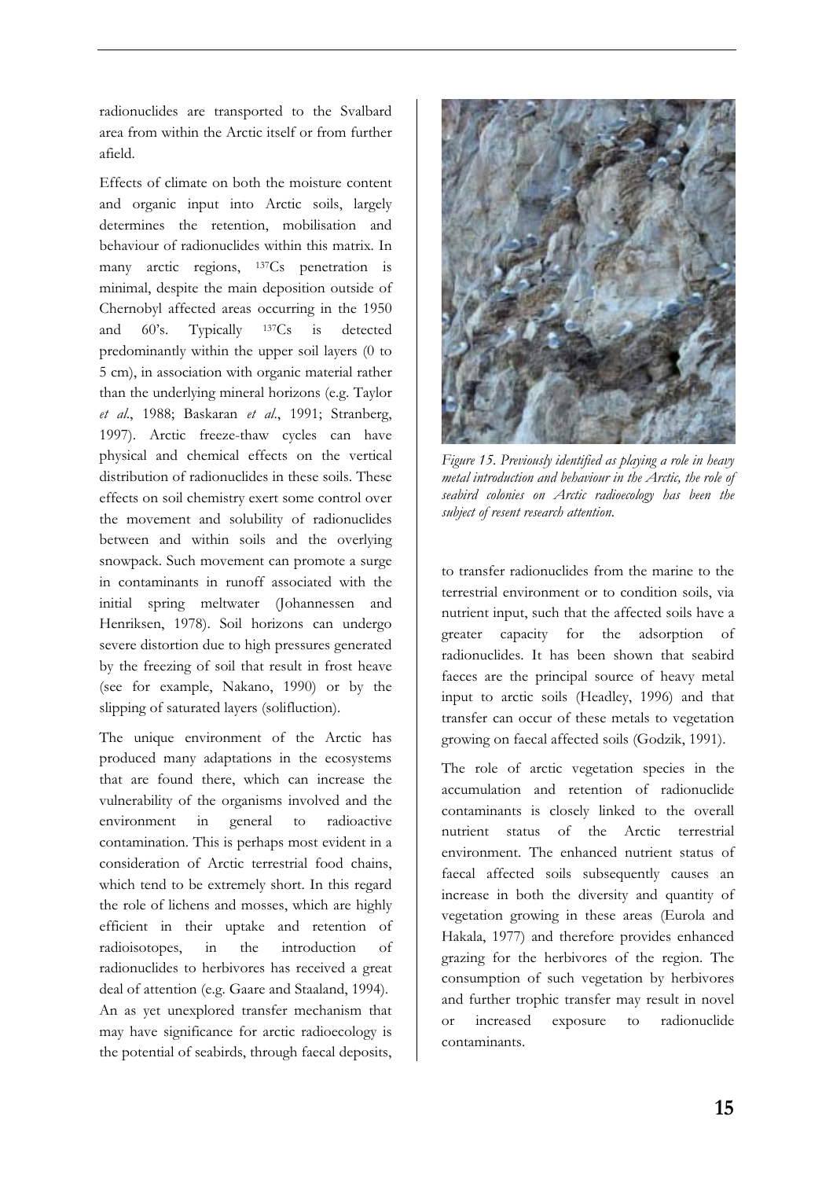radionuclides are transported to the Svalbard area from within the Arctic itself or from further afield.

Effects of climate on both the moisture content and organic input into Arctic soils, largely determines the retention, mobilisation and behaviour of radionuclides within this matrix. In many arctic regions, $^{137}Cs$ penetration is minimal, despite the main deposition outside of Chernobyl affected areas occurring in the 1950 and 60's. Typically $^{137}Cs$ is detected predominantly within the upper soil layers (0 to 5 cm), in association with organic material rather than the underlying mineral horizons (e.g. Taylor *et al*., 1988; Baskaran *et al*., 1991; Stranberg, 1997). Arctic freeze-thaw cycles can have physical and chemical effects on the vertical distribution of radionuclides in these soils. These effects on soil chemistry exert some control over the movement and solubility of radionuclides between and within soils and the overlying snowpack. Such movement can promote a surge in contaminants in runoff associated with the initial spring meltwater (Johannessen and Henriksen, 1978). Soil horizons can undergo severe distortion due to high pressures generated by the freezing of soil that result in frost heave (see for example, Nakano, 1990) or by the slipping of saturated layers (solifluction).

The unique environment of the Arctic has produced many adaptations in the ecosystems that are found there, which can increase the vulnerability of the organisms involved and the environment in general to radioactive contamination. This is perhaps most evident in a consideration of Arctic terrestrial food chains, which tend to be extremely short. In this regard the role of lichens and mosses, which are highly efficient in their uptake and retention of radioisotopes, in the introduction of radionuclides to herbivores has received a great deal of attention (e.g. Gaare and Staaland, 1994). An as yet unexplored transfer mechanism that may have significance for arctic radioecology is the potential of seabirds, through faecal deposits, to transfer radionuclides from the marine to the terrestrial environment or to condition soils, via nutrient input, such that the affected soils have a greater capacity for the adsorption of radionuclides. It has been shown that seabird faeces are the principal source of heavy metal input to arctic soils (Headley, 1996) and that transfer can occur of these metals to vegetation growing on faecal affected soils (Godzik, 1991).

*Figure 15. Previously identified as playing a role in heavy metal introduction and behaviour in the Arctic, the role of seabird colonies on Arctic radioecology has been the subject of resent research attention.*

The role of arctic vegetation species in the accumulation and retention of radionuclide contaminants is closely linked to the overall nutrient status of the Arctic terrestrial environment. The enhanced nutrient status of faecal affected soils subsequently causes an increase in both the diversity and quantity of vegetation growing in these areas (Eurola and Hakala, 1977) and therefore provides enhanced grazing for the herbivores of the region. The consumption of such vegetation by herbivores and further trophic transfer may result in novel or increased exposure to radionuclide contaminants.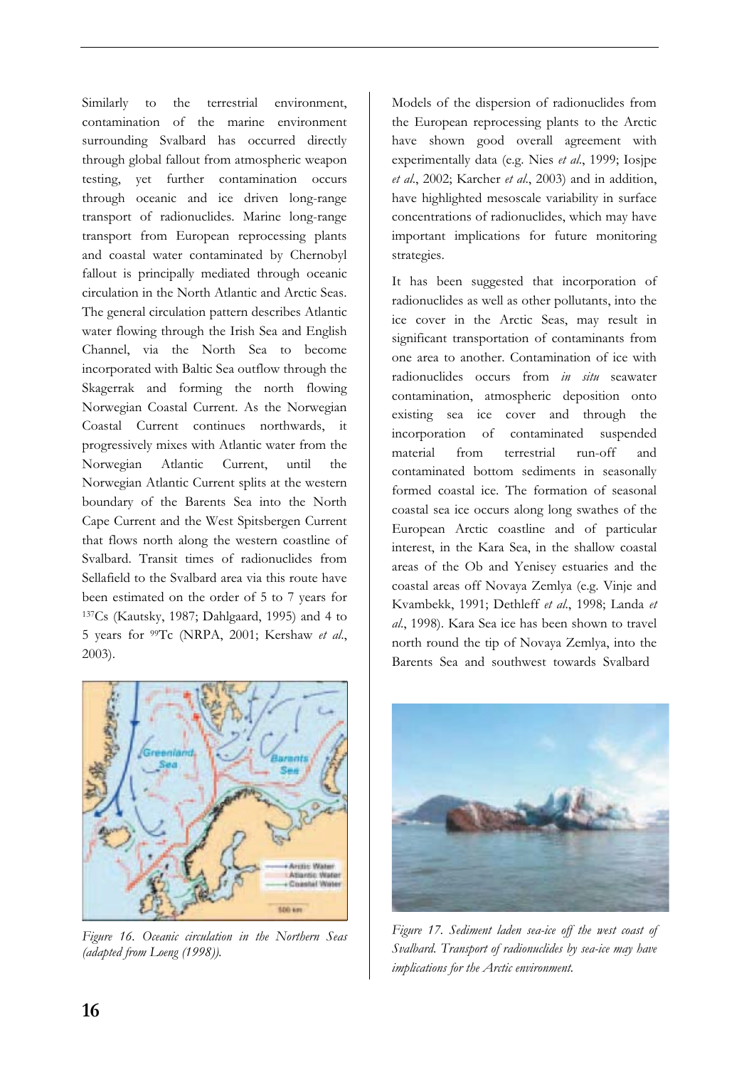Similarly to the terrestrial environment, contamination of the marine environment surrounding Svalbard has occurred directly through global fallout from atmospheric weapon testing, yet further contamination occurs through oceanic and ice driven long-range transport of radionuclides. Marine long-range transport from European reprocessing plants and coastal water contaminated by Chernobyl fallout is principally mediated through oceanic circulation in the North Atlantic and Arctic Seas. The general circulation pattern describes Atlantic water flowing through the Irish Sea and English Channel, via the North Sea to become incorporated with Baltic Sea outflow through the Skagerrak and forming the north flowing Norwegian Coastal Current. As the Norwegian Coastal Current continues northwards, it progressively mixes with Atlantic water from the Norwegian Atlantic Current, until the Norwegian Atlantic Current splits at the western boundary of the Barents Sea into the North Cape Current and the West Spitsbergen Current that flows north along the western coastline of Svalbard. Transit times of radionuclides from Sellafield to the Svalbard area via this route have been estimated on the order of 5 to 7 years for $^{137}$Cs (Kautsky, 1987; Dahlgaard, 1995) and 4 to 5 years for $^{99}$Tc (NRPA, 2001; Kershaw *et al.*, 2003).

*Figure 16. Oceanic circulation in the Northern Seas (adapted from Loeng (1998)).*

Models of the dispersion of radionuclides from the European reprocessing plants to the Arctic have shown good overall agreement with experimentally data (e.g. Nies *et al.*, 1999; Iosjpe *et al.*, 2002; Karcher *et al.*, 2003) and in addition, have highlighted mesoscale variability in surface concentrations of radionuclides, which may have important implications for future monitoring strategies.

It has been suggested that incorporation of radionuclides as well as other pollutants, into the ice cover in the Arctic Seas, may result in significant transportation of contaminants from one area to another. Contamination of ice with radionuclides occurs from *in situ* seawater contamination, atmospheric deposition onto existing sea ice cover and through the incorporation of contaminated suspended material from terrestrial run-off and contaminated bottom sediments in seasonally formed coastal ice. The formation of seasonal coastal sea ice occurs along long swathes of the European Arctic coastline and of particular interest, in the Kara Sea, in the shallow coastal areas of the Ob and Yenisey estuaries and the coastal areas off Novaya Zemlya (e.g. Vinje and Kvambekk, 1991; Dethleff *et al.*, 1998; Landa *et al.*, 1998). Kara Sea ice has been shown to travel north round the tip of Novaya Zemlya, into the Barents Sea and southwest towards Svalbard

*Figure 17. Sediment laden sea-ice off the west coast of Svalbard. Transport of radionuclides by sea-ice may have implications for the Arctic environment.*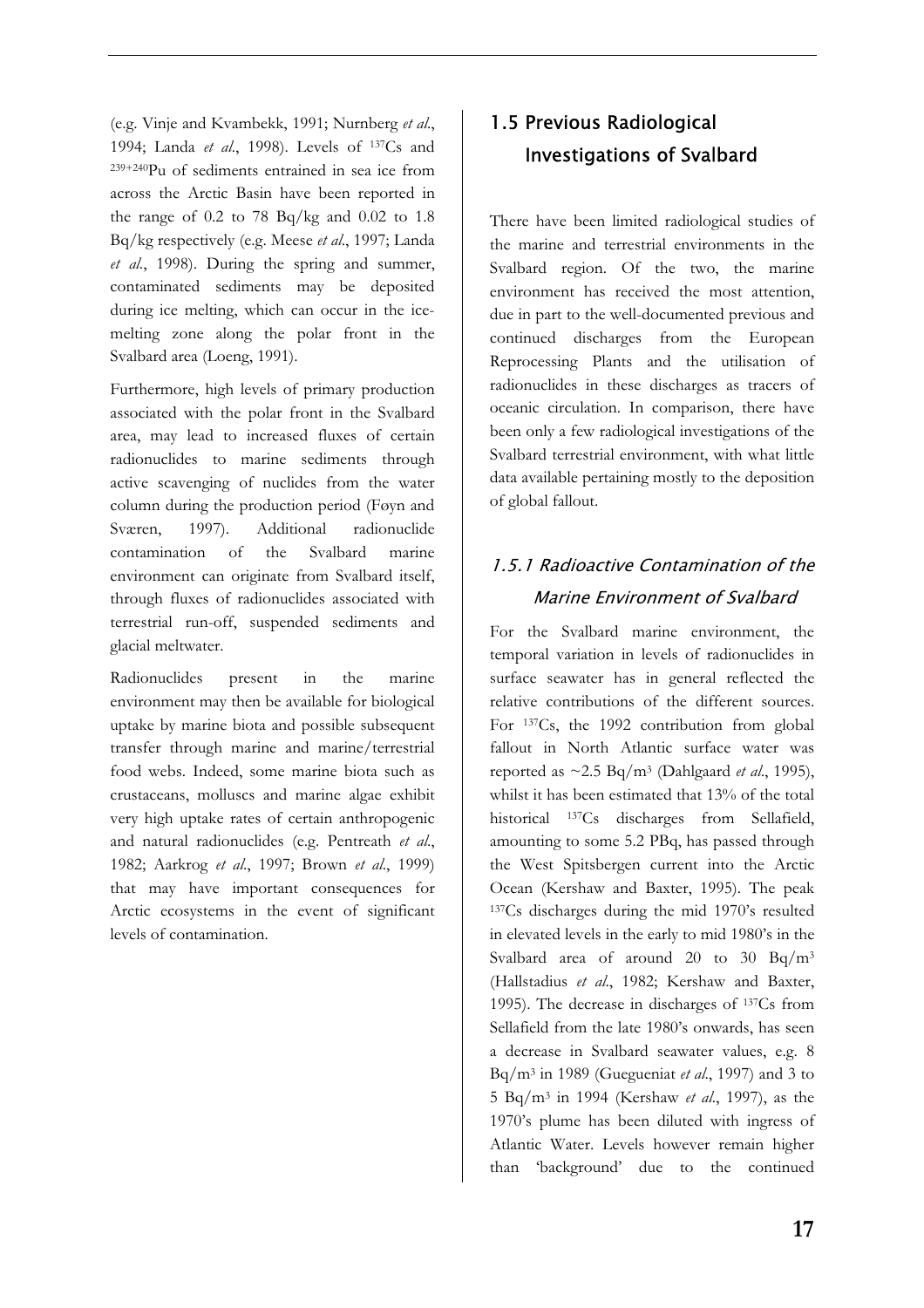(e.g. Vinje and Kvambekk, 1991; Nurnberg *et al.*, 1994; Landa *et al.*, 1998). Levels of $^{137}Cs$ and $^{239+240}Pu$ of sediments entrained in sea ice from across the Arctic Basin have been reported in the range of 0.2 to 78 Bq/kg and 0.02 to 1.8 Bq/kg respectively (e.g. Meese *et al.*, 1997; Landa *et al.*, 1998). During the spring and summer, contaminated sediments may be deposited during ice melting, which can occur in the ice-melting zone along the polar front in the Svalbard area (Loeng, 1991).

Furthermore, high levels of primary production associated with the polar front in the Svalbard area, may lead to increased fluxes of certain radionuclides to marine sediments through active scavenging of nuclides from the water column during the production period (Føyn and Sværen, 1997). Additional radionuclide contamination of the Svalbard marine environment can originate from Svalbard itself, through fluxes of radionuclides associated with terrestrial run-off, suspended sediments and glacial meltwater.

Radionuclides present in the marine environment may then be available for biological uptake by marine biota and possible subsequent transfer through marine and marine/terrestrial food webs. Indeed, some marine biota such as crustaceans, molluscs and marine algae exhibit very high uptake rates of certain anthropogenic and natural radionuclides (e.g. Pentreath *et al.*, 1982; Aarkrog *et al.*, 1997; Brown *et al.*, 1999) that may have important consequences for Arctic ecosystems in the event of significant levels of contamination.

## 1.5 Previous Radiological Investigations of Svalbard

There have been limited radiological studies of the marine and terrestrial environments in the Svalbard region. Of the two, the marine environment has received the most attention, due in part to the well-documented previous and continued discharges from the European Reprocessing Plants and the utilisation of radionuclides in these discharges as tracers of oceanic circulation. In comparison, there have been only a few radiological investigations of the Svalbard terrestrial environment, with what little data available pertaining mostly to the deposition of global fallout.

### *1.5.1 Radioactive Contamination of the Marine Environment of Svalbard*

For the Svalbard marine environment, the temporal variation in levels of radionuclides in surface seawater has in general reflected the relative contributions of the different sources. For $^{137}Cs$, the 1992 contribution from global fallout in North Atlantic surface water was reported as ~2.5 Bq/m$^3$ (Dahlgaard *et al.*, 1995), whilst it has been estimated that 13% of the total historical $^{137}Cs$ discharges from Sellafield, amounting to some 5.2 PBq, has passed through the West Spitsbergen current into the Arctic Ocean (Kershaw and Baxter, 1995). The peak $^{137}Cs$ discharges during the mid 1970's resulted in elevated levels in the early to mid 1980's in the Svalbard area of around 20 to 30 Bq/m$^3$ (Hallstadius *et al.*, 1982; Kershaw and Baxter, 1995). The decrease in discharges of $^{137}Cs$ from Sellafield from the late 1980's onwards, has seen a decrease in Svalbard seawater values, e.g. 8 Bq/m$^3$ in 1989 (Gueguenìat *et al.*, 1997) and 3 to 5 Bq/m$^3$ in 1994 (Kershaw *et al.*, 1997), as the 1970's plume has been diluted with ingress of Atlantic Water. Levels however remain higher than 'background' due to the continued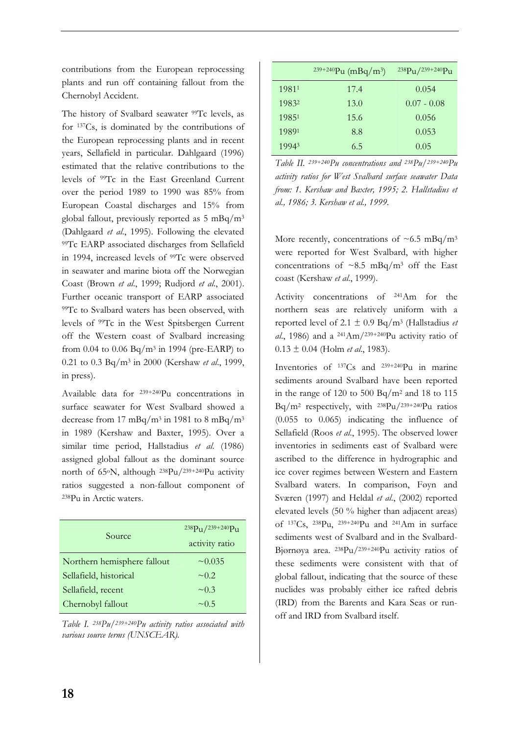contributions from the European reprocessing plants and run off containing fallout from the Chernobyl Accident.

The history of Svalbard seawater $^{99}$Tc levels, as for $^{137}$Cs, is dominated by the contributions of the European reprocessing plants and in recent years, Sellafield in particular. Dahlgaard (1996) estimated that the relative contributions to the levels of $^{99}$Tc in the East Greenland Current over the period 1989 to 1990 was 85% from European Coastal discharges and 15% from global fallout, previously reported as 5 mBq/m$^3$ (Dahlgaard *et al*., 1995). Following the elevated $^{99}$Tc EARP associated discharges from Sellafield in 1994, increased levels of $^{99}$Tc were observed in seawater and marine biota off the Norwegian Coast (Brown *et al*., 1999; Rudjord *et al*., 2001). Further oceanic transport of EARP associated $^{99}$Tc to Svalbard waters has been observed, with levels of $^{99}$Tc in the West Spitsbergen Current off the Western coast of Svalbard increasing from 0.04 to 0.06 Bq/m$^3$ in 1994 (pre-EARP) to 0.21 to 0.3 Bq/m$^3$ in 2000 (Kershaw *et al*., 1999, in press).

Available data for $^{239+240}$Pu concentrations in surface seawater for West Svalbard showed a decrease from 17 mBq/m$^3$ in 1981 to 8 mBq/m$^3$ in 1989 (Kershaw and Baxter, 1995). Over a similar time period, Hallstadius *et al.* (1986) assigned global fallout as the dominant source north of 65°N, although $^{238}$Pu/$^{239+240}$Pu activity ratios suggested a non-fallout component of $^{238}$Pu in Arctic waters.

| Source | $^{238}$Pu/$^{239+240}$Pu activity ratio |
|---|---|
| Northern hemisphere fallout | ~0.035 |
| Sellafield, historical | ~0.2 |
| Sellafield, recent | ~0.3 |
| Chernobyl fallout | ~0.5 |

*Table I. $^{238}$Pu/$^{239+240}$Pu activity ratios associated with various source terms (UNSCEAR).*

| | $^{239+240}$Pu (mBq/m$^3$) | $^{238}$Pu/$^{239+240}$Pu |
|---|---|---|
| 1981[1] | 17.4 | 0.054 |
| 1983[2] | 13.0 | 0.07 - 0.08 |
| 1985[1] | 15.6 | 0.056 |
| 1989[1] | 8.8 | 0.053 |
| 1994[3] | 6.5 | 0.05 |

*Table II. $^{239+240}$Pu concentrations and $^{238}$Pu/$^{239+240}$Pu activity ratios for West Svalbard surface seawater Data from: 1. Kershaw and Baxter, 1995; 2. Hallstadius et al., 1986; 3. Kershaw et al., 1999.*

More recently, concentrations of ~6.5 mBq/m$^3$ were reported for West Svalbard, with higher concentrations of ~8.5 mBq/m$^3$ off the East coast (Kershaw *et al*., 1999).

Activity concentrations of $^{241}$Am for the northern seas are relatively uniform with a reported level of 2.1 ± 0.9 Bq/m$^3$ (Hallstadius *et al*., 1986) and a $^{241}$Am/$^{239+240}$Pu activity ratio of 0.13 ± 0.04 (Holm *et al*., 1983).

Inventories of $^{137}$Cs and $^{239+240}$Pu in marine sediments around Svalbard have been reported in the range of 120 to 500 Bq/m$^2$ and 18 to 115 Bq/m$^2$ respectively, with $^{238}$Pu/$^{239+240}$Pu ratios (0.055 to 0.065) indicating the influence of Sellafield (Roos *et al*., 1995). The observed lower inventories in sediments east of Svalbard were ascribed to the difference in hydrographic and ice cover regimes between Western and Eastern Svalbard waters. In comparison, Føyn and Sværen (1997) and Heldal *et al*., (2002) reported elevated levels (50 % higher than adjacent areas) of $^{137}$Cs, $^{238}$Pu, $^{239+240}$Pu and $^{241}$Am in surface sediments west of Svalbard and in the Svalbard-Bjørnøya area. $^{238}$Pu/$^{239+240}$Pu activity ratios of these sediments were consistent with that of global fallout, indicating that the source of these nuclides was probably either ice rafted debris (IRD) from the Barents and Kara Seas or run-off and IRD from Svalbard itself.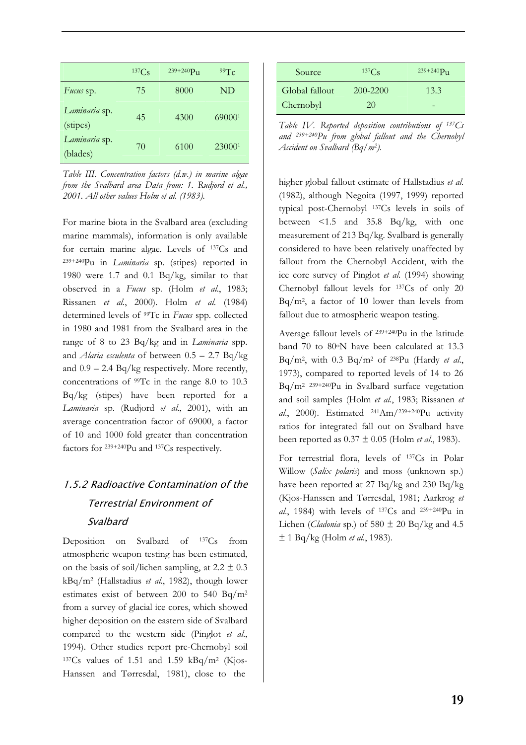|  | $^{137}Cs$ | $^{239+240}Pu$ | $^{99}Tc$ |
|---|---|---|---|
| *Fucus* sp. | 75 | 8000 | ND |
| *Laminaria* sp. (stipes) | 45 | 4300 | 69000[1] |
| *Laminaria* sp. (blades) | 70 | 6100 | 23000[1] |

*Table III. Concentration factors (d.w.) in marine algae from the Svalbard area Data from: 1. Rudjord et al., 2001. All other values Holm et al. (1983).*

For marine biota in the Svalbard area (excluding marine mammals), information is only available for certain marine algae. Levels of $^{137}Cs$ and $^{239+240}Pu$ in *Laminaria* sp. (stipes) reported in 1980 were 1.7 and 0.1 Bq/kg, similar to that observed in a *Fucus* sp. (Holm *et al*., 1983; Rissanen *et al*., 2000). Holm *et al.* (1984) determined levels of $^{99}Tc$ in *Fucus* spp. collected in 1980 and 1981 from the Svalbard area in the range of 8 to 23 Bq/kg and in *Laminaria* spp. and *Alaria esculenta* of between 0.5 – 2.7 Bq/kg and 0.9 – 2.4 Bq/kg respectively. More recently, concentrations of $^{99}Tc$ in the range 8.0 to 10.3 Bq/kg (stipes) have been reported for a *Laminaria* sp. (Rudjord *et al*., 2001), with an average concentration factor of 69000, a factor of 10 and 1000 fold greater than concentration factors for $^{239+240}Pu$ and $^{137}Cs$ respectively.

### 1.5.2 Radioactive Contamination of the Terrestrial Environment of Svalbard

Deposition on Svalbard of $^{137}Cs$ from atmospheric weapon testing has been estimated, on the basis of soil/lichen sampling, at 2.2 ± 0.3 kBq/m$^2$ (Hallstadius *et al*., 1982), though lower estimates exist of between 200 to 540 Bq/m$^2$ from a survey of glacial ice cores, which showed higher deposition on the eastern side of Svalbard compared to the western side (Pinglot *et al*., 1994). Other studies report pre-Chernobyl soil $^{137}Cs$ values of 1.51 and 1.59 kBq/m$^2$ (Kjos-Hanssen and Tørresdal, 1981), close to the higher global fallout estimate of Hallstadius *et al.* (1982), although Negoita (1997, 1999) reported typical post-Chernobyl $^{137}Cs$ levels in soils of between <1.5 and 35.8 Bq/kg, with one measurement of 213 Bq/kg. Svalbard is generally considered to have been relatively unaffected by fallout from the Chernobyl Accident, with the ice core survey of Pinglot *et al.* (1994) showing Chernobyl fallout levels for $^{137}Cs$ of only 20 Bq/m$^2$, a factor of 10 lower than levels from fallout due to atmospheric weapon testing.

| Source | $^{137}Cs$ | $^{239+240}Pu$ |
|---|---|---|
| Global fallout | 200-2200 | 13.3 |
| Chernobyl | 20 | - |

*Table IV. Reported deposition contributions of $^{137}Cs$ and $^{239+240}Pu$ from global fallout and the Chernobyl Accident on Svalbard (Bq/m$^2$).*

Average fallout levels of $^{239+240}Pu$ in the latitude band 70 to 80°N have been calculated at 13.3 Bq/m$^2$, with 0.3 Bq/m$^2$ of $^{238}Pu$ (Hardy *et al*., 1973), compared to reported levels of 14 to 26 Bq/m$^2$ $^{239+240}Pu$ in Svalbard surface vegetation and soil samples (Holm *et al*., 1983; Rissanen *et al*., 2000). Estimated $^{241}Am/^{239+240}Pu$ activity ratios for integrated fall out on Svalbard have been reported as 0.37 ± 0.05 (Holm *et al*., 1983).

For terrestrial flora, levels of $^{137}Cs$ in Polar Willow (*Salix polaris*) and moss (unknown sp.) have been reported at 27 Bq/kg and 230 Bq/kg (Kjos-Hanssen and Tørresdal, 1981; Aarkrog *et al*., 1984) with levels of $^{137}Cs$ and $^{239+240}Pu$ in Lichen (*Cladonia* sp.) of 580 ± 20 Bq/kg and 4.5 ± 1 Bq/kg (Holm *et al*., 1983).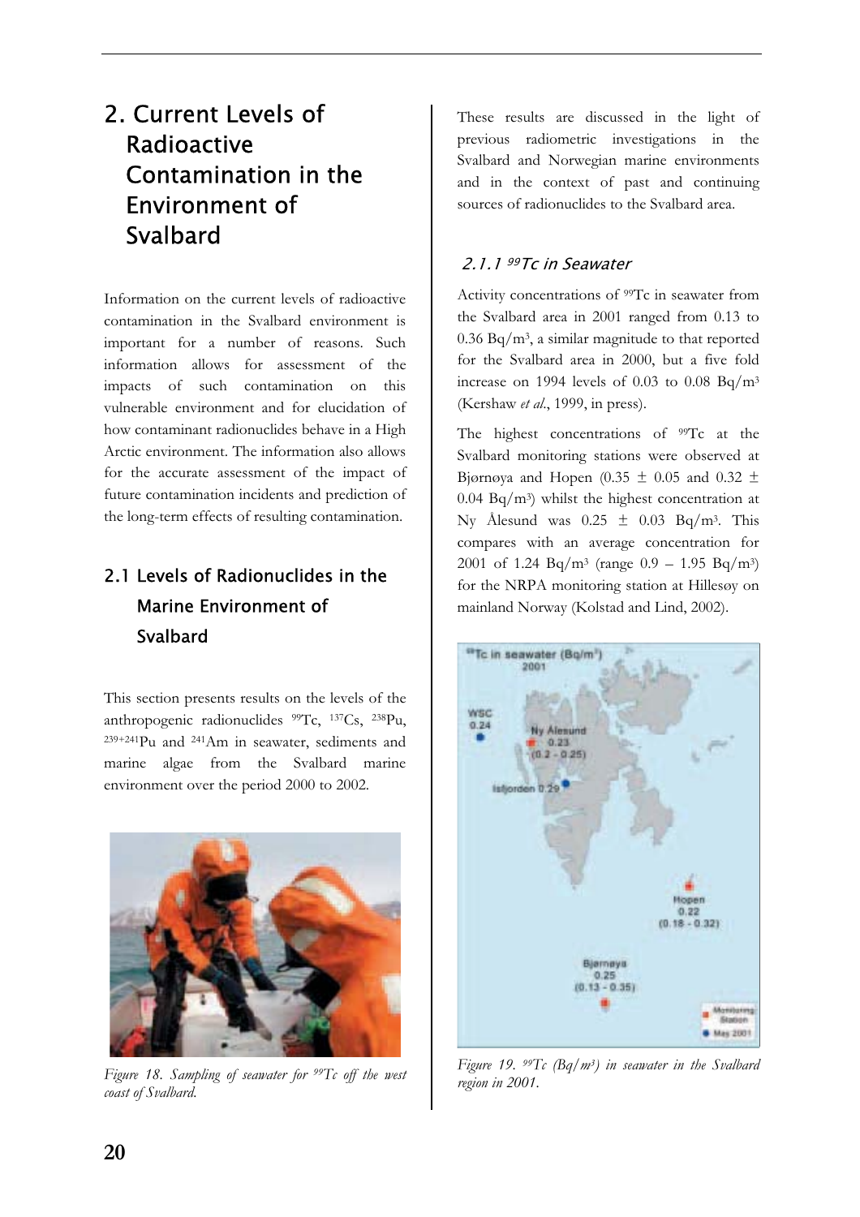# 2. Current Levels of Radioactive Contamination in the Environment of Svalbard

Information on the current levels of radioactive contamination in the Svalbard environment is important for a number of reasons. Such information allows for assessment of the impacts of such contamination on this vulnerable environment and for elucidation of how contaminant radionuclides behave in a High Arctic environment. The information also allows for the accurate assessment of the impact of future contamination incidents and prediction of the long-term effects of resulting contamination.

## 2.1 Levels of Radionuclides in the Marine Environment of Svalbard

This section presents results on the levels of the anthropogenic radionuclides $^{99}$Tc, $^{137}$Cs, $^{238}$Pu, $^{239+241}$Pu and $^{241}$Am in seawater, sediments and marine algae from the Svalbard marine environment over the period 2000 to 2002.

*Figure 18. Sampling of seawater for $^{99}$Tc off the west coast of Svalbard.*

These results are discussed in the light of previous radiometric investigations in the Svalbard and Norwegian marine environments and in the context of past and continuing sources of radionuclides to the Svalbard area.

### 2.1.1 $^{99}$Tc in Seawater

Activity concentrations of $^{99}$Tc in seawater from the Svalbard area in 2001 ranged from 0.13 to 0.36 Bq/m$^3$, a similar magnitude to that reported for the Svalbard area in 2000, but a five fold increase on 1994 levels of 0.03 to 0.08 Bq/m$^3$ (Kershaw *et al.*, 1999, in press).

The highest concentrations of $^{99}$Tc at the Svalbard monitoring stations were observed at Bjørnøya and Hopen (0.35 ± 0.05 and 0.32 ± 0.04 Bq/m$^3$) whilst the highest concentration at Ny Ålesund was 0.25 ± 0.03 Bq/m$^3$. This compares with an average concentration for 2001 of 1.24 Bq/m$^3$ (range 0.9 – 1.95 Bq/m$^3$) for the NRPA monitoring station at Hillesøy on mainland Norway (Kolstad and Lind, 2002).

*Figure 19. $^{99}$Tc (Bq/m$^3$) in seawater in the Svalbard region in 2001.*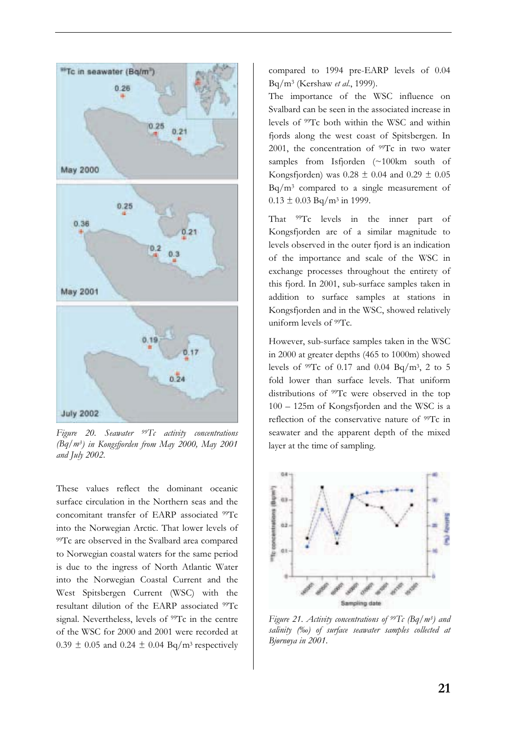Figure 20. Seawater $^{99}Tc$ activity concentrations (Bq/m³) in Kongsfjorden from May 2000, May 2001 and July 2002.

These values reflect the dominant oceanic surface circulation in the Northern seas and the concomitant transfer of EARP associated $^{99}Tc$ into the Norwegian Arctic. That lower levels of $^{99}Tc$ are observed in the Svalbard area compared to Norwegian coastal waters for the same period is due to the ingress of North Atlantic Water into the Norwegian Coastal Current and the West Spitsbergen Current (WSC) with the resultant dilution of the EARP associated $^{99}Tc$ signal. Nevertheless, levels of $^{99}Tc$ in the centre of the WSC for 2000 and 2001 were recorded at 0.39 ± 0.05 and 0.24 ± 0.04 Bq/m³ respectively compared to 1994 pre-EARP levels of 0.04 Bq/m³ (Kershaw *et al.*, 1999).

The importance of the WSC influence on Svalbard can be seen in the associated increase in levels of $^{99}Tc$ both within the WSC and within fjords along the west coast of Spitsbergen. In 2001, the concentration of $^{99}Tc$ in two water samples from Isfjorden (~100km south of Kongsfjorden) was 0.28 ± 0.04 and 0.29 ± 0.05 Bq/m³ compared to a single measurement of 0.13 ± 0.03 Bq/m³ in 1999.

That $^{99}Tc$ levels in the inner part of Kongsfjorden are of a similar magnitude to levels observed in the outer fjord is an indication of the importance and scale of the WSC in exchange processes throughout the entirety of this fjord. In 2001, sub-surface samples taken in addition to surface samples at stations in Kongsfjorden and in the WSC, showed relatively uniform levels of $^{99}Tc$.

However, sub-surface samples taken in the WSC in 2000 at greater depths (465 to 1000m) showed levels of $^{99}Tc$ of 0.17 and 0.04 Bq/m³, 2 to 5 fold lower than surface levels. That uniform distributions of $^{99}Tc$ were observed in the top 100 – 125m of Kongsfjorden and the WSC is a reflection of the conservative nature of $^{99}Tc$ in seawater and the apparent depth of the mixed layer at the time of sampling.

Figure 21. Activity concentrations of $^{99}Tc$ (Bq/m³) and salinity (‰) of surface seawater samples collected at Bjørnøya in 2001.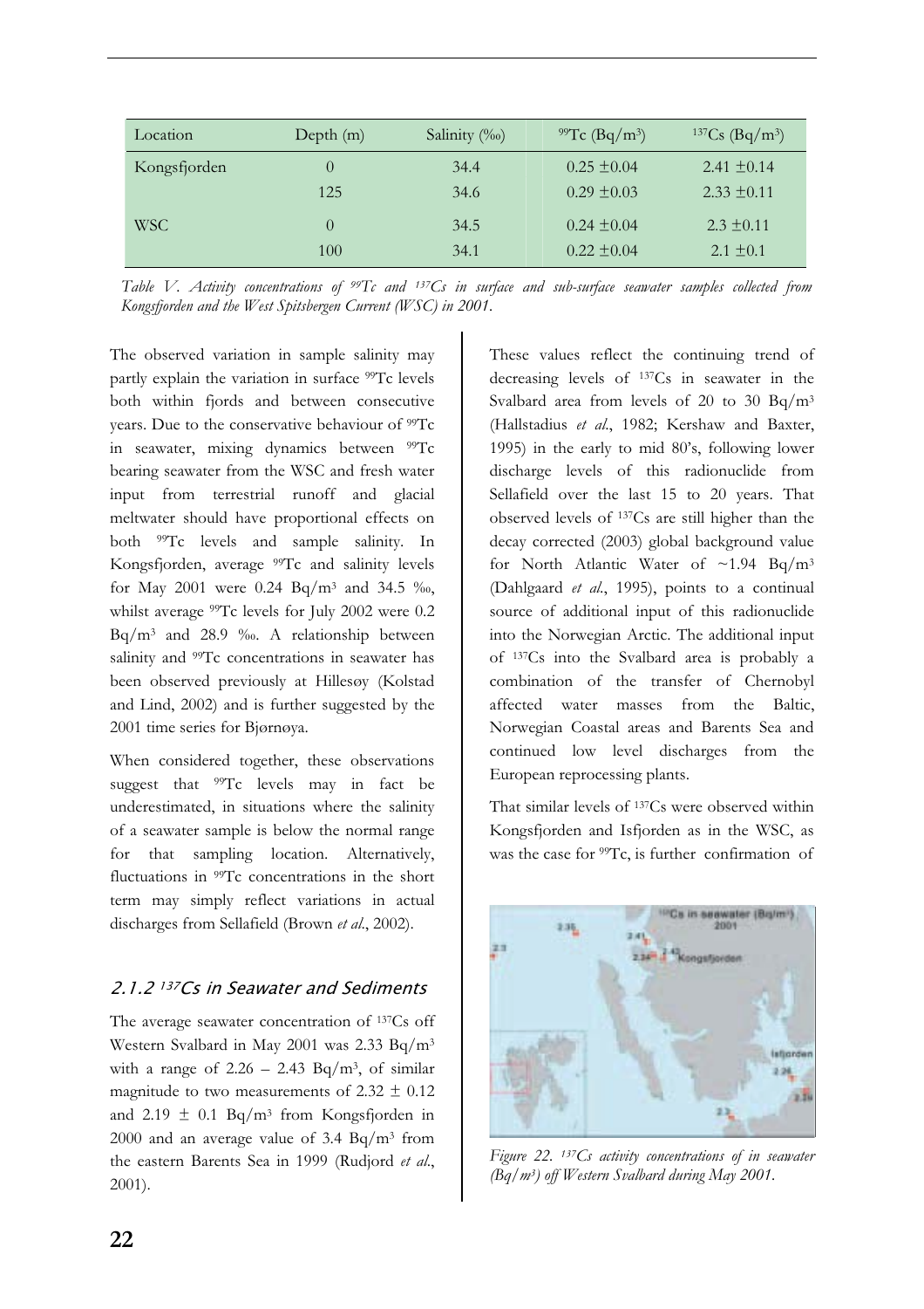| Location | Depth (m) | Salinity (‰) | $^{99}$Tc (Bq/m$^3$) | $^{137}$Cs (Bq/m$^3$) |
|---|---|---|---|---|
| Kongsfjorden | 0 | 34.4 | 0.25 ±0.04 | 2.41 ±0.14 |
| | 125 | 34.6 | 0.29 ±0.03 | 2.33 ±0.11 |
| WSC | 0 | 34.5 | 0.24 ±0.04 | 2.3 ±0.11 |
| | 100 | 34.1 | 0.22 ±0.04 | 2.1 ±0.1 |

*Table V. Activity concentrations of $^{99}$Tc and $^{137}$Cs in surface and sub-surface seawater samples collected from Kongsfjorden and the West Spitsbergen Current (WSC) in 2001.*

The observed variation in sample salinity may partly explain the variation in surface $^{99}$Tc levels both within fjords and between consecutive years. Due to the conservative behaviour of $^{99}$Tc in seawater, mixing dynamics between $^{99}$Tc bearing seawater from the WSC and fresh water input from terrestrial runoff and glacial meltwater should have proportional effects on both $^{99}$Tc levels and sample salinity. In Kongsfjorden, average $^{99}$Tc and salinity levels for May 2001 were 0.24 Bq/m$^3$ and 34.5 ‰, whilst average $^{99}$Tc levels for July 2002 were 0.2 Bq/m$^3$ and 28.9 ‰. A relationship between salinity and $^{99}$Tc concentrations in seawater has been observed previously at Hillesøy (Kolstad and Lind, 2002) and is further suggested by the 2001 time series for Bjørnøya.

When considered together, these observations suggest that $^{99}$Tc levels may in fact be underestimated, in situations where the salinity of a seawater sample is below the normal range for that sampling location. Alternatively, fluctuations in $^{99}$Tc concentrations in the short term may simply reflect variations in actual discharges from Sellafield (Brown *et al*., 2002).

### 2.1.2 $^{137}$Cs in Seawater and Sediments

The average seawater concentration of $^{137}$Cs off Western Svalbard in May 2001 was 2.33 Bq/m$^3$ with a range of 2.26 – 2.43 Bq/m$^3$, of similar magnitude to two measurements of 2.32 ± 0.12 and 2.19 ± 0.1 Bq/m$^3$ from Kongsfjorden in 2000 and an average value of 3.4 Bq/m$^3$ from the eastern Barents Sea in 1999 (Rudjord *et al*., 2001).

These values reflect the continuing trend of decreasing levels of $^{137}$Cs in seawater in the Svalbard area from levels of 20 to 30 Bq/m$^3$ (Hallstadius *et al*., 1982; Kershaw and Baxter, 1995) in the early to mid 80's, following lower discharge levels of this radionuclide from Sellafield over the last 15 to 20 years. That observed levels of $^{137}$Cs are still higher than the decay corrected (2003) global background value for North Atlantic Water of ~1.94 Bq/m$^3$ (Dahlgaard *et al*., 1995), points to a continual source of additional input of this radionuclide into the Norwegian Arctic. The additional input of $^{137}$Cs into the Svalbard area is probably a combination of the transfer of Chernobyl affected water masses from the Baltic, Norwegian Coastal areas and Barents Sea and continued low level discharges from the European reprocessing plants.

That similar levels of $^{137}$Cs were observed within Kongsfjorden and Isfjorden as in the WSC, as was the case for $^{99}$Tc, is further confirmation of

*Figure 22. $^{137}$Cs activity concentrations of in seawater (Bq/m$^3$) off Western Svalbard during May 2001.*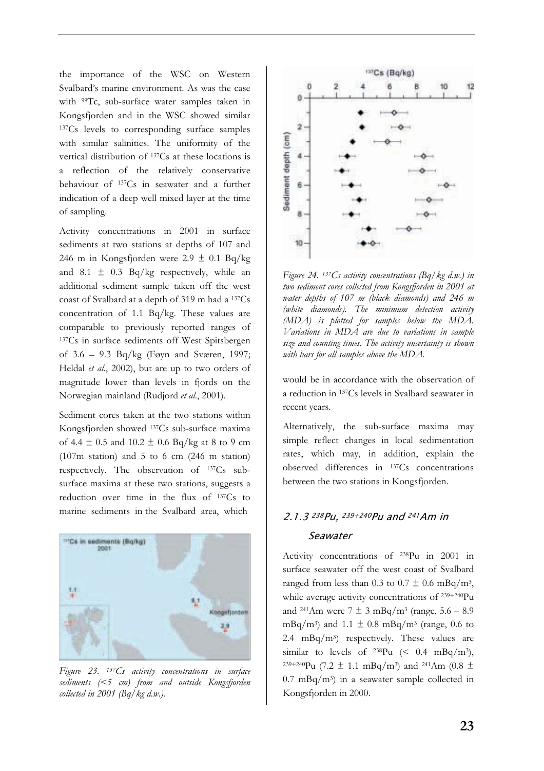the importance of the WSC on Western Svalbard's marine environment. As was the case with $^{99}$Tc, sub-surface water samples taken in Kongsfjorden and in the WSC showed similar $^{137}$Cs levels to corresponding surface samples with similar salinities. The uniformity of the vertical distribution of $^{137}$Cs at these locations is a reflection of the relatively conservative behaviour of $^{137}$Cs in seawater and a further indication of a deep well mixed layer at the time of sampling.

Activity concentrations in 2001 in surface sediments at two stations at depths of 107 and 246 m in Kongsfjorden were 2.9 ± 0.1 Bq/kg and 8.1 ± 0.3 Bq/kg respectively, while an additional sediment sample taken off the west coast of Svalbard at a depth of 319 m had a $^{137}$Cs concentration of 1.1 Bq/kg. These values are comparable to previously reported ranges of $^{137}$Cs in surface sediments off West Spitsbergen of 3.6 – 9.3 Bq/kg (Føyn and Sværen, 1997; Heldal *et al*., 2002), but are up to two orders of magnitude lower than levels in fjords on the Norwegian mainland (Rudjord *et al*., 2001).

Sediment cores taken at the two stations within Kongsfjorden showed $^{137}$Cs sub-surface maxima of 4.4 ± 0.5 and 10.2 ± 0.6 Bq/kg at 8 to 9 cm (107m station) and 5 to 6 cm (246 m station) respectively. The observation of $^{137}$Cs sub-surface maxima at these two stations, suggests a reduction over time in the flux of $^{137}$Cs to marine sediments in the Svalbard area, which would be in accordance with the observation of a reduction in $^{137}$Cs levels in Svalbard seawater in recent years.

*Figure 23. $^{137}$Cs activity concentrations in surface sediments (<5 cm) from and outside Kongsfjorden collected in 2001 (Bq/kg d.w.).*

*Figure 24. $^{137}$Cs activity concentrations (Bq/kg d.w.) in two sediment cores collected from Kongsfjorden in 2001 at water depths of 107 m (black diamonds) and 246 m (white diamonds). The minimum detection activity (MDA) is plotted for samples below the MDA. Variations in MDA are due to variations in sample size and counting times. The activity uncertainty is shown with bars for all samples above the MDA.*

Alternatively, the sub-surface maxima may simple reflect changes in local sedimentation rates, which may, in addition, explain the observed differences in $^{137}$Cs concentrations between the two stations in Kongsfjorden.

### 2.1.3 $^{238}$Pu, $^{239+240}$Pu and $^{241}$Am in Seawater

Activity concentrations of $^{238}$Pu in 2001 in surface seawater off the west coast of Svalbard ranged from less than 0.3 to 0.7 ± 0.6 mBq/m$^3$, while average activity concentrations of $^{239+240}$Pu and $^{241}$Am were 7 ± 3 mBq/m$^3$ (range, 5.6 – 8.9 mBq/m$^3$) and 1.1 ± 0.8 mBq/m$^3$ (range, 0.6 to 2.4 mBq/m$^3$) respectively. These values are similar to levels of $^{238}$Pu (< 0.4 mBq/m$^3$), $^{239+240}$Pu (7.2 ± 1.1 mBq/m$^3$) and $^{241}$Am (0.8 ± 0.7 mBq/m$^3$) in a seawater sample collected in Kongsfjorden in 2000.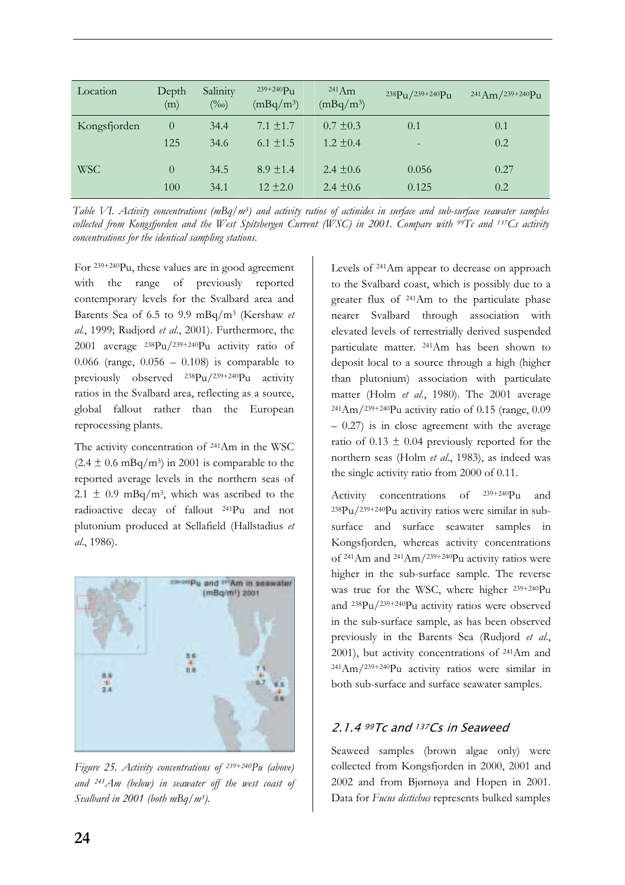| Location | Depth (m) | Salinity (‰) | $^{239+240}Pu$ ($mBq/m^3$) | $^{241}Am$ ($mBq/m^3$) | $^{238}Pu/^{239+240}Pu$ | $^{241}Am/^{239+240}Pu$ |
|---|---|---|---|---|---|---|
| Kongsfjorden | 0 | 34.4 | 7.1 ±1.7 | 0.7 ±0.3 | 0.1 | 0.1 |
| | 125 | 34.6 | 6.1 ±1.5 | 1.2 ±0.4 | - | 0.2 |
| WSC | 0 | 34.5 | 8.9 ±1.4 | 2.4 ±0.6 | 0.056 | 0.27 |
| | 100 | 34.1 | 12 ±2.0 | 2.4 ±0.6 | 0.125 | 0.2 |

*Table VI. Activity concentrations ($mBq/m^3$) and activity ratios of actinides in surface and sub-surface seawater samples collected from Kongsfjorden and the West Spitsbergen Current (WSC) in 2001. Compare with $^{99}Tc$ and $^{137}Cs$ activity concentrations for the identical sampling stations.*

For $^{239+240}Pu$, these values are in good agreement with the range of previously reported contemporary levels for the Svalbard area and Barents Sea of 6.5 to 9.9 $mBq/m^3$ (Kershaw *et al.*, 1999; Rudjord *et al.*, 2001). Furthermore, the 2001 average $^{238}Pu/^{239+240}Pu$ activity ratio of 0.066 (range, 0.056 – 0.108) is comparable to previously observed $^{238}Pu/^{239+240}Pu$ activity ratios in the Svalbard area, reflecting as a source, global fallout rather than the European reprocessing plants.

The activity concentration of $^{241}Am$ in the WSC ($2.4 \pm 0.6$ $mBq/m^3$) in 2001 is comparable to the reported average levels in the northern seas of $2.1 \pm 0.9$ $mBq/m^3$, which was ascribed to the radioactive decay of fallout $^{241}Pu$ and not plutonium produced at Sellafield (Hallstadius *et al.*, 1986).

*Figure 25. Activity concentrations of $^{239+240}Pu$ (above) and $^{241}Am$ (below) in seawater off the west coast of Svalbard in 2001 (both $mBq/m^3$).*

Levels of $^{241}Am$ appear to decrease on approach to the Svalbard coast, which is possibly due to a greater flux of $^{241}Am$ to the particulate phase nearer Svalbard through association with elevated levels of terrestrially derived suspended particulate matter. $^{241}Am$ has been shown to deposit local to a source through a high (higher than plutonium) association with particulate matter (Holm *et al.*, 1980). The 2001 average $^{241}Am/^{239+240}Pu$ activity ratio of 0.15 (range, 0.09 – 0.27) is in close agreement with the average ratio of $0.13 \pm 0.04$ previously reported for the northern seas (Holm *et al.*, 1983), as indeed was the single activity ratio from 2000 of 0.11.

Activity concentrations of $^{239+240}Pu$ and $^{238}Pu/^{239+240}Pu$ activity ratios were similar in sub-surface and surface seawater samples in Kongsfjorden, whereas activity concentrations of $^{241}Am$ and $^{241}Am/^{239+240}Pu$ activity ratios were higher in the sub-surface sample. The reverse was true for the WSC, where higher $^{239+240}Pu$ and $^{238}Pu/^{239+240}Pu$ activity ratios were observed in the sub-surface sample, as has been observed previously in the Barents Sea (Rudjord *et al.*, 2001), but activity concentrations of $^{241}Am$ and $^{241}Am/^{239+240}Pu$ activity ratios were similar in both sub-surface and surface seawater samples.

### 2.1.4 $^{99}Tc$ and $^{137}Cs$ in Seaweed

Seaweed samples (brown algae only) were collected from Kongsfjorden in 2000, 2001 and 2002 and from Bjørnøya and Hopen in 2001. Data for *Fucus distichus* represents bulked samples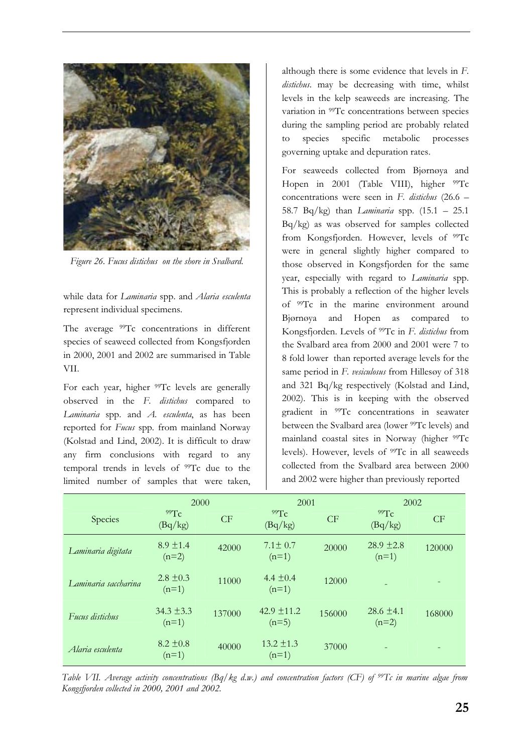*Figure 26. Fucus distichus on the shore in Svalbard.*

while data for *Laminaria* spp. and *Alaria esculenta* represent individual specimens.

The average $^{99}$Tc concentrations in different species of seaweed collected from Kongsfjorden in 2000, 2001 and 2002 are summarised in Table VII.

For each year, higher $^{99}$Tc levels are generally observed in the *F. distichus* compared to *Laminaria* spp. and *A. esculenta*, as has been reported for *Fucus* spp. from mainland Norway (Kolstad and Lind, 2002). It is difficult to draw any firm conclusions with regard to any temporal trends in levels of $^{99}$Tc due to the limited number of samples that were taken, although there is some evidence that levels in *F. distichus*. may be decreasing with time, whilst levels in the kelp seaweeds are increasing. The variation in $^{99}$Tc concentrations between species during the sampling period are probably related to species specific metabolic processes governing uptake and depuration rates.

For seaweeds collected from Bjørnøya and Hopen in 2001 (Table VIII), higher $^{99}$Tc concentrations were seen in *F. distichus* (26.6 – 58.7 Bq/kg) than *Laminaria* spp. (15.1 – 25.1 Bq/kg) as was observed for samples collected from Kongsfjorden. However, levels of $^{99}$Tc were in general slightly higher compared to those observed in Kongsfjorden for the same year, especially with regard to *Laminaria* spp. This is probably a reflection of the higher levels of $^{99}$Tc in the marine environment around Bjørnøya and Hopen as compared to Kongsfjorden. Levels of $^{99}$Tc in *F. distichus* from the Svalbard area from 2000 and 2001 were 7 to 8 fold lower than reported average levels for the same period in *F. vesiculosus* from Hillesøy of 318 and 321 Bq/kg respectively (Kolstad and Lind, 2002). This is in keeping with the observed gradient in $^{99}$Tc concentrations in seawater between the Svalbard area (lower $^{99}$Tc levels) and mainland coastal sites in Norway (higher $^{99}$Tc levels). However, levels of $^{99}$Tc in all seaweeds collected from the Svalbard area between 2000 and 2002 were higher than previously reported

| Species | 2000 | | 2001 | | 2002 | |
|---|---|---|---|---|---|---|
| | $^{99}$Tc (Bq/kg) | CF | $^{99}$Tc (Bq/kg) | CF | $^{99}$Tc (Bq/kg) | CF |
| *Laminaria digitata* | 8.9 ±1.4 (n=2) | 42000 | 7.1± 0.7 (n=1) | 20000 | 28.9 ±2.8 (n=1) | 120000 |
| *Laminaria saccharina* | 2.8 ±0.3 (n=1) | 11000 | 4.4 ±0.4 (n=1) | 12000 | - | - |
| *Fucus distichus* | 34.3 ±3.3 (n=1) | 137000 | 42.9 ±11.2 (n=5) | 156000 | 28.6 ±4.1 (n=2) | 168000 |
| *Alaria esculenta* | 8.2 ±0.8 (n=1) | 40000 | 13.2 ±1.3 (n=1) | 37000 | - | - |

*Table VII. Average activity concentrations (Bq/kg d.w.) and concentration factors (CF) of $^{99}$Tc in marine algae from Kongsfjorden collected in 2000, 2001 and 2002.*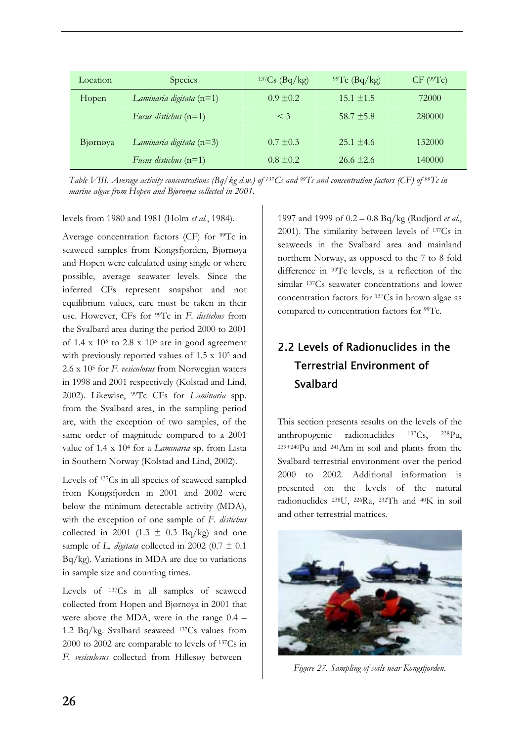| Location | Species | $^{137}Cs$ (Bq/kg) | $^{99}Tc$ (Bq/kg) | CF ($^{99}Tc$) |
|---|---|---|---|---|
| Hopen | *Laminaria digitata* (n=1) | 0.9 ±0.2 | 15.1 ±1.5 | 72000 |
| | *Fucus distichus* (n=1) | < 3 | 58.7 ±5.8 | 280000 |
| Bjørnøya | *Laminaria digitata* (n=3) | 0.7 ±0.3 | 25.1 ±4.6 | 132000 |
| | *Fucus distichus* (n=1) | 0.8 ±0.2 | 26.6 ±2.6 | 140000 |

*Table VIII. Average activity concentrations (Bq/kg d.w.) of $^{137}Cs$ and $^{99}Tc$ and concentration factors (CF) of $^{99}Tc$ in marine algae from Hopen and Bjørnøya collected in 2001.*

levels from 1980 and 1981 (Holm *et al.*, 1984).

Average concentration factors (CF) for $^{99}Tc$ in seaweed samples from Kongsfjorden, Bjørnøya and Hopen were calculated using single or where possible, average seawater levels. Since the inferred CFs represent snapshot and not equilibrium values, care must be taken in their use. However, CFs for $^{99}Tc$ in *F. distichus* from the Svalbard area during the period 2000 to 2001 of $1.4 \times 10^5$ to $2.8 \times 10^5$ are in good agreement with previously reported values of $1.5 \times 10^5$ and $2.6 \times 10^5$ for *F. vesiculosus* from Norwegian waters in 1998 and 2001 respectively (Kolstad and Lind, 2002). Likewise, $^{99}Tc$ CFs for *Laminaria* spp. from the Svalbard area, in the sampling period are, with the exception of two samples, of the same order of magnitude compared to a 2001 value of $1.4 \times 10^4$ for a *Laminaria* sp. from Lista in Southern Norway (Kolstad and Lind, 2002).

Levels of $^{137}Cs$ in all species of seaweed sampled from Kongsfjorden in 2001 and 2002 were below the minimum detectable activity (MDA), with the exception of one sample of *F. distichus* collected in 2001 (1.3 ± 0.3 Bq/kg) and one sample of *L. digitata* collected in 2002 (0.7 ± 0.1 Bq/kg). Variations in MDA are due to variations in sample size and counting times.

Levels of $^{137}Cs$ in all samples of seaweed collected from Hopen and Bjørnøya in 2001 that were above the MDA, were in the range 0.4 – 1.2 Bq/kg. Svalbard seaweed $^{137}Cs$ values from 2000 to 2002 are comparable to levels of $^{137}Cs$ in *F. vesiculosus* collected from Hillesøy between 1997 and 1999 of 0.2 – 0.8 Bq/kg (Rudjord *et al.*, 2001). The similarity between levels of $^{137}Cs$ in seaweeds in the Svalbard area and mainland northern Norway, as opposed to the 7 to 8 fold difference in $^{99}Tc$ levels, is a reflection of the similar $^{137}Cs$ seawater concentrations and lower concentration factors for $^{137}Cs$ in brown algae as compared to concentration factors for $^{99}Tc$.

## 2.2 Levels of Radionuclides in the Terrestrial Environment of Svalbard

This section presents results on the levels of the anthropogenic radionuclides $^{137}Cs$, $^{238}Pu$, $^{239+240}Pu$ and $^{241}Am$ in soil and plants from the Svalbard terrestrial environment over the period 2000 to 2002. Additional information is presented on the levels of the natural radionuclides $^{238}U$, $^{226}Ra$, $^{232}Th$ and $^{40}K$ in soil and other terrestrial matrices.

*Figure 27. Sampling of soils near Kongsfjorden.*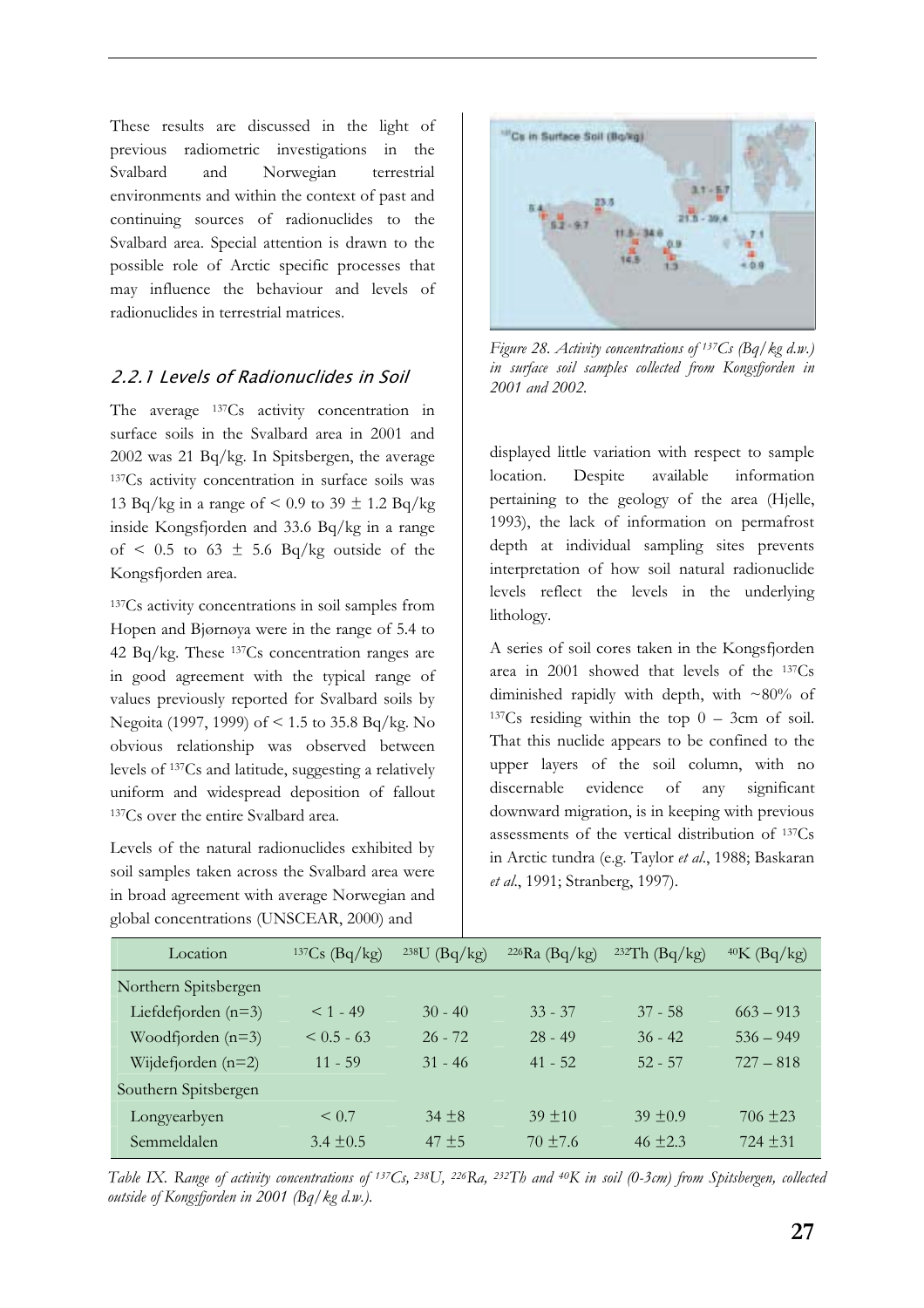These results are discussed in the light of previous radiometric investigations in the Svalbard and Norwegian terrestrial environments and within the context of past and continuing sources of radionuclides to the Svalbard area. Special attention is drawn to the possible role of Arctic specific processes that may influence the behaviour and levels of radionuclides in terrestrial matrices.

### *2.2.1 Levels of Radionuclides in Soil*

The average $^{137}$Cs activity concentration in surface soils in the Svalbard area in 2001 and 2002 was 21 Bq/kg. In Spitsbergen, the average $^{137}$Cs activity concentration in surface soils was 13 Bq/kg in a range of < 0.9 to 39 ± 1.2 Bq/kg inside Kongsfjorden and 33.6 Bq/kg in a range of < 0.5 to 63 ± 5.6 Bq/kg outside of the Kongsfjorden area.

$^{137}$Cs activity concentrations in soil samples from Hopen and Bjørnøya were in the range of 5.4 to 42 Bq/kg. These $^{137}$Cs concentration ranges are in good agreement with the typical range of values previously reported for Svalbard soils by Negoita (1997, 1999) of < 1.5 to 35.8 Bq/kg. No obvious relationship was observed between levels of $^{137}$Cs and latitude, suggesting a relatively uniform and widespread deposition of fallout $^{137}$Cs over the entire Svalbard area.

Levels of the natural radionuclides exhibited by soil samples taken across the Svalbard area were in broad agreement with average Norwegian and global concentrations (UNSCEAR, 2000) and

*Figure 28. Activity concentrations of $^{137}$Cs (Bq/kg d.w.) in surface soil samples collected from Kongsfjorden in 2001 and 2002.*

displayed little variation with respect to sample location. Despite available information pertaining to the geology of the area (Hjelle, 1993), the lack of information on permafrost depth at individual sampling sites prevents interpretation of how soil natural radionuclide levels reflect the levels in the underlying lithology.

A series of soil cores taken in the Kongsfjorden area in 2001 showed that levels of the $^{137}$Cs diminished rapidly with depth, with ~80% of $^{137}$Cs residing within the top 0 – 3cm of soil. That this nuclide appears to be confined to the upper layers of the soil column, with no discernable evidence of any significant downward migration, is in keeping with previous assessments of the vertical distribution of $^{137}$Cs in Arctic tundra (e.g. Taylor *et al*., 1988; Baskaran *et al*., 1991; Stranberg, 1997).

| Location | $^{137}$Cs (Bq/kg) | $^{238}$U (Bq/kg) | $^{226}$Ra (Bq/kg) | $^{232}$Th (Bq/kg) | $^{40}$K (Bq/kg) |
|---|---|---|---|---|---|
| Northern Spitsbergen | | | | | |
| Liefdefjorden (n=3) | < 1 - 49 | 30 - 40 | 33 - 37 | 37 - 58 | 663 – 913 |
| Woodfjorden (n=3) | < 0.5 - 63 | 26 - 72 | 28 - 49 | 36 - 42 | 536 – 949 |
| Wijdefjorden (n=2) | 11 - 59 | 31 - 46 | 41 - 52 | 52 - 57 | 727 – 818 |
| Southern Spitsbergen | | | | | |
| Longyearbyen | < 0.7 | 34 ±8 | 39 ±10 | 39 ±0.9 | 706 ±23 |
| Semmeldalen | 3.4 ±0.5 | 47 ±5 | 70 ±7.6 | 46 ±2.3 | 724 ±31 |

*Table IX. Range of activity concentrations of $^{137}$Cs, $^{238}$U, $^{226}$Ra, $^{232}$Th and $^{40}$K in soil (0-3cm) from Spitsbergen, collected outside of Kongsfjorden in 2001 (Bq/kg d.w.).*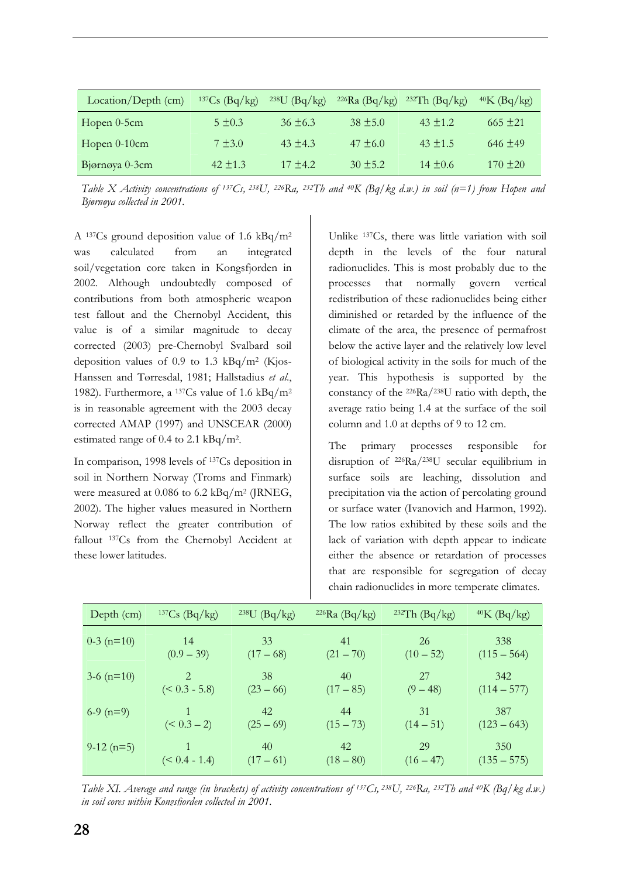| Location/Depth (cm) | $^{137}Cs$ (Bq/kg) | $^{238}U$ (Bq/kg) | $^{226}Ra$ (Bq/kg) | $^{232}Th$ (Bq/kg) | $^{40}K$ (Bq/kg) |
|---|---|---|---|---|---|
| Hopen 0-5cm | 5 ±0.3 | 36 ±6.3 | 38 ±5.0 | 43 ±1.2 | 665 ±21 |
| Hopen 0-10cm | 7 ±3.0 | 43 ±4.3 | 47 ±6.0 | 43 ±1.5 | 646 ±49 |
| Bjørnøya 0-3cm | 42 ±1.3 | 17 ±4.2 | 30 ±5.2 | 14 ±0.6 | 170 ±20 |

*Table X Activity concentrations of $^{137}Cs$, $^{238}U$, $^{226}Ra$, $^{232}Th$ and $^{40}K$ (Bq/kg d.w.) in soil (n=1) from Hopen and Bjørnøya collected in 2001.*

A $^{137}Cs$ ground deposition value of 1.6 kBq/m$^2$ was calculated from an integrated soil/vegetation core taken in Kongsfjorden in 2002. Although undoubtedly composed of contributions from both atmospheric weapon test fallout and the Chernobyl Accident, this value is of a similar magnitude to decay corrected (2003) pre-Chernobyl Svalbard soil deposition values of 0.9 to 1.3 kBq/m$^2$ (Kjos-Hanssen and Tørresdal, 1981; Hallstadius *et al.*, 1982). Furthermore, a $^{137}Cs$ value of 1.6 kBq/m$^2$ is in reasonable agreement with the 2003 decay corrected AMAP (1997) and UNSCEAR (2000) estimated range of 0.4 to 2.1 kBq/m$^2$.

In comparison, 1998 levels of $^{137}Cs$ deposition in soil in Northern Norway (Troms and Finmark) were measured at 0.086 to 6.2 kBq/m$^2$ (JRNEG, 2002). The higher values measured in Northern Norway reflect the greater contribution of fallout $^{137}Cs$ from the Chernobyl Accident at these lower latitudes.

Unlike $^{137}Cs$, there was little variation with soil depth in the levels of the four natural radionuclides. This is most probably due to the processes that normally govern vertical redistribution of these radionuclides being either diminished or retarded by the influence of the climate of the area, the presence of permafrost below the active layer and the relatively low level of biological activity in the soils for much of the year. This hypothesis is supported by the constancy of the $^{226}Ra/^{238}U$ ratio with depth, the average ratio being 1.4 at the surface of the soil column and 1.0 at depths of 9 to 12 cm.

The primary processes responsible for disruption of $^{226}Ra/^{238}U$ secular equilibrium in surface soils are leaching, dissolution and precipitation via the action of percolating ground or surface water (Ivanovich and Harmon, 1992). The low ratios exhibited by these soils and the lack of variation with depth appear to indicate either the absence or retardation of processes that are responsible for segregation of decay chain radionuclides in more temperate climates.

| Depth (cm) | $^{137}Cs$ (Bq/kg) | $^{238}U$ (Bq/kg) | $^{226}Ra$ (Bq/kg) | $^{232}Th$ (Bq/kg) | $^{40}K$ (Bq/kg) |
|---|---|---|---|---|---|
| 0-3 (n=10) | 14 (0.9 – 39) | 33 (17 – 68) | 41 (21 – 70) | 26 (10 – 52) | 338 (115 – 564) |
| 3-6 (n=10) | 2 (< 0.3 - 5.8) | 38 (23 – 66) | 40 (17 – 85) | 27 (9 – 48) | 342 (114 – 577) |
| 6-9 (n=9) | 1 (< 0.3 – 2) | 42 (25 – 69) | 44 (15 – 73) | 31 (14 – 51) | 387 (123 – 643) |
| 9-12 (n=5) | 1 (< 0.4 - 1.4) | 40 (17 – 61) | 42 (18 – 80) | 29 (16 – 47) | 350 (135 – 575) |

*Table XI. Average and range (in brackets) of activity concentrations of $^{137}Cs$, $^{238}U$, $^{226}Ra$, $^{232}Th$ and $^{40}K$ (Bq/kg d.w.) in soil cores within Kongsfjorden collected in 2001.*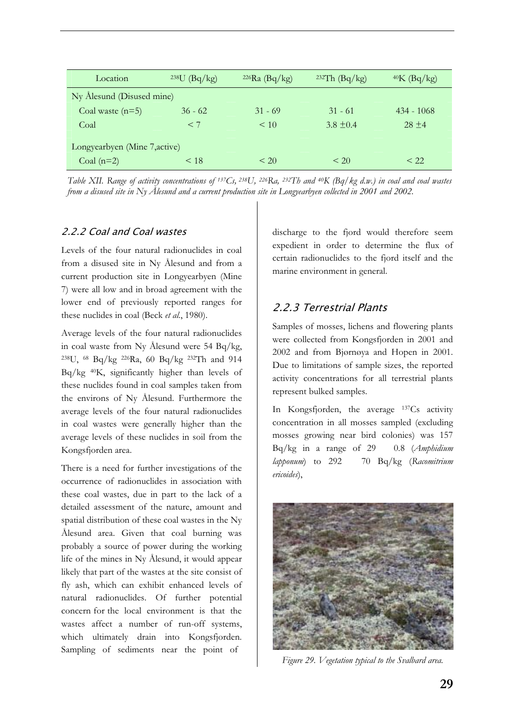| Location | $^{238}U$ (Bq/kg) | $^{226}Ra$ (Bq/kg) | $^{232}Th$ (Bq/kg) | $^{40}K$ (Bq/kg) |
|---|---|---|---|---|
| Ny Ålesund (Disused mine) | | | | |
| Coal waste (n=5) | 36 - 62 | 31 - 69 | 31 - 61 | 434 - 1068 |
| Coal | < 7 | < 10 | 3.8 ±0.4 | 28 ±4 |
| Longyearbyen (Mine 7,active) | | | | |
| Coal (n=2) | < 18 | < 20 | < 20 | < 22 |

*Table XII. Range of activity concentrations of $^{137}Cs$, $^{238}U$, $^{226}Ra$, $^{232}Th$ and $^{40}K$ (Bq/kg d.w.) in coal and coal wastes from a disused site in Ny Ålesund and a current production site in Longyearbyen collected in 2001 and 2002.*

### 2.2.2 Coal and Coal wastes

Levels of the four natural radionuclides in coal from a disused site in Ny Ålesund and from a current production site in Longyearbyen (Mine 7) were all low and in broad agreement with the lower end of previously reported ranges for these nuclides in coal (Beck *et al*., 1980).

Average levels of the four natural radionuclides in coal waste from Ny Ålesund were 54 Bq/kg, $^{238}U$, 68 Bq/kg $^{226}Ra$, 60 Bq/kg $^{232}Th$ and 914 Bq/kg $^{40}K$, significantly higher than levels of these nuclides found in coal samples taken from the environs of Ny Ålesund. Furthermore the average levels of the four natural radionuclides in coal wastes were generally higher than the average levels of these nuclides in soil from the Kongsfjorden area.

There is a need for further investigations of the occurrence of radionuclides in association with these coal wastes, due in part to the lack of a detailed assessment of the nature, amount and spatial distribution of these coal wastes in the Ny Ålesund area. Given that coal burning was probably a source of power during the working life of the mines in Ny Ålesund, it would appear likely that part of the wastes at the site consist of fly ash, which can exhibit enhanced levels of natural radionuclides. Of further potential concern for the local environment is that the wastes affect a number of run-off systems, which ultimately drain into Kongsfjorden. Sampling of sediments near the point of discharge to the fjord would therefore seem expedient in order to determine the flux of certain radionuclides to the fjord itself and the marine environment in general.

### 2.2.3 Terrestrial Plants

Samples of mosses, lichens and flowering plants were collected from Kongsfjorden in 2001 and 2002 and from Bjørnøya and Hopen in 2001. Due to limitations of sample sizes, the reported activity concentrations for all terrestrial plants represent bulked samples.

In Kongsfjorden, the average $^{137}Cs$ activity concentration in all mosses sampled (excluding mosses growing near bird colonies) was 157 Bq/kg in a range of 29 0.8 (*Amphidium lapponum*) to 292 70 Bq/kg (*Racomitrium ericoides*),

*Figure 29. Vegetation typical to the Svalbard area.*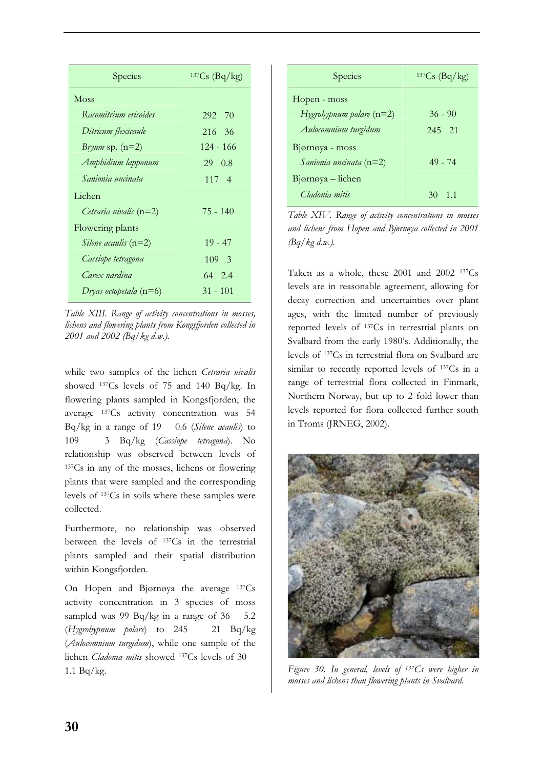| Species | $^{137}Cs$ (Bq/kg) |
|---|---|
| Moss | |
| *Racomitrium ericoides* | 292 70 |
| *Ditricum flexicaule* | 216 36 |
| *Bryum* sp. (n=2) | 124 - 166 |
| *Amphidium lapponum* | 29 0.8 |
| *Sanionia uncinata* | 117 4 |
| Lichen | |
| *Cetraria nivalis* (n=2) | 75 - 140 |
| Flowering plants | |
| *Silene acaulis* (n=2) | 19 - 47 |
| *Cassiope tetragona* | 109 3 |
| *Carex nardina* | 64 2.4 |
| *Dryas octopetala* (n=6) | 31 - 101 |

*Table XIII. Range of activity concentrations in mosses, lichens and flowering plants from Kongsfjorden collected in 2001 and 2002 (Bq/kg d.w.).*

while two samples of the lichen *Cetraria nivalis* showed $^{137}Cs$ levels of 75 and 140 Bq/kg. In flowering plants sampled in Kongsfjorden, the average $^{137}Cs$ activity concentration was 54 Bq/kg in a range of 19 0.6 (*Silene acaulis*) to 109 3 Bq/kg (*Cassiope tetragona*). No relationship was observed between levels of $^{137}Cs$ in any of the mosses, lichens or flowering plants that were sampled and the corresponding levels of $^{137}Cs$ in soils where these samples were collected.

Furthermore, no relationship was observed between the levels of $^{137}Cs$ in the terrestrial plants sampled and their spatial distribution within Kongsfjorden.

On Hopen and Bjørnøya the average $^{137}Cs$ activity concentration in 3 species of moss sampled was 99 Bq/kg in a range of 36 5.2 (*Hygrohypnum polare*) to 245 21 Bq/kg (*Aulocomnium turgidum*), while one sample of the lichen *Cladonia mitis* showed $^{137}Cs$ levels of 30 1.1 Bq/kg.

| Species | $^{137}Cs$ (Bq/kg) |
|---|---|
| Hopen - moss | |
| *Hygrohypnum polare* (n=2) | 36 - 90 |
| *Aulocomnium turgidum* | 245 21 |
| Bjørnøya - moss | |
| *Sanionia uncinata* (n=2) | 49 - 74 |
| Bjørnøya – lichen | |
| *Cladonia mitis* | 30 1.1 |

*Table XIV. Range of activity concentrations in mosses and lichens from Hopen and Bjørnøya collected in 2001 (Bq/kg d.w.).*

Taken as a whole, these 2001 and 2002 $^{137}Cs$ levels are in reasonable agreement, allowing for decay correction and uncertainties over plant ages, with the limited number of previously reported levels of $^{137}Cs$ in terrestrial plants on Svalbard from the early 1980's. Additionally, the levels of $^{137}Cs$ in terrestrial flora on Svalbard are similar to recently reported levels of $^{137}Cs$ in a range of terrestrial flora collected in Finmark, Northern Norway, but up to 2 fold lower than levels reported for flora collected further south in Troms (JRNEG, 2002).

*Figure 30. In general, levels of $^{137}Cs$ were higher in mosses and lichens than flowering plants in Svalbard.*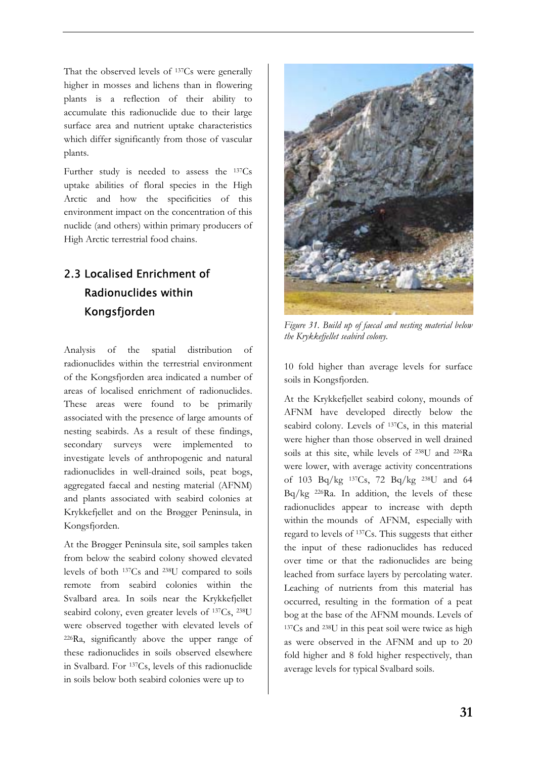That the observed levels of $^{137}$Cs were generally higher in mosses and lichens than in flowering plants is a reflection of their ability to accumulate this radionuclide due to their large surface area and nutrient uptake characteristics which differ significantly from those of vascular plants.

Further study is needed to assess the $^{137}$Cs uptake abilities of floral species in the High Arctic and how the specificities of this environment impact on the concentration of this nuclide (and others) within primary producers of High Arctic terrestrial food chains.

## 2.3 Localised Enrichment of Radionuclides within Kongsfjorden

Analysis of the spatial distribution of radionuclides within the terrestrial environment of the Kongsfjorden area indicated a number of areas of localised enrichment of radionuclides. These areas were found to be primarily associated with the presence of large amounts of nesting seabirds. As a result of these findings, secondary surveys were implemented to investigate levels of anthropogenic and natural radionuclides in well-drained soils, peat bogs, aggregated faecal and nesting material (AFNM) and plants associated with seabird colonies at Krykkefjellet and on the Brøgger Peninsula, in Kongsfjorden.

At the Brøgger Peninsula site, soil samples taken from below the seabird colony showed elevated levels of both $^{137}$Cs and $^{238}$U compared to soils remote from seabird colonies within the Svalbard area. In soils near the Krykkefjellet seabird colony, even greater levels of $^{137}$Cs, $^{238}$U were observed together with elevated levels of $^{226}$Ra, significantly above the upper range of these radionuclides in soils observed elsewhere in Svalbard. For $^{137}$Cs, levels of this radionuclide in soils below both seabird colonies were up to 10 fold higher than average levels for surface soils in Kongsfjorden.

*Figure 31. Build up of faecal and nesting material below the Krykkefjellet seabird colony.*

At the Krykkefjellet seabird colony, mounds of AFNM have developed directly below the seabird colony. Levels of $^{137}$Cs, in this material were higher than those observed in well drained soils at this site, while levels of $^{238}$U and $^{226}$Ra were lower, with average activity concentrations of 103 Bq/kg $^{137}$Cs, 72 Bq/kg $^{238}$U and 64 Bq/kg $^{226}$Ra. In addition, the levels of these radionuclides appear to increase with depth within the mounds of AFNM, especially with regard to levels of $^{137}$Cs. This suggests that either the input of these radionuclides has reduced over time or that the radionuclides are being leached from surface layers by percolating water. Leaching of nutrients from this material has occurred, resulting in the formation of a peat bog at the base of the AFNM mounds. Levels of $^{137}$Cs and $^{238}$U in this peat soil were twice as high as were observed in the AFNM and up to 20 fold higher and 8 fold higher respectively, than average levels for typical Svalbard soils.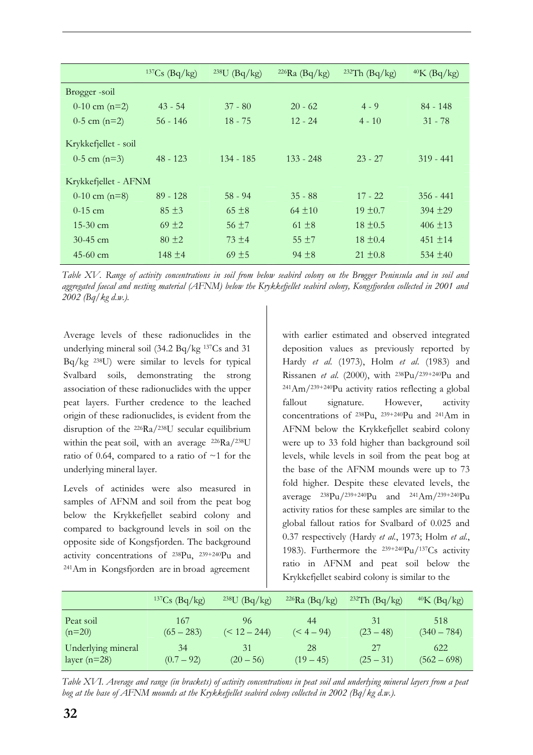| | $^{137}$Cs (Bq/kg) | $^{238}$U (Bq/kg) | $^{226}$Ra (Bq/kg) | $^{232}$Th (Bq/kg) | $^{40}$K (Bq/kg) |
|---|---|---|---|---|---|
| Brøgger -soil | | | | | |
| 0-10 cm (n=2) | 43 - 54 | 37 - 80 | 20 - 62 | 4 - 9 | 84 - 148 |
| 0-5 cm (n=2) | 56 - 146 | 18 - 75 | 12 - 24 | 4 - 10 | 31 - 78 |
| Krykkefjellet - soil | | | | | |
| 0-5 cm (n=3) | 48 - 123 | 134 - 185 | 133 - 248 | 23 - 27 | 319 - 441 |
| Krykkefjellet - AFNM | | | | | |
| 0-10 cm (n=8) | 89 - 128 | 58 - 94 | 35 - 88 | 17 - 22 | 356 - 441 |
| 0-15 cm | 85 ±3 | 65 ±8 | 64 ±10 | 19 ±0.7 | 394 ±29 |
| 15-30 cm | 69 ±2 | 56 ±7 | 61 ±8 | 18 ±0.5 | 406 ±13 |
| 30-45 cm | 80 ±2 | 73 ±4 | 55 ±7 | 18 ±0.4 | 451 ±14 |
| 45-60 cm | 148 ±4 | 69 ±5 | 94 ±8 | 21 ±0.8 | 534 ±40 |

*Table XV. Range of activity concentrations in soil from below seabird colony on the Brøgger Peninsula and in soil and aggregated faecal and nesting material (AFNM) below the Krykkefjellet seabird colony, Kongsfjorden collected in 2001 and 2002 (Bq/kg d.w.).*

Average levels of these radionuclides in the underlying mineral soil (34.2 Bq/kg $^{137}$Cs and 31 Bq/kg $^{238}$U) were similar to levels for typical Svalbard soils, demonstrating the strong association of these radionuclides with the upper peat layers. Further credence to the leached origin of these radionuclides, is evident from the disruption of the $^{226}$Ra/$^{238}$U secular equilibrium within the peat soil, with an average $^{226}$Ra/$^{238}$U ratio of 0.64, compared to a ratio of ~1 for the underlying mineral layer.

Levels of actinides were also measured in samples of AFNM and soil from the peat bog below the Krykkefjellet seabird colony and compared to background levels in soil on the opposite side of Kongsfjorden. The background activity concentrations of $^{238}$Pu, $^{239+240}$Pu and $^{241}$Am in Kongsfjorden are in broad agreement with earlier estimated and observed integrated deposition values as previously reported by Hardy *et al.* (1973), Holm *et al.* (1983) and Rissanen *et al.* (2000), with $^{238}$Pu/$^{239+240}$Pu and $^{241}$Am/$^{239+240}$Pu activity ratios reflecting a global fallout signature. However, activity concentrations of $^{238}$Pu, $^{239+240}$Pu and $^{241}$Am in AFNM below the Krykkefjellet seabird colony were up to 33 fold higher than background soil levels, while levels in soil from the peat bog at the base of the AFNM mounds were up to 73 fold higher. Despite these elevated levels, the average $^{238}$Pu/$^{239+240}$Pu and $^{241}$Am/$^{239+240}$Pu activity ratios for these samples are similar to the global fallout ratios for Svalbard of 0.025 and 0.37 respectively (Hardy *et al.*, 1973; Holm *et al.*, 1983). Furthermore the $^{239+240}$Pu/$^{137}$Cs activity ratio in AFNM and peat soil below the Krykkefjellet seabird colony is similar to the

| | $^{137}$Cs (Bq/kg) | $^{238}$U (Bq/kg) | $^{226}$Ra (Bq/kg) | $^{232}$Th (Bq/kg) | $^{40}$K (Bq/kg) |
|---|---|---|---|---|---|
| Peat soil (n=20) | 167 (65 – 283) | 96 (< 12 – 244) | 44 (< 4 – 94) | 31 (23 – 48) | 518 (340 – 784) |
| Underlying mineral layer (n=28) | 34 (0.7 – 92) | 31 (20 – 56) | 28 (19 – 45) | 27 (25 – 31) | 622 (562 – 698) |

*Table XVI. Average and range (in brackets) of activity concentrations in peat soil and underlying mineral layers from a peat bog at the base of AFNM mounds at the Krykkefjellet seabird colony collected in 2002 (Bq/kg d.w.).*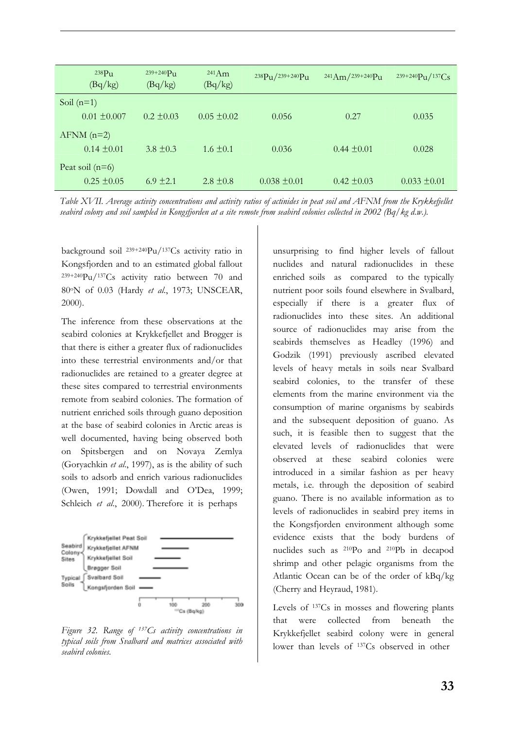| | $^{238}Pu$ (Bq/kg) | $^{239+240}Pu$ (Bq/kg) | $^{241}Am$ (Bq/kg) | $^{238}Pu/^{239+240}Pu$ | $^{241}Am/^{239+240}Pu$ | $^{239+240}Pu/^{137}Cs$ |
|---|---|---|---|---|---|---|
| Soil (n=1) | 0.01 ±0.007 | 0.2 ±0.03 | 0.05 ±0.02 | 0.056 | 0.27 | 0.035 |
| AFNM (n=2) | 0.14 ±0.01 | 3.8 ±0.3 | 1.6 ±0.1 | 0.036 | 0.44 ±0.01 | 0.028 |
| Peat soil (n=6) | 0.25 ±0.05 | 6.9 ±2.1 | 2.8 ±0.8 | 0.038 ±0.01 | 0.42 ±0.03 | 0.033 ±0.01 |

*Table XVII. Average activity concentrations and activity ratios of actinides in peat soil and AFNM from the Krykkefjellet seabird colony and soil sampled in Kongsfjorden at a site remote from seabird colonies collected in 2002 (Bq/kg d.w.).*

background soil $^{239+240}Pu/^{137}Cs$ activity ratio in Kongsfjorden and to an estimated global fallout $^{239+240}Pu/^{137}Cs$ activity ratio between 70 and 80°N of 0.03 (Hardy *et al.*, 1973; UNSCEAR, 2000).

The inference from these observations at the seabird colonies at Krykkefjellet and Brøgger is that there is either a greater flux of radionuclides into these terrestrial environments and/or that radionuclides are retained to a greater degree at these sites compared to terrestrial environments remote from seabird colonies. The formation of nutrient enriched soils through guano deposition at the base of seabird colonies in Arctic areas is well documented, having being observed both on Spitsbergen and on Novaya Zemlya (Goryachkin *et al.*, 1997), as is the ability of such soils to adsorb and enrich various radionuclides (Owen, 1991; Dowdall and O'Dea, 1999; Schleich *et al.*, 2000). Therefore it is perhaps

*Figure 32. Range of $^{137}Cs$ activity concentrations in typical soils from Svalbard and matrices associated with seabird colonies.*

unsurprising to find higher levels of fallout nuclides and natural radionuclides in these enriched soils as compared to the typically nutrient poor soils found elsewhere in Svalbard, especially if there is a greater flux of radionuclides into these sites. An additional source of radionuclides may arise from the seabirds themselves as Headley (1996) and Godzik (1991) previously ascribed elevated levels of heavy metals in soils near Svalbard seabird colonies, to the transfer of these elements from the marine environment via the consumption of marine organisms by seabirds and the subsequent deposition of guano. As such, it is feasible then to suggest that the elevated levels of radionuclides that were observed at these seabird colonies were introduced in a similar fashion as per heavy metals, i.e. through the deposition of seabird guano. There is no available information as to levels of radionuclides in seabird prey items in the Kongsfjorden environment although some evidence exists that the body burdens of nuclides such as $^{210}Po$ and $^{210}Pb$ in decapod shrimp and other pelagic organisms from the Atlantic Ocean can be of the order of kBq/kg (Cherry and Heyraud, 1981).

Levels of $^{137}Cs$ in mosses and flowering plants that were collected from beneath the Krykkefjellet seabird colony were in general lower than levels of $^{137}Cs$ observed in other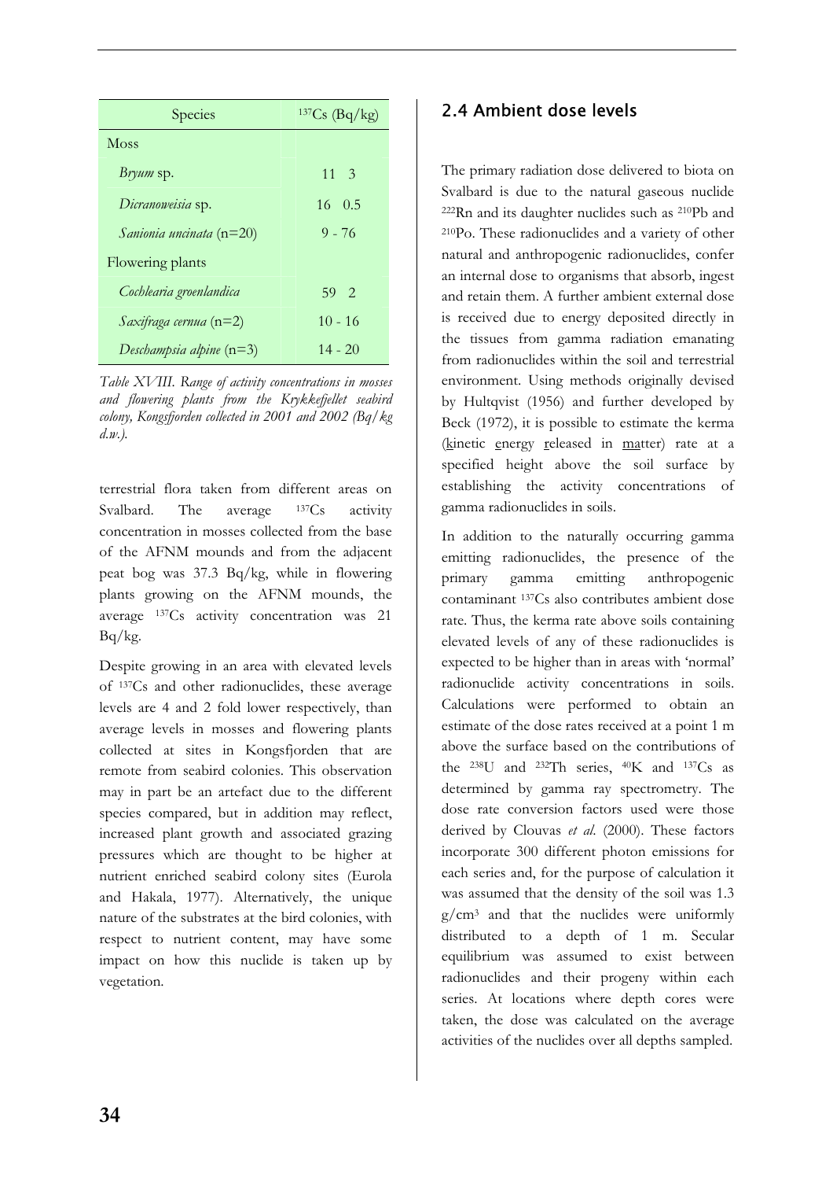| Species | $^{137}Cs$ (Bq/kg) |
|---|---|
| Moss | |
| *Bryum* sp. | 11 3 |
| *Dicranoweisia* sp. | 16 0.5 |
| *Sanionia uncinata* (n=20) | 9 - 76 |
| Flowering plants | |
| *Cochlearia groenlandica* | 59 2 |
| *Saxifraga cernua* (n=2) | 10 - 16 |
| *Deschampsia alpine* (n=3) | 14 - 20 |

*Table XVIII. Range of activity concentrations in mosses and flowering plants from the Krykkefjellet seabird colony, Kongsfjorden collected in 2001 and 2002 (Bq/kg d.w.).*

terrestrial flora taken from different areas on Svalbard. The average $^{137}Cs$ activity concentration in mosses collected from the base of the AFNM mounds and from the adjacent peat bog was 37.3 Bq/kg, while in flowering plants growing on the AFNM mounds, the average $^{137}Cs$ activity concentration was 21 Bq/kg.

Despite growing in an area with elevated levels of $^{137}Cs$ and other radionuclides, these average levels are 4 and 2 fold lower respectively, than average levels in mosses and flowering plants collected at sites in Kongsfjorden that are remote from seabird colonies. This observation may in part be an artefact due to the different species compared, but in addition may reflect, increased plant growth and associated grazing pressures which are thought to be higher at nutrient enriched seabird colony sites (Eurola and Hakala, 1977). Alternatively, the unique nature of the substrates at the bird colonies, with respect to nutrient content, may have some impact on how this nuclide is taken up by vegetation.

## 2.4 Ambient dose levels

The primary radiation dose delivered to biota on Svalbard is due to the natural gaseous nuclide $^{222}Rn$ and its daughter nuclides such as $^{210}Pb$ and $^{210}Po$. These radionuclides and a variety of other natural and anthropogenic radionuclides, confer an internal dose to organisms that absorb, ingest and retain them. A further ambient external dose is received due to energy deposited directly in the tissues from gamma radiation emanating from radionuclides within the soil and terrestrial environment. Using methods originally devised by Hultqvist (1956) and further developed by Beck (1972), it is possible to estimate the kerma (kinetic energy released in matter) rate at a specified height above the soil surface by establishing the activity concentrations of gamma radionuclides in soils.

In addition to the naturally occurring gamma emitting radionuclides, the presence of the primary gamma emitting anthropogenic contaminant $^{137}Cs$ also contributes ambient dose rate. Thus, the kerma rate above soils containing elevated levels of any of these radionuclides is expected to be higher than in areas with 'normal' radionuclide activity concentrations in soils. Calculations were performed to obtain an estimate of the dose rates received at a point 1 m above the surface based on the contributions of the $^{238}U$ and $^{232}Th$ series, $^{40}K$ and $^{137}Cs$ as determined by gamma ray spectrometry. The dose rate conversion factors used were those derived by Clouvas *et al.* (2000). These factors incorporate 300 different photon emissions for each series and, for the purpose of calculation it was assumed that the density of the soil was 1.3 g/cm$^3$ and that the nuclides were uniformly distributed to a depth of 1 m. Secular equilibrium was assumed to exist between radionuclides and their progeny within each series. At locations where depth cores were taken, the dose was calculated on the average activities of the nuclides over all depths sampled.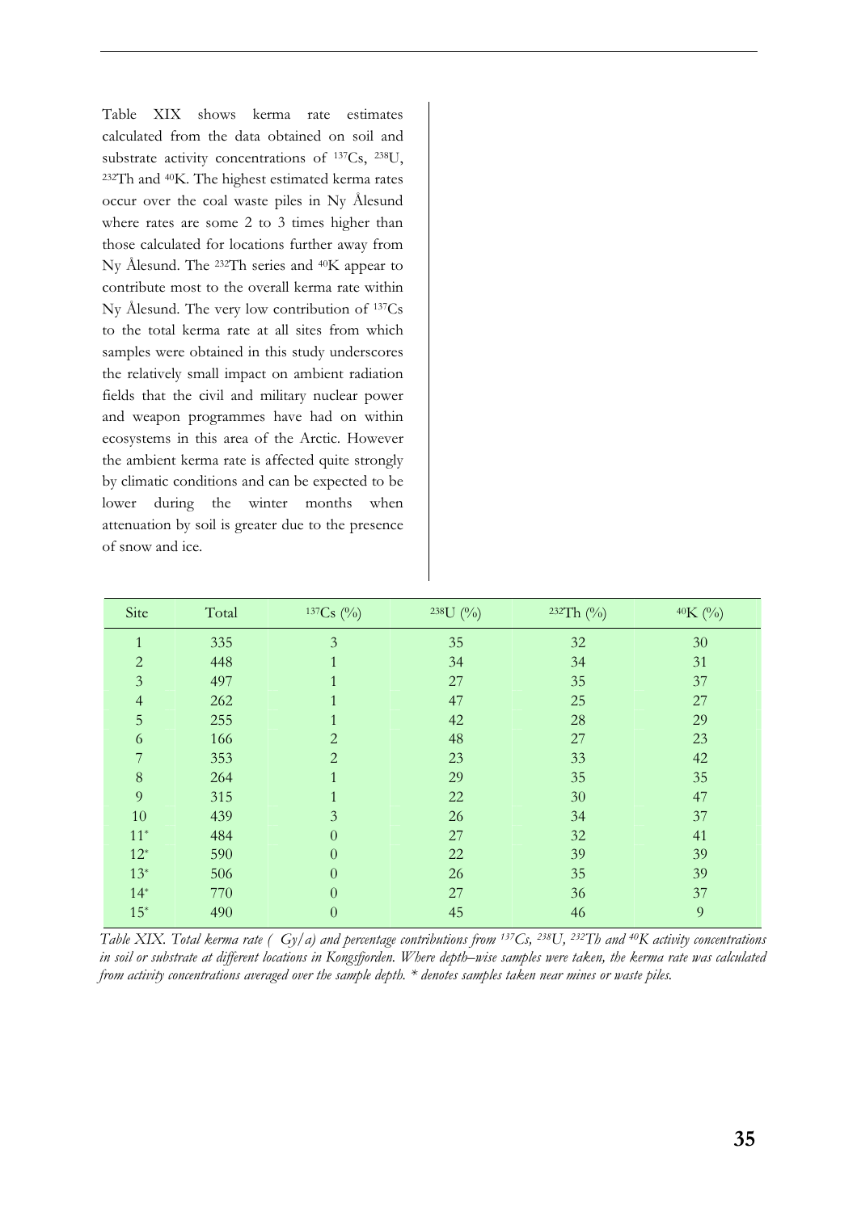Table XIX shows kerma rate estimates calculated from the data obtained on soil and substrate activity concentrations of $^{137}Cs$, $^{238}U$, $^{232}Th$ and $^{40}K$. The highest estimated kerma rates occur over the coal waste piles in Ny Ålesund where rates are some 2 to 3 times higher than those calculated for locations further away from Ny Ålesund. The $^{232}Th$ series and $^{40}K$ appear to contribute most to the overall kerma rate within Ny Ålesund. The very low contribution of $^{137}Cs$ to the total kerma rate at all sites from which samples were obtained in this study underscores the relatively small impact on ambient radiation fields that the civil and military nuclear power and weapon programmes have had on within ecosystems in this area of the Arctic. However the ambient kerma rate is affected quite strongly by climatic conditions and can be expected to be lower during the winter months when attenuation by soil is greater due to the presence of snow and ice.

| Site | Total | $^{137}Cs$ (%) | $^{238}U$ (%) | $^{232}Th$ (%) | $^{40}K$ (%) |
|---|---|---|---|---|---|
| 1 | 335 | 3 | 35 | 32 | 30 |
| 2 | 448 | 1 | 34 | 34 | 31 |
| 3 | 497 | 1 | 27 | 35 | 37 |
| 4 | 262 | 1 | 47 | 25 | 27 |
| 5 | 255 | 1 | 42 | 28 | 29 |
| 6 | 166 | 2 | 48 | 27 | 23 |
| 7 | 353 | 2 | 23 | 33 | 42 |
| 8 | 264 | 1 | 29 | 35 | 35 |
| 9 | 315 | 1 | 22 | 30 | 47 |
| 10 | 439 | 3 | 26 | 34 | 37 |
| 11* | 484 | 0 | 27 | 32 | 41 |
| 12* | 590 | 0 | 22 | 39 | 39 |
| 13* | 506 | 0 | 26 | 35 | 39 |
| 14* | 770 | 0 | 27 | 36 | 37 |
| 15* | 490 | 0 | 45 | 46 | 9 |

*Table XIX. Total kerma rate ( Gy/a) and percentage contributions from $^{137}Cs$, $^{238}U$, $^{232}Th$ and $^{40}K$ activity concentrations in soil or substrate at different locations in Kongsfjorden. Where depth–wise samples were taken, the kerma rate was calculated from activity concentrations averaged over the sample depth. * denotes samples taken near mines or waste piles.*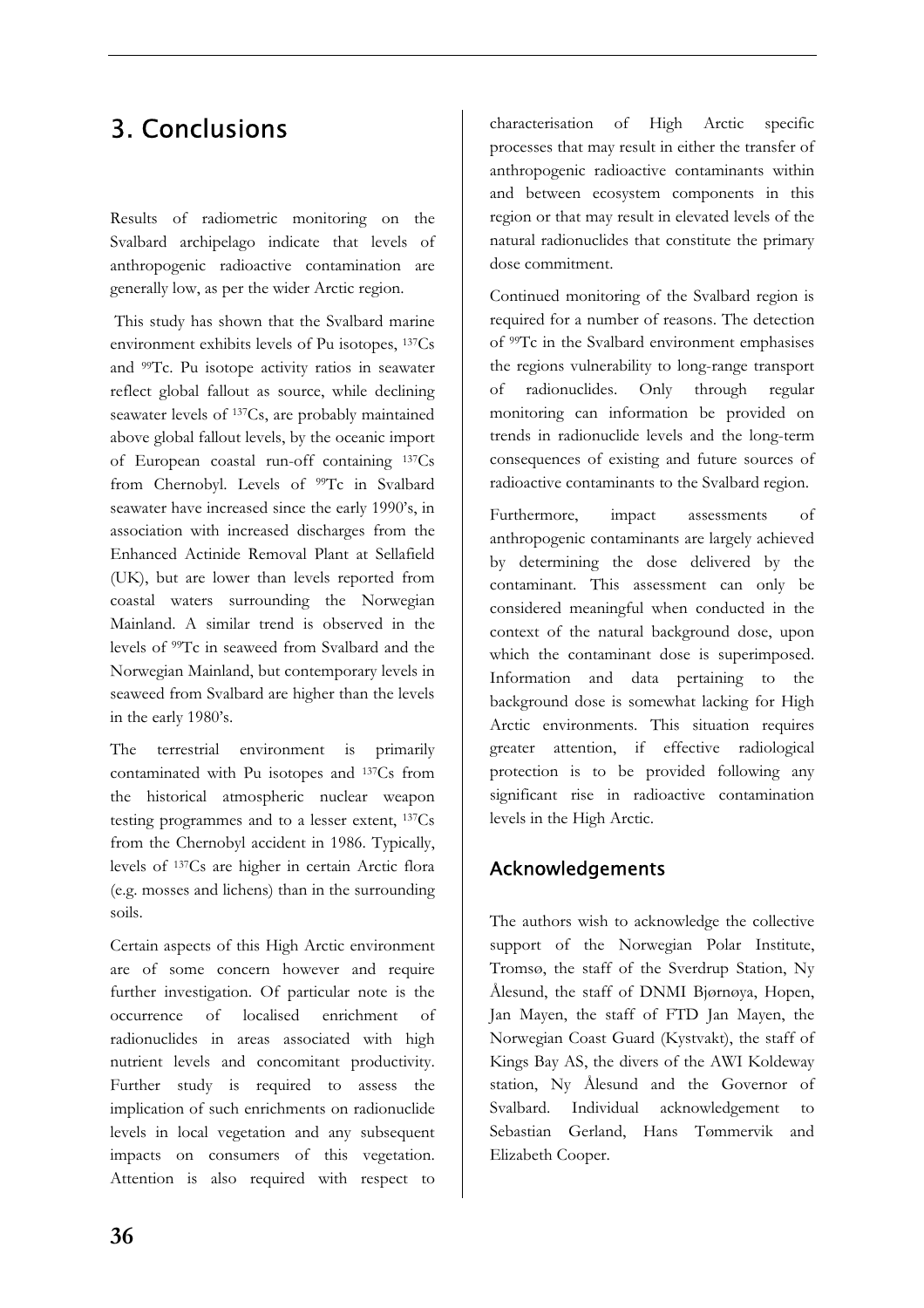# 3. Conclusions

Results of radiometric monitoring on the Svalbard archipelago indicate that levels of anthropogenic radioactive contamination are generally low, as per the wider Arctic region.

This study has shown that the Svalbard marine environment exhibits levels of Pu isotopes, $^{137}$Cs and $^{99}$Tc. Pu isotope activity ratios in seawater reflect global fallout as source, while declining seawater levels of $^{137}$Cs, are probably maintained above global fallout levels, by the oceanic import of European coastal run-off containing $^{137}$Cs from Chernobyl. Levels of $^{99}$Tc in Svalbard seawater have increased since the early 1990's, in association with increased discharges from the Enhanced Actinide Removal Plant at Sellafield (UK), but are lower than levels reported from coastal waters surrounding the Norwegian Mainland. A similar trend is observed in the levels of $^{99}$Tc in seaweed from Svalbard and the Norwegian Mainland, but contemporary levels in seaweed from Svalbard are higher than the levels in the early 1980's.

The terrestrial environment is primarily contaminated with Pu isotopes and $^{137}$Cs from the historical atmospheric nuclear weapon testing programmes and to a lesser extent, $^{137}$Cs from the Chernobyl accident in 1986. Typically, levels of $^{137}$Cs are higher in certain Arctic flora (e.g. mosses and lichens) than in the surrounding soils.

Certain aspects of this High Arctic environment are of some concern however and require further investigation. Of particular note is the occurrence of localised enrichment of radionuclides in areas associated with high nutrient levels and concomitant productivity. Further study is required to assess the implication of such enrichments on radionuclide levels in local vegetation and any subsequent impacts on consumers of this vegetation. Attention is also required with respect to characterisation of High Arctic specific processes that may result in either the transfer of anthropogenic radioactive contaminants within and between ecosystem components in this region or that may result in elevated levels of the natural radionuclides that constitute the primary dose commitment.

Continued monitoring of the Svalbard region is required for a number of reasons. The detection of $^{99}$Tc in the Svalbard environment emphasises the regions vulnerability to long-range transport of radionuclides. Only through regular monitoring can information be provided on trends in radionuclide levels and the long-term consequences of existing and future sources of radioactive contaminants to the Svalbard region.

Furthermore, impact assessments of anthropogenic contaminants are largely achieved by determining the dose delivered by the contaminant. This assessment can only be considered meaningful when conducted in the context of the natural background dose, upon which the contaminant dose is superimposed. Information and data pertaining to the background dose is somewhat lacking for High Arctic environments. This situation requires greater attention, if effective radiological protection is to be provided following any significant rise in radioactive contamination levels in the High Arctic.

## Acknowledgements

The authors wish to acknowledge the collective support of the Norwegian Polar Institute, Tromsø, the staff of the Sverdrup Station, Ny Ålesund, the staff of DNMI Bjørnøya, Hopen, Jan Mayen, the staff of FTD Jan Mayen, the Norwegian Coast Guard (Kystvakt), the staff of Kings Bay AS, the divers of the AWI Koldeway station, Ny Ålesund and the Governor of Svalbard. Individual acknowledgement to Sebastian Gerland, Hans Tømmervik and Elizabeth Cooper.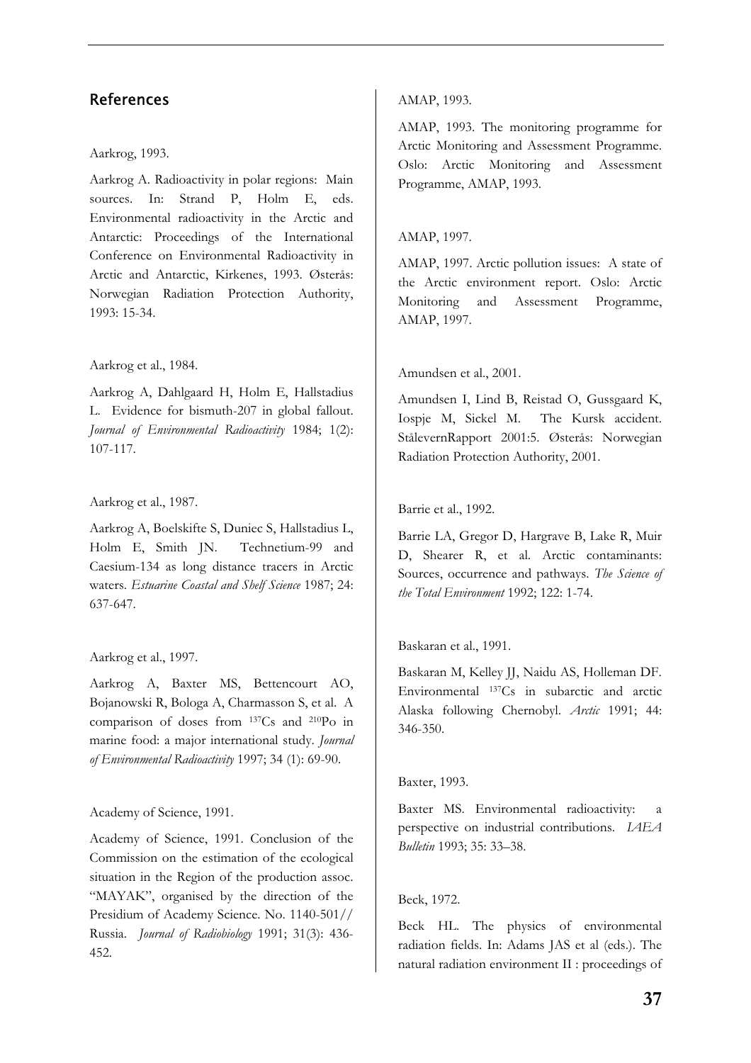## References

Aarkrog, 1993.

Aarkrog A. Radioactivity in polar regions: Main sources. In: Strand P, Holm E, eds. Environmental radioactivity in the Arctic and Antarctic: Proceedings of the International Conference on Environmental Radioactivity in Arctic and Antarctic, Kirkenes, 1993. Østerås: Norwegian Radiation Protection Authority, 1993: 15-34.

Aarkrog et al., 1984.

Aarkrog A, Dahlgaard H, Holm E, Hallstadius L. Evidence for bismuth-207 in global fallout. *Journal of Environmental Radioactivity* 1984; 1(2): 107-117.

Aarkrog et al., 1987.

Aarkrog A, Boelskifte S, Duniec S, Hallstadius L, Holm E, Smith JN. Technetium-99 and Caesium-134 as long distance tracers in Arctic waters. *Estuarine Coastal and Shelf Science* 1987; 24: 637-647.

Aarkrog et al., 1997.

Aarkrog A, Baxter MS, Bettencourt AO, Bojanowski R, Bologa A, Charmasson S, et al. A comparison of doses from $^{137}$Cs and $^{210}$Po in marine food: a major international study. *Journal of Environmental Radioactivity* 1997; 34 (1): 69-90.

Academy of Science, 1991.

Academy of Science, 1991. Conclusion of the Commission on the estimation of the ecological situation in the Region of the production assoc. "MAYAK", organised by the direction of the Presidium of Academy Science. No. 1140-501// Russia. *Journal of Radiobiology* 1991; 31(3): 436-452.

AMAP, 1993.

AMAP, 1993. The monitoring programme for Arctic Monitoring and Assessment Programme. Oslo: Arctic Monitoring and Assessment Programme, AMAP, 1993.

AMAP, 1997.

AMAP, 1997. Arctic pollution issues: A state of the Arctic environment report. Oslo: Arctic Monitoring and Assessment Programme, AMAP, 1997.

Amundsen et al., 2001.

Amundsen I, Lind B, Reistad O, Gussgaard K, Iospje M, Sickel M. The Kursk accident. StålevernRapport 2001:5. Østerås: Norwegian Radiation Protection Authority, 2001.

Barrie et al., 1992.

Barrie LA, Gregor D, Hargrave B, Lake R, Muir D, Shearer R, et al. Arctic contaminants: Sources, occurrence and pathways. *The Science of the Total Environment* 1992; 122: 1-74.

Baskaran et al., 1991.

Baskaran M, Kelley JJ, Naidu AS, Holleman DF. Environmental $^{137}$Cs in subarctic and arctic Alaska following Chernobyl. *Arctic* 1991; 44: 346-350.

Baxter, 1993.

Baxter MS. Environmental radioactivity: a perspective on industrial contributions. *IAEA Bulletin* 1993; 35: 33–38.

Beck, 1972.

Beck HL. The physics of environmental radiation fields. In: Adams JAS et al (eds.). The natural radiation environment II : proceedings of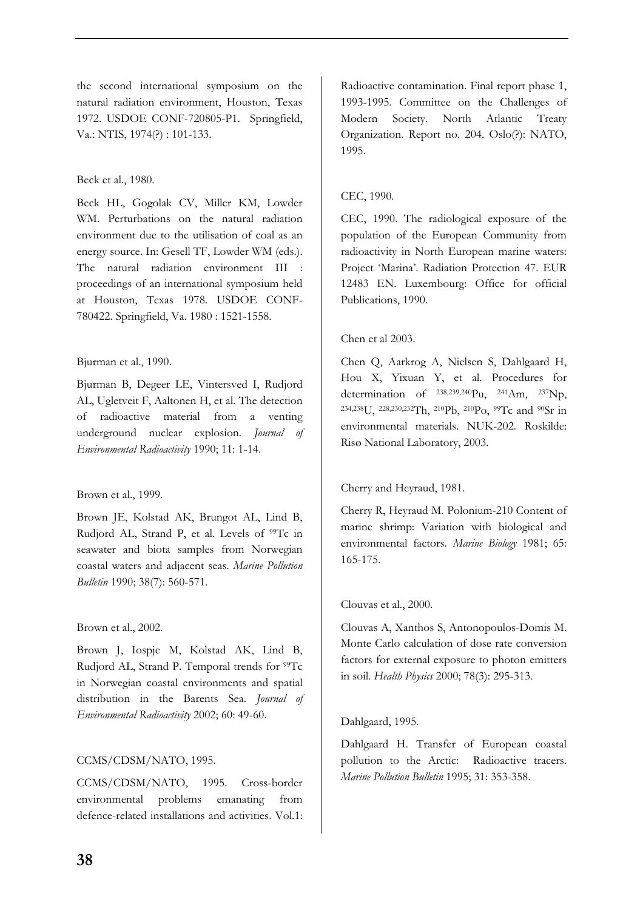the second international symposium on the natural radiation environment, Houston, Texas 1972. USDOE CONF-720805-P1. Springfield, Va.: NTIS, 1974(?) : 101-133.

Beck et al., 1980.

Beck HL, Gogolak CV, Miller KM, Lowder WM. Perturbations on the natural radiation environment due to the utilisation of coal as an energy source. In: Gesell TF, Lowder WM (eds.). The natural radiation environment III : proceedings of an international symposium held at Houston, Texas 1978. USDOE CONF-780422. Springfield, Va. 1980 : 1521-1558.

Bjurman et al., 1990.

Bjurman B, Degeer LE, Vintersved I, Rudjord AL, Ugletveit F, Aaltonen H, et al. The detection of radioactive material from a venting underground nuclear explosion. *Journal of Environmental Radioactivity* 1990; 11: 1-14.

Brown et al., 1999.

Brown JE, Kolstad AK, Brungot AL, Lind B, Rudjord AL, Strand P, et al. Levels of $^{99}$Tc in seawater and biota samples from Norwegian coastal waters and adjacent seas. *Marine Pollution Bulletin* 1990; 38(7): 560-571.

Brown et al., 2002.

Brown J, Iospje M, Kolstad AK, Lind B, Rudjord AL, Strand P. Temporal trends for $^{99}$Tc in Norwegian coastal environments and spatial distribution in the Barents Sea. *Journal of Environmental Radioactivity* 2002; 60: 49-60.

CCMS/CDSM/NATO, 1995.

CCMS/CDSM/NATO, 1995. Cross-border environmental problems emanating from defence-related installations and activities. Vol.1: Radioactive contamination. Final report phase 1, 1993-1995. Committee on the Challenges of Modern Society. North Atlantic Treaty Organization. Report no. 204. Oslo(?): NATO, 1995.

CEC, 1990.

CEC, 1990. The radiological exposure of the population of the European Community from radioactivity in North European marine waters: Project 'Marina'. Radiation Protection 47. EUR 12483 EN. Luxembourg: Office for official Publications, 1990.

Chen et al 2003.

Chen Q, Aarkrog A, Nielsen S, Dahlgaard H, Hou X, Yixuan Y, et al. Procedures for determination of $^{238,239,240}$Pu, $^{241}$Am, $^{237}$Np, $^{234,238}$U, $^{228,230,232}$Th, $^{210}$Pb, $^{210}$Po, $^{99}$Tc and $^{90}$Sr in environmental materials. NUK-202. Roskilde: Risø National Laboratory, 2003.

Cherry and Heyraud, 1981.

Cherry R, Heyraud M. Polonium-210 Content of marine shrimp: Variation with biological and environmental factors. *Marine Biology* 1981; 65: 165-175.

Clouvas et al., 2000.

Clouvas A, Xanthos S, Antonopoulos-Domis M. Monte Carlo calculation of dose rate conversion factors for external exposure to photon emitters in soil. *Health Physics* 2000; 78(3): 295-313.

Dahlgaard, 1995.

Dahlgaard H. Transfer of European coastal pollution to the Arctic: Radioactive tracers. *Marine Pollution Bulletin* 1995; 31: 353-358.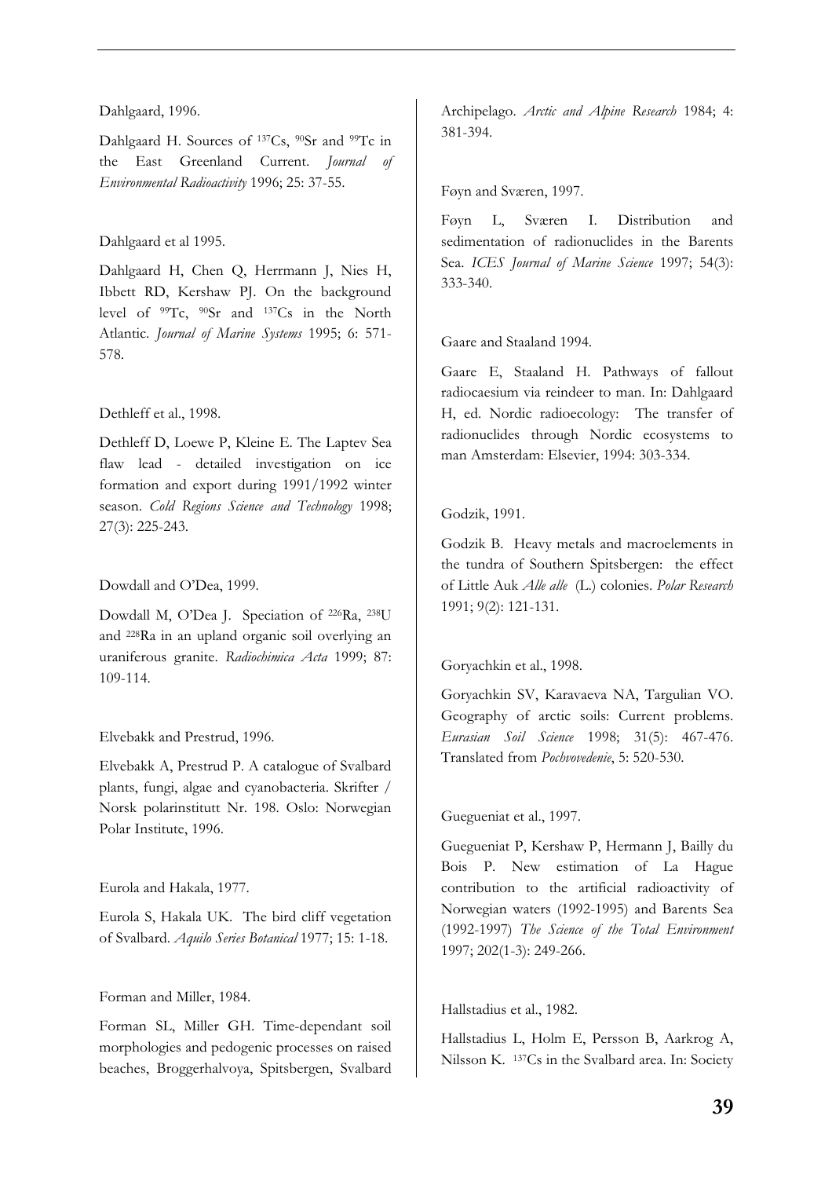Dahlgaard, 1996.

Dahlgaard H. Sources of $^{137}Cs$, $^{90}Sr$ and $^{99}Tc$ in the East Greenland Current. *Journal of Environmental Radioactivity* 1996; 25: 37-55.

Dahlgaard et al 1995.

Dahlgaard H, Chen Q, Herrmann J, Nies H, Ibbett RD, Kershaw PJ. On the background level of $^{99}Tc$, $^{90}Sr$ and $^{137}Cs$ in the North Atlantic. *Journal of Marine Systems* 1995; 6: 571-578.

Dethleff et al., 1998.

Dethleff D, Loewe P, Kleine E. The Laptev Sea flaw lead - detailed investigation on ice formation and export during 1991/1992 winter season. *Cold Regions Science and Technology* 1998; 27(3): 225-243.

Dowdall and O'Dea, 1999.

Dowdall M, O'Dea J. Speciation of $^{226}Ra$, $^{238}U$ and $^{228}Ra$ in an upland organic soil overlying an uraniferous granite. *Radiochimica Acta* 1999; 87: 109-114.

Elvebakk and Prestrud, 1996.

Elvebakk A, Prestrud P. A catalogue of Svalbard plants, fungi, algae and cyanobacteria. Skrifter / Norsk polarinstitutt Nr. 198. Oslo: Norwegian Polar Institute, 1996.

Eurola and Hakala, 1977.

Eurola S, Hakala UK. The bird cliff vegetation of Svalbard. *Aquilo Series Botanical* 1977; 15: 1-18.

Forman and Miller, 1984.

Forman SL, Miller GH. Time-dependant soil morphologies and pedogenic processes on raised beaches, Broggerhalvoya, Spitsbergen, Svalbard Archipelago. *Arctic and Alpine Research* 1984; 4: 381-394.

Føyn and Sværen, 1997.

Føyn L, Sværen I. Distribution and sedimentation of radionuclides in the Barents Sea. *ICES Journal of Marine Science* 1997; 54(3): 333-340.

Gaare and Staaland 1994.

Gaare E, Staaland H. Pathways of fallout radiocaesium via reindeer to man. In: Dahlgaard H, ed. Nordic radioecology: The transfer of radionuclides through Nordic ecosystems to man Amsterdam: Elsevier, 1994: 303-334.

Godzik, 1991.

Godzik B. Heavy metals and macroelements in the tundra of Southern Spitsbergen: the effect of Little Auk *Alle alle* (L.) colonies. *Polar Research* 1991; 9(2): 121-131.

Goryachkin et al., 1998.

Goryachkin SV, Karavaeva NA, Targulian VO. Geography of arctic soils: Current problems. *Eurasian Soil Science* 1998; 31(5): 467-476. Translated from *Pochvovedenie*, 5: 520-530.

Guegueniat et al., 1997.

Guegueniat P, Kershaw P, Hermann J, Bailly du Bois P. New estimation of La Hague contribution to the artificial radioactivity of Norwegian waters (1992-1995) and Barents Sea (1992-1997) *The Science of the Total Environment* 1997; 202(1-3): 249-266.

Hallstadius et al., 1982.

Hallstadius L, Holm E, Persson B, Aarkrog A, Nilsson K. $^{137}Cs$ in the Svalbard area. In: Society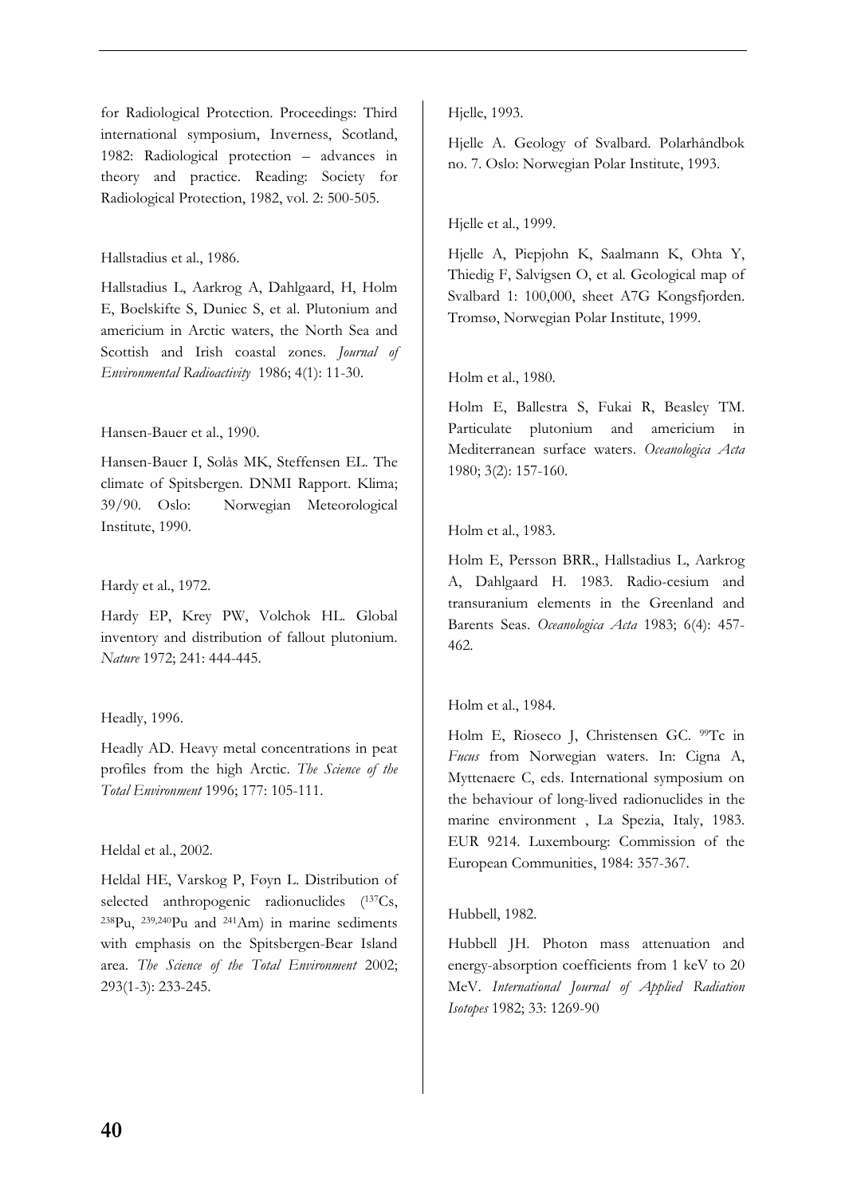for Radiological Protection. Proceedings: Third international symposium, Inverness, Scotland, 1982: Radiological protection – advances in theory and practice. Reading: Society for Radiological Protection, 1982, vol. 2: 500-505.

Hallstadius et al., 1986.

Hallstadius L, Aarkrog A, Dahlgaard, H, Holm E, Boelskifte S, Duniec S, et al. Plutonium and americium in Arctic waters, the North Sea and Scottish and Irish coastal zones. *Journal of Environmental Radioactivity* 1986; 4(1): 11-30.

Hansen-Bauer et al., 1990.

Hansen-Bauer I, Solås MK, Steffensen EL. The climate of Spitsbergen. DNMI Rapport. Klima; 39/90. Oslo: Norwegian Meteorological Institute, 1990.

Hardy et al., 1972.

Hardy EP, Krey PW, Volchok HL. Global inventory and distribution of fallout plutonium. *Nature* 1972; 241: 444-445.

Headly, 1996.

Headly AD. Heavy metal concentrations in peat profiles from the high Arctic. *The Science of the Total Environment* 1996; 177: 105-111.

Heldal et al., 2002.

Heldal HE, Varskog P, Føyn L. Distribution of selected anthropogenic radionuclides ($^{137}Cs$, $^{238}Pu$, $^{239,240}Pu$ and $^{241}Am$) in marine sediments with emphasis on the Spitsbergen-Bear Island area. *The Science of the Total Environment* 2002; 293(1-3): 233-245.

Hjelle, 1993.

Hjelle A. Geology of Svalbard. Polarhåndbok no. 7. Oslo: Norwegian Polar Institute, 1993.

Hjelle et al., 1999.

Hjelle A, Piepjohn K, Saalmann K, Ohta Y, Thiedig F, Salvigsen O, et al. Geological map of Svalbard 1: 100,000, sheet A7G Kongsfjorden. Tromsø, Norwegian Polar Institute, 1999.

Holm et al., 1980.

Holm E, Ballestra S, Fukai R, Beasley TM. Particulate plutonium and americium in Mediterranean surface waters. *Oceanologica Acta* 1980; 3(2): 157-160.

Holm et al., 1983.

Holm E, Persson BRR., Hallstadius L, Aarkrog A, Dahlgaard H. 1983. Radio-cesium and transuranium elements in the Greenland and Barents Seas. *Oceanologica Acta* 1983; 6(4): 457-462.

Holm et al., 1984.

Holm E, Rioseco J, Christensen GC. $^{99}Tc$ in *Fucus* from Norwegian waters. In: Cigna A, Myttenaere C, eds. International symposium on the behaviour of long-lived radionuclides in the marine environment , La Spezia, Italy, 1983. EUR 9214. Luxembourg: Commission of the European Communities, 1984: 357-367.

Hubbell, 1982.

Hubbell JH. Photon mass attenuation and energy-absorption coefficients from 1 keV to 20 MeV. *International Journal of Applied Radiation Isotopes* 1982; 33: 1269-90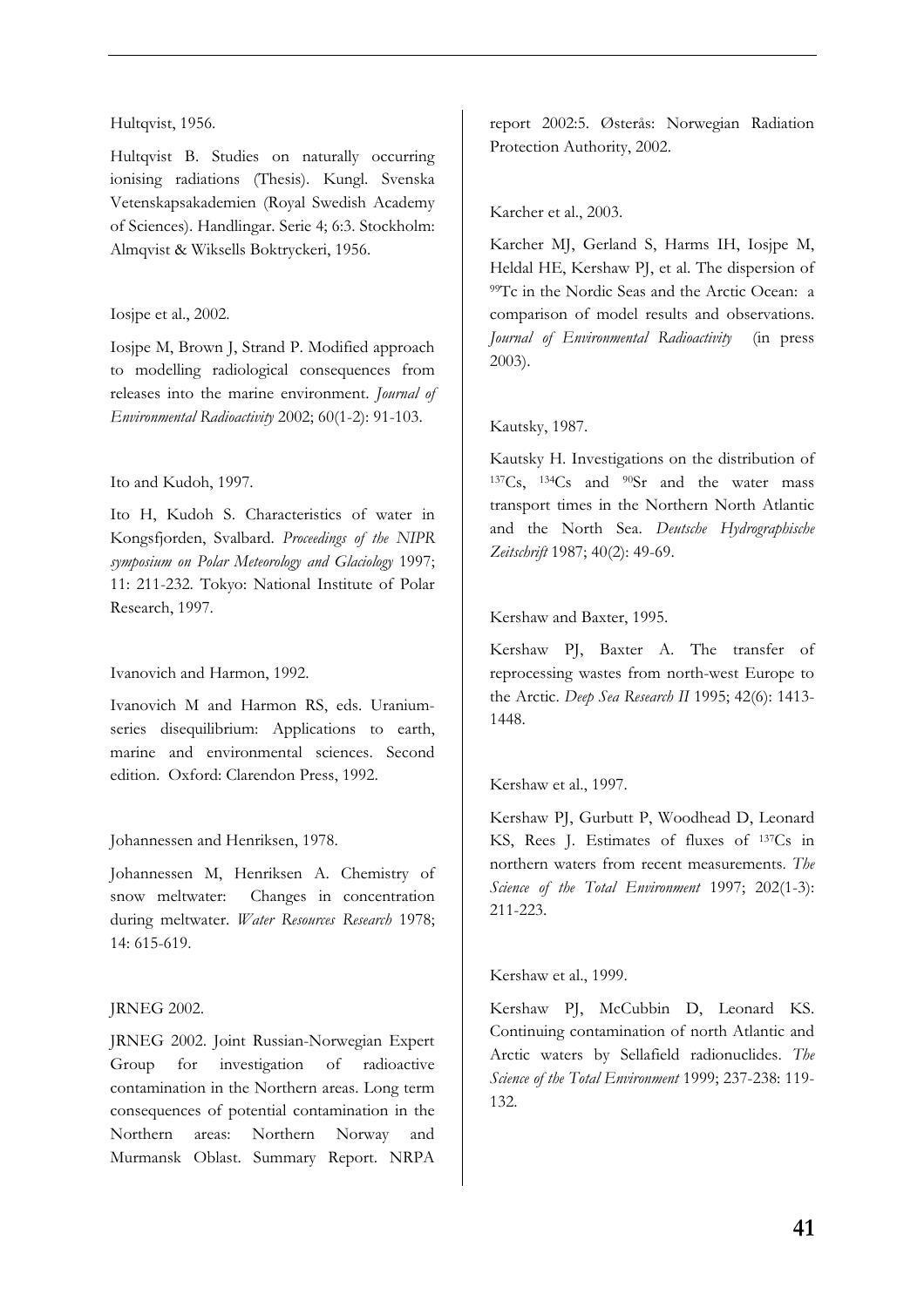Hultqvist, 1956.

Hultqvist B. Studies on naturally occurring ionising radiations (Thesis). Kungl. Svenska Vetenskapsakademien (Royal Swedish Academy of Sciences). Handlingar. Serie 4; 6:3. Stockholm: Almqvist & Wiksells Boktryckeri, 1956.

Iosjpe et al., 2002.

Iosjpe M, Brown J, Strand P. Modified approach to modelling radiological consequences from releases into the marine environment. *Journal of Environmental Radioactivity* 2002; 60(1-2): 91-103.

Ito and Kudoh, 1997.

Ito H, Kudoh S. Characteristics of water in Kongsfjorden, Svalbard. *Proceedings of the NIPR symposium on Polar Meteorology and Glaciology* 1997; 11: 211-232. Tokyo: National Institute of Polar Research, 1997.

Ivanovich and Harmon, 1992.

Ivanovich M and Harmon RS, eds. Uranium-series disequilibrium: Applications to earth, marine and environmental sciences. Second edition. Oxford: Clarendon Press, 1992.

Johannessen and Henriksen, 1978.

Johannessen M, Henriksen A. Chemistry of snow meltwater: Changes in concentration during meltwater. *Water Resources Research* 1978; 14: 615-619.

JRNEG 2002.

JRNEG 2002. Joint Russian-Norwegian Expert Group for investigation of radioactive contamination in the Northern areas. Long term consequences of potential contamination in the Northern areas: Northern Norway and Murmansk Oblast. Summary Report. NRPA report 2002:5. Østerås: Norwegian Radiation Protection Authority, 2002.

Karcher et al., 2003.

Karcher MJ, Gerland S, Harms IH, Iosjpe M, Heldal HE, Kershaw PJ, et al. The dispersion of $^{99}$Tc in the Nordic Seas and the Arctic Ocean: a comparison of model results and observations. *Journal of Environmental Radioactivity* (in press 2003).

Kautsky, 1987.

Kautsky H. Investigations on the distribution of $^{137}$Cs, $^{134}$Cs and $^{90}$Sr and the water mass transport times in the Northern North Atlantic and the North Sea. *Deutsche Hydrographische Zeitschrift* 1987; 40(2): 49-69.

Kershaw and Baxter, 1995.

Kershaw PJ, Baxter A. The transfer of reprocessing wastes from north-west Europe to the Arctic. *Deep Sea Research II* 1995; 42(6): 1413-1448.

Kershaw et al., 1997.

Kershaw PJ, Gurbutt P, Woodhead D, Leonard KS, Rees J. Estimates of fluxes of $^{137}$Cs in northern waters from recent measurements. *The Science of the Total Environment* 1997; 202(1-3): 211-223.

Kershaw et al., 1999.

Kershaw PJ, McCubbin D, Leonard KS. Continuing contamination of north Atlantic and Arctic waters by Sellafield radionuclides. *The Science of the Total Environment* 1999; 237-238: 119-132.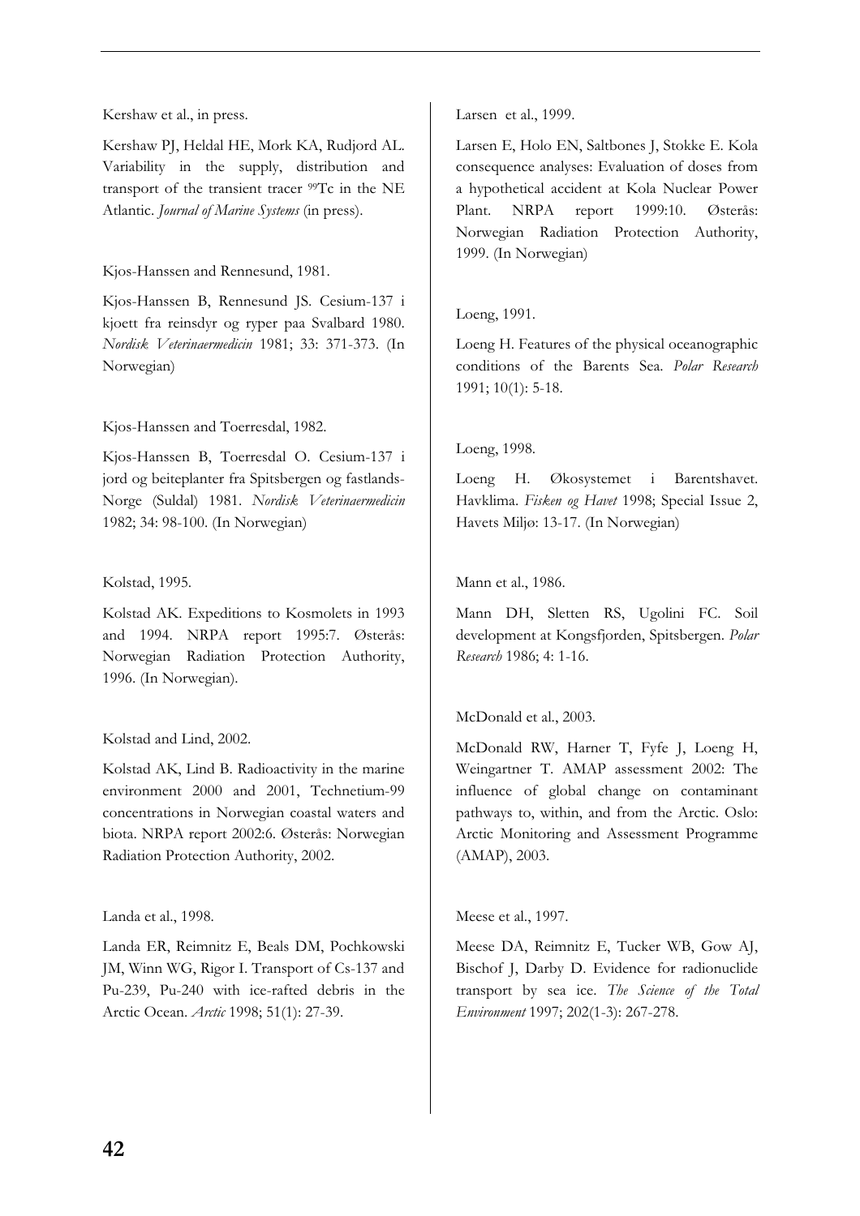Kershaw et al., in press.

Kershaw PJ, Heldal HE, Mork KA, Rudjord AL. Variability in the supply, distribution and transport of the transient tracer $^{99}$Tc in the NE Atlantic. *Journal of Marine Systems* (in press).

Kjos-Hanssen and Rennesund, 1981.

Kjos-Hanssen B, Rennesund JS. Cesium-137 i kjoett fra reinsdyr og ryper paa Svalbard 1980. *Nordisk Veterinaermedicin* 1981; 33: 371-373. (In Norwegian)

Kjos-Hanssen and Toerresdal, 1982.

Kjos-Hanssen B, Toerresdal O. Cesium-137 i jord og beiteplanter fra Spitsbergen og fastlands-Norge (Suldal) 1981. *Nordisk Veterinaermedicin* 1982; 34: 98-100. (In Norwegian)

Kolstad, 1995.

Kolstad AK. Expeditions to Kosmolets in 1993 and 1994. NRPA report 1995:7. Østerås: Norwegian Radiation Protection Authority, 1996. (In Norwegian).

Kolstad and Lind, 2002.

Kolstad AK, Lind B. Radioactivity in the marine environment 2000 and 2001, Technetium-99 concentrations in Norwegian coastal waters and biota. NRPA report 2002:6. Østerås: Norwegian Radiation Protection Authority, 2002.

Landa et al., 1998.

Landa ER, Reimnitz E, Beals DM, Pochkowski JM, Winn WG, Rigor I. Transport of Cs-137 and Pu-239, Pu-240 with ice-rafted debris in the Arctic Ocean. *Arctic* 1998; 51(1): 27-39.

Larsen et al., 1999.

Larsen E, Holo EN, Saltbones J, Stokke E. Kola consequence analyses: Evaluation of doses from a hypothetical accident at Kola Nuclear Power Plant. NRPA report 1999:10. Østerås: Norwegian Radiation Protection Authority, 1999. (In Norwegian)

Loeng, 1991.

Loeng H. Features of the physical oceanographic conditions of the Barents Sea. *Polar Research* 1991; 10(1): 5-18.

Loeng, 1998.

Loeng H. Økosystemet i Barentshavet. Havklima. *Fisken og Havet* 1998; Special Issue 2, Havets Miljø: 13-17. (In Norwegian)

Mann et al., 1986.

Mann DH, Sletten RS, Ugolini FC. Soil development at Kongsfjorden, Spitsbergen. *Polar Research* 1986; 4: 1-16.

McDonald et al., 2003.

McDonald RW, Harner T, Fyfe J, Loeng H, Weingartner T. AMAP assessment 2002: The influence of global change on contaminant pathways to, within, and from the Arctic. Oslo: Arctic Monitoring and Assessment Programme (AMAP), 2003.

Meese et al., 1997.

Meese DA, Reimnitz E, Tucker WB, Gow AJ, Bischof J, Darby D. Evidence for radionuclide transport by sea ice. *The Science of the Total Environment* 1997; 202(1-3): 267-278.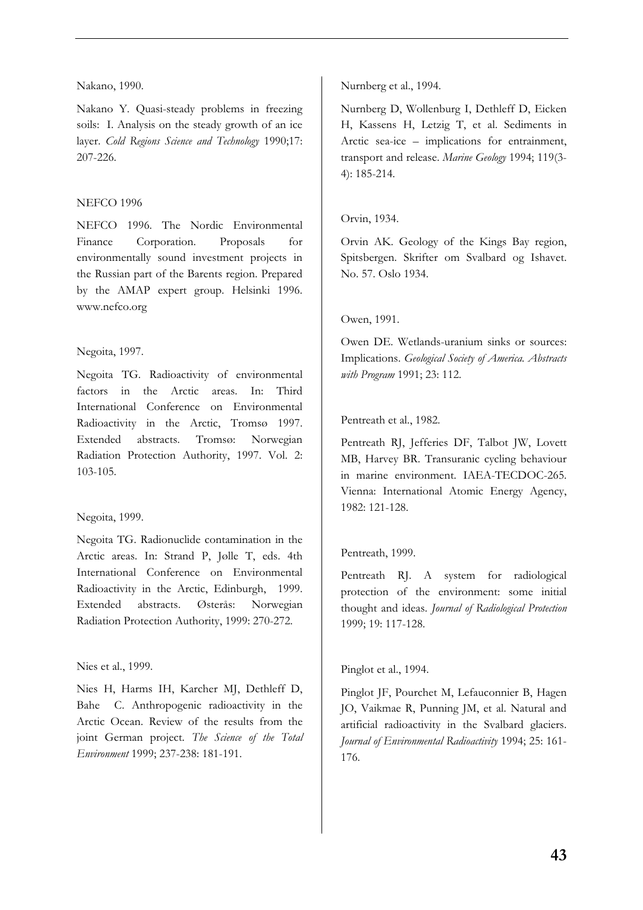Nakano, 1990.

Nakano Y. Quasi-steady problems in freezing soils: I. Analysis on the steady growth of an ice layer. *Cold Regions Science and Technology* 1990;17: 207-226.

NEFCO 1996

NEFCO 1996. The Nordic Environmental Finance Corporation. Proposals for environmentally sound investment projects in the Russian part of the Barents region. Prepared by the AMAP expert group. Helsinki 1996. www.nefco.org

Negoita, 1997.

Negoita TG. Radioactivity of environmental factors in the Arctic areas. In: Third International Conference on Environmental Radioactivity in the Arctic, Tromsø 1997. Extended abstracts. Tromsø: Norwegian Radiation Protection Authority, 1997. Vol. 2: 103-105.

Negoita, 1999.

Negoita TG. Radionuclide contamination in the Arctic areas. In: Strand P, Jølle T, eds. 4th International Conference on Environmental Radioactivity in the Arctic, Edinburgh, 1999. Extended abstracts. Østerås: Norwegian Radiation Protection Authority, 1999: 270-272.

Nies et al., 1999.

Nies H, Harms IH, Karcher MJ, Dethleff D, Bahe C. Anthropogenic radioactivity in the Arctic Ocean. Review of the results from the joint German project. *The Science of the Total Environment* 1999; 237-238: 181-191.

Nurnberg et al., 1994.

Nurnberg D, Wollenburg I, Dethleff D, Eicken H, Kassens H, Letzig T, et al. Sediments in Arctic sea-ice – implications for entrainment, transport and release. *Marine Geology* 1994; 119(3-4): 185-214.

Orvin, 1934.

Orvin AK. Geology of the Kings Bay region, Spitsbergen. Skrifter om Svalbard og Ishavet. No. 57. Oslo 1934.

Owen, 1991.

Owen DE. Wetlands-uranium sinks or sources: Implications. *Geological Society of America. Abstracts with Program* 1991; 23: 112.

Pentreath et al., 1982.

Pentreath RJ, Jefferies DF, Talbot JW, Lovett MB, Harvey BR. Transuranic cycling behaviour in marine environment. IAEA-TECDOC-265. Vienna: International Atomic Energy Agency, 1982: 121-128.

Pentreath, 1999.

Pentreath RJ. A system for radiological protection of the environment: some initial thought and ideas. *Journal of Radiological Protection* 1999; 19: 117-128.

Pinglot et al., 1994.

Pinglot JF, Pourchet M, Lefauconnier B, Hagen JO, Vaikmae R, Punning JM, et al. Natural and artificial radioactivity in the Svalbard glaciers. *Journal of Environmental Radioactivity* 1994; 25: 161-176.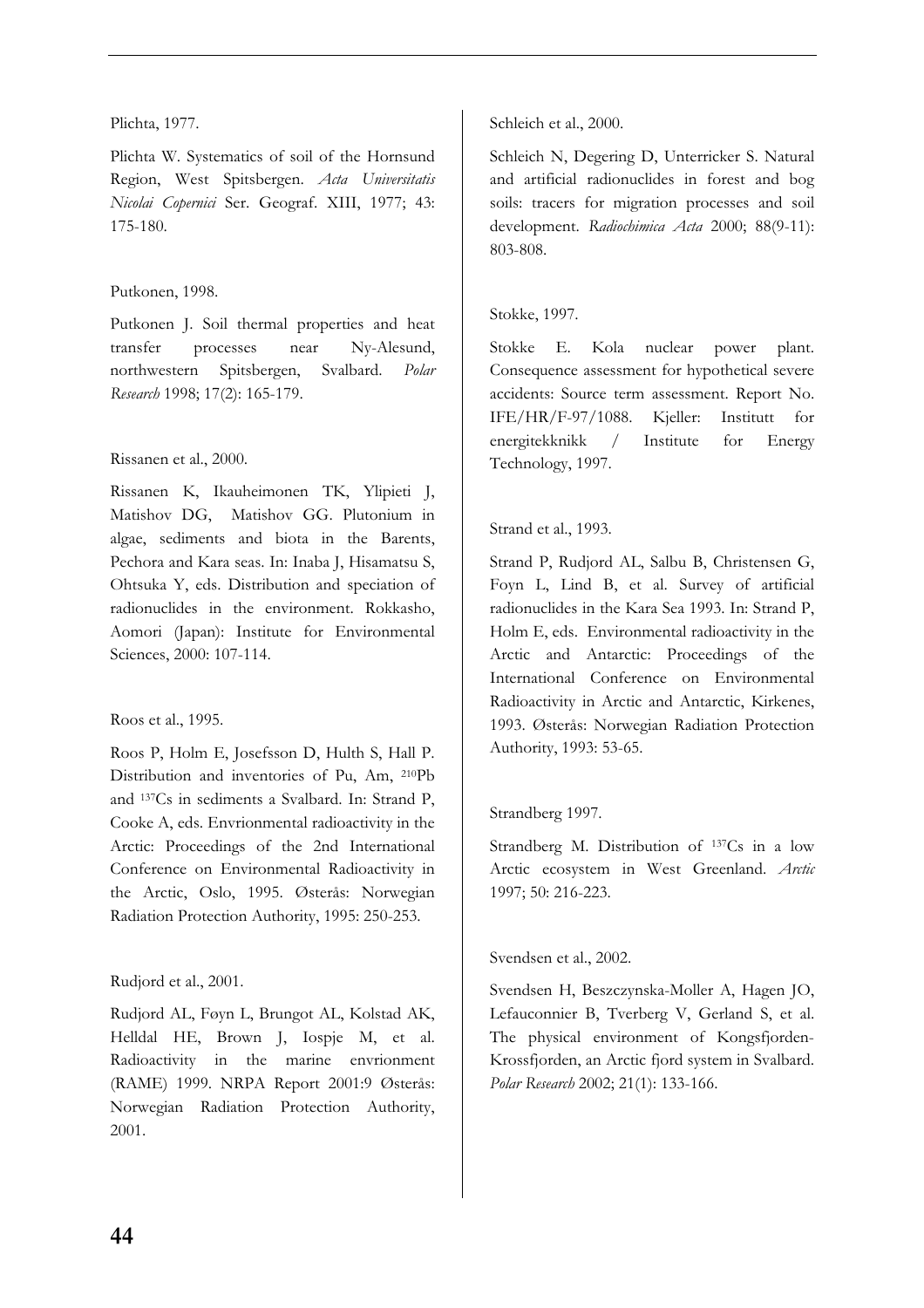Plichta, 1977.

Plichta W. Systematics of soil of the Hornsund Region, West Spitsbergen. *Acta Universitatis Nicolai Copernici* Ser. Geograf. XIII, 1977; 43: 175-180.

Putkonen, 1998.

Putkonen J. Soil thermal properties and heat transfer processes near Ny-Alesund, northwestern Spitsbergen, Svalbard. *Polar Research* 1998; 17(2): 165-179.

Rissanen et al., 2000.

Rissanen K, Ikauheimonen TK, Ylipieti J, Matishov DG, Matishov GG. Plutonium in algae, sediments and biota in the Barents, Pechora and Kara seas. In: Inaba J, Hisamatsu S, Ohtsuka Y, eds. Distribution and speciation of radionuclides in the environment. Rokkasho, Aomori (Japan): Institute for Environmental Sciences, 2000: 107-114.

Roos et al., 1995.

Roos P, Holm E, Josefsson D, Hulth S, Hall P. Distribution and inventories of Pu, Am, $^{210}$Pb and $^{137}$Cs in sediments a Svalbard. In: Strand P, Cooke A, eds. Envrionmental radioactivity in the Arctic: Proceedings of the 2nd International Conference on Environmental Radioactivity in the Arctic, Oslo, 1995. Østerås: Norwegian Radiation Protection Authority, 1995: 250-253.

Rudjord et al., 2001.

Rudjord AL, Føyn L, Brungot AL, Kolstad AK, Helldal HE, Brown J, Iospje M, et al. Radioactivity in the marine envrionment (RAME) 1999. NRPA Report 2001:9 Østerås: Norwegian Radiation Protection Authority, 2001.

Schleich et al., 2000.

Schleich N, Degering D, Unterricker S. Natural and artificial radionuclides in forest and bog soils: tracers for migration processes and soil development. *Radiochimica Acta* 2000; 88(9-11): 803-808.

Stokke, 1997.

Stokke E. Kola nuclear power plant. Consequence assessment for hypothetical severe accidents: Source term assessment. Report No. IFE/HR/F-97/1088. Kjeller: Institutt for energitekknikk / Institute for Energy Technology, 1997.

Strand et al., 1993.

Strand P, Rudjord AL, Salbu B, Christensen G, Foyn L, Lind B, et al. Survey of artificial radionuclides in the Kara Sea 1993. In: Strand P, Holm E, eds. Environmental radioactivity in the Arctic and Antarctic: Proceedings of the International Conference on Environmental Radioactivity in Arctic and Antarctic, Kirkenes, 1993. Østerås: Norwegian Radiation Protection Authority, 1993: 53-65.

Strandberg 1997.

Strandberg M. Distribution of $^{137}$Cs in a low Arctic ecosystem in West Greenland. *Arctic* 1997; 50: 216-223.

Svendsen et al., 2002.

Svendsen H, Beszczynska-Moller A, Hagen JO, Lefauconnier B, Tverberg V, Gerland S, et al. The physical environment of Kongsfjorden-Krossfjorden, an Arctic fjord system in Svalbard. *Polar Research* 2002; 21(1): 133-166.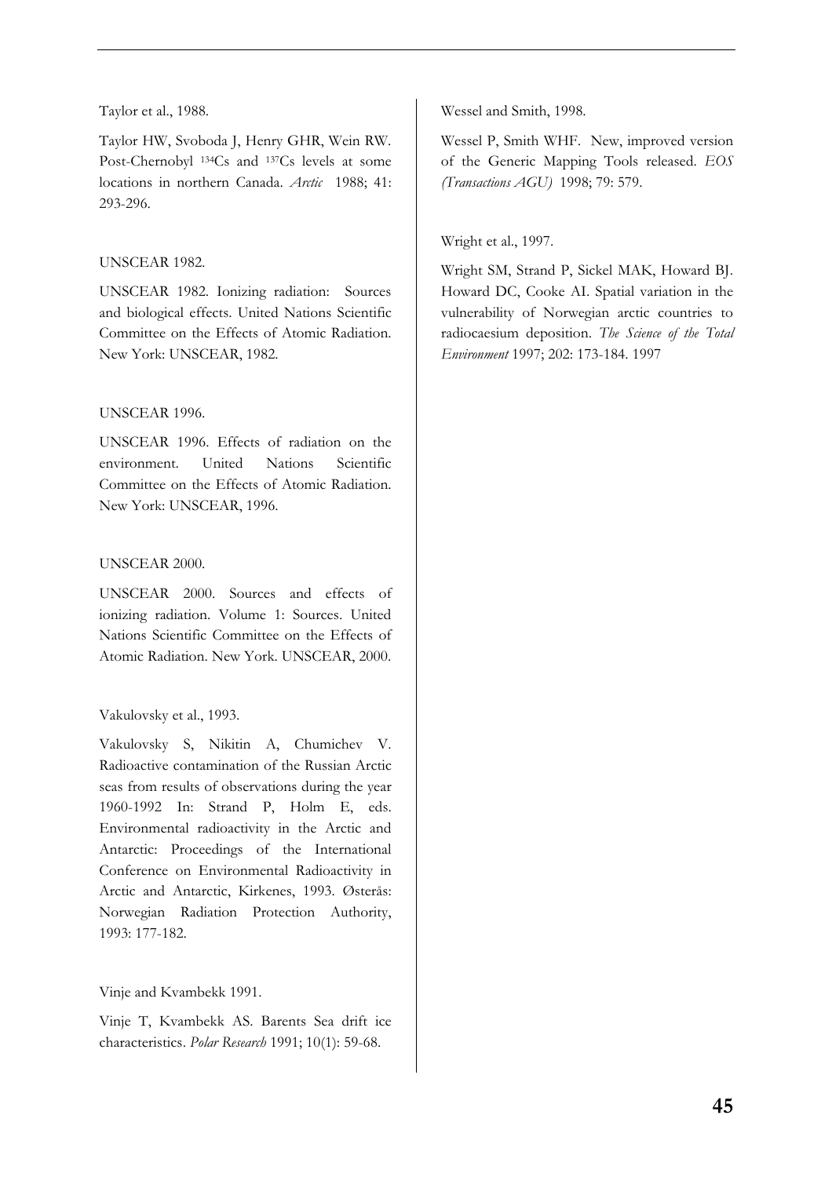Taylor et al., 1988.

Taylor HW, Svoboda J, Henry GHR, Wein RW. Post-Chernobyl $^{134}$Cs and $^{137}$Cs levels at some locations in northern Canada. *Arctic* 1988; 41: 293-296.

UNSCEAR 1982.

UNSCEAR 1982. Ionizing radiation: Sources and biological effects. United Nations Scientific Committee on the Effects of Atomic Radiation. New York: UNSCEAR, 1982.

UNSCEAR 1996.

UNSCEAR 1996. Effects of radiation on the environment. United Nations Scientific Committee on the Effects of Atomic Radiation. New York: UNSCEAR, 1996.

UNSCEAR 2000.

UNSCEAR 2000. Sources and effects of ionizing radiation. Volume 1: Sources. United Nations Scientific Committee on the Effects of Atomic Radiation. New York. UNSCEAR, 2000.

Vakulovsky et al., 1993.

Vakulovsky S, Nikitin A, Chumichev V. Radioactive contamination of the Russian Arctic seas from results of observations during the year 1960-1992 In: Strand P, Holm E, eds. Environmental radioactivity in the Arctic and Antarctic: Proceedings of the International Conference on Environmental Radioactivity in Arctic and Antarctic, Kirkenes, 1993. Østerås: Norwegian Radiation Protection Authority, 1993: 177-182.

Vinje and Kvambekk 1991.

Vinje T, Kvambekk AS. Barents Sea drift ice characteristics. *Polar Research* 1991; 10(1): 59-68.

Wessel and Smith, 1998.

Wessel P, Smith WHF. New, improved version of the Generic Mapping Tools released. *EOS (Transactions AGU)* 1998; 79: 579.

Wright et al., 1997.

Wright SM, Strand P, Sickel MAK, Howard BJ. Howard DC, Cooke AI. Spatial variation in the vulnerability of Norwegian arctic countries to radiocaesium deposition. *The Science of the Total Environment* 1997; 202: 173-184. 1997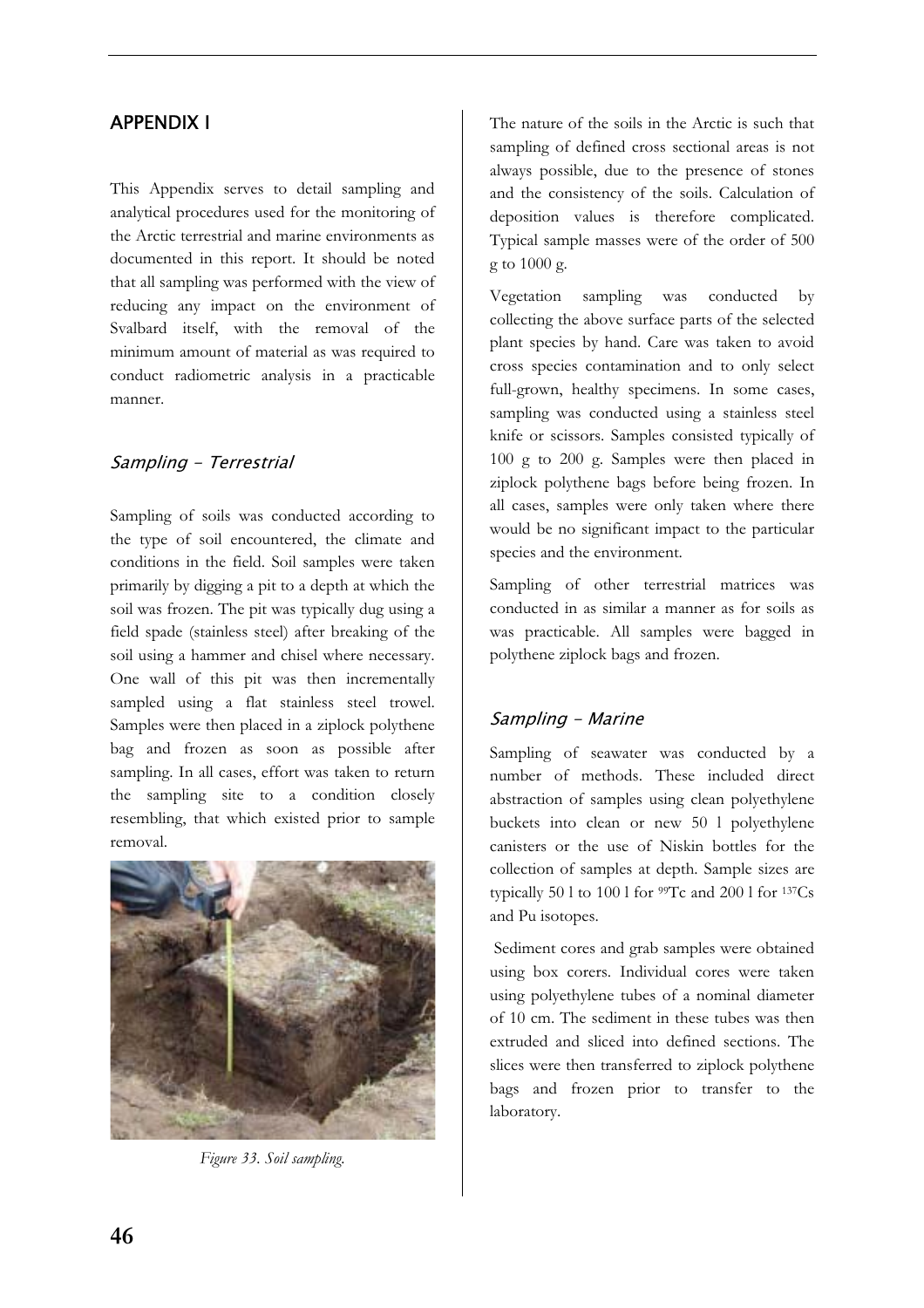## APPENDIX I

This Appendix serves to detail sampling and analytical procedures used for the monitoring of the Arctic terrestrial and marine environments as documented in this report. It should be noted that all sampling was performed with the view of reducing any impact on the environment of Svalbard itself, with the removal of the minimum amount of material as was required to conduct radiometric analysis in a practicable manner.

### *Sampling - Terrestrial*

Sampling of soils was conducted according to the type of soil encountered, the climate and conditions in the field. Soil samples were taken primarily by digging a pit to a depth at which the soil was frozen. The pit was typically dug using a field spade (stainless steel) after breaking of the soil using a hammer and chisel where necessary. One wall of this pit was then incrementally sampled using a flat stainless steel trowel. Samples were then placed in a ziplock polythene bag and frozen as soon as possible after sampling. In all cases, effort was taken to return the sampling site to a condition closely resembling, that which existed prior to sample removal.

*Figure 33. Soil sampling.*

The nature of the soils in the Arctic is such that sampling of defined cross sectional areas is not always possible, due to the presence of stones and the consistency of the soils. Calculation of deposition values is therefore complicated. Typical sample masses were of the order of 500 g to 1000 g.

Vegetation sampling was conducted by collecting the above surface parts of the selected plant species by hand. Care was taken to avoid cross species contamination and to only select full-grown, healthy specimens. In some cases, sampling was conducted using a stainless steel knife or scissors. Samples consisted typically of 100 g to 200 g. Samples were then placed in ziplock polythene bags before being frozen. In all cases, samples were only taken where there would be no significant impact to the particular species and the environment.

Sampling of other terrestrial matrices was conducted in as similar a manner as for soils as was practicable. All samples were bagged in polythene ziplock bags and frozen.

### *Sampling - Marine*

Sampling of seawater was conducted by a number of methods. These included direct abstraction of samples using clean polyethylene buckets into clean or new 50 l polyethylene canisters or the use of Niskin bottles for the collection of samples at depth. Sample sizes are typically 50 l to 100 l for $^{99}$Tc and 200 l for $^{137}$Cs and Pu isotopes.

Sediment cores and grab samples were obtained using box corers. Individual cores were taken using polyethylene tubes of a nominal diameter of 10 cm. The sediment in these tubes was then extruded and sliced into defined sections. The slices were then transferred to ziplock polythene bags and frozen prior to transfer to the laboratory.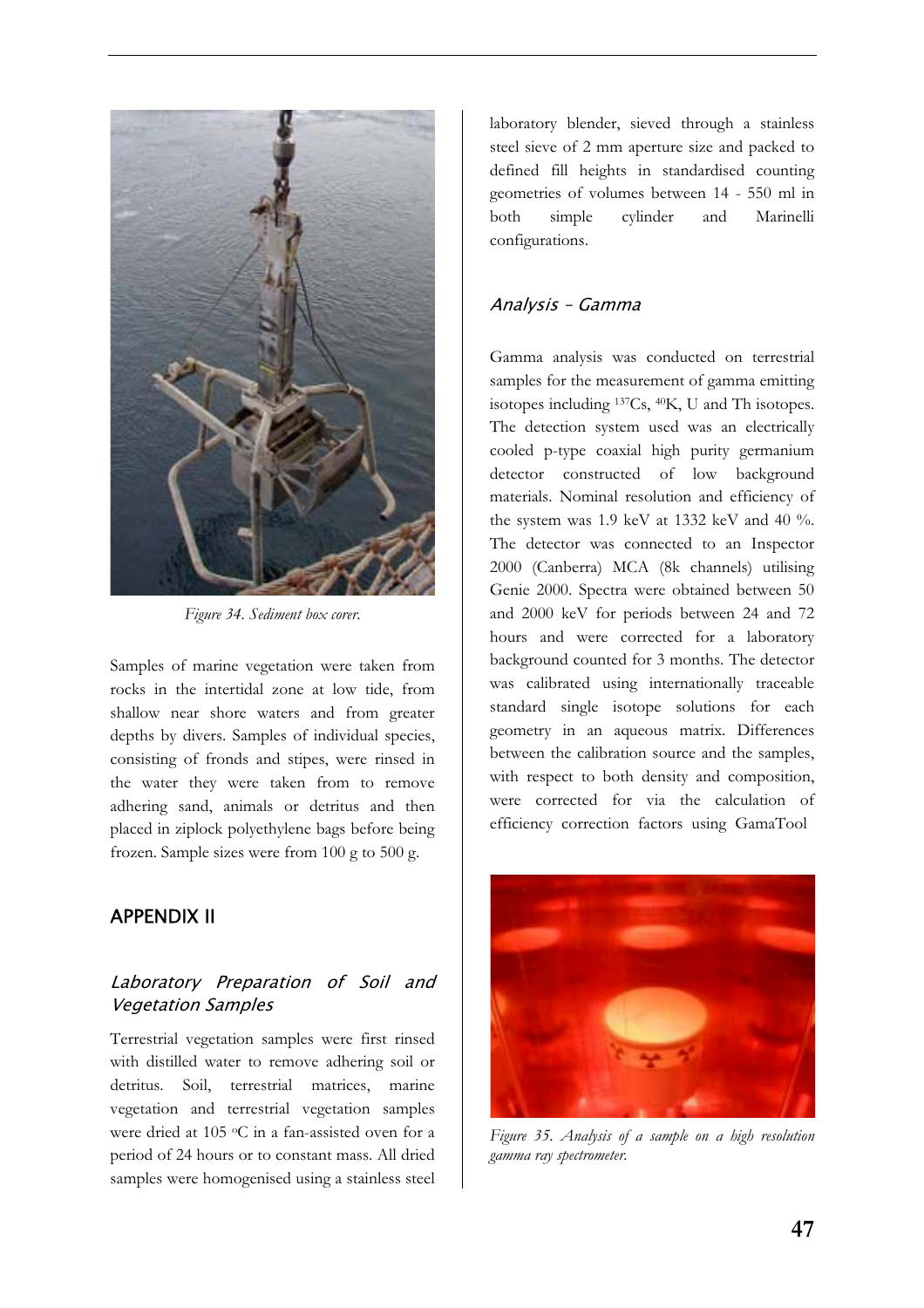Figure 34. Sediment box corer.

Samples of marine vegetation were taken from rocks in the intertidal zone at low tide, from shallow near shore waters and from greater depths by divers. Samples of individual species, consisting of fronds and stipes, were rinsed in the water they were taken from to remove adhering sand, animals or detritus and then placed in ziplock polyethylene bags before being frozen. Sample sizes were from 100 g to 500 g.

## APPENDIX II

### *Laboratory Preparation of Soil and Vegetation Samples*

Terrestrial vegetation samples were first rinsed with distilled water to remove adhering soil or detritus. Soil, terrestrial matrices, marine vegetation and terrestrial vegetation samples were dried at 105 °C in a fan-assisted oven for a period of 24 hours or to constant mass. All dried samples were homogenised using a stainless steel laboratory blender, sieved through a stainless steel sieve of 2 mm aperture size and packed to defined fill heights in standardised counting geometries of volumes between 14 - 550 ml in both simple cylinder and Marinelli configurations.

### *Analysis - Gamma*

Gamma analysis was conducted on terrestrial samples for the measurement of gamma emitting isotopes including $^{137}Cs$, $^{40}K$, U and Th isotopes. The detection system used was an electrically cooled p-type coaxial high purity germanium detector constructed of low background materials. Nominal resolution and efficiency of the system was 1.9 keV at 1332 keV and 40 %. The detector was connected to an Inspector 2000 (Canberra) MCA (8k channels) utilising Genie 2000. Spectra were obtained between 50 and 2000 keV for periods between 24 and 72 hours and were corrected for a laboratory background counted for 3 months. The detector was calibrated using internationally traceable standard single isotope solutions for each geometry in an aqueous matrix. Differences between the calibration source and the samples, with respect to both density and composition, were corrected for via the calculation of efficiency correction factors using GamaTool

Figure 35. Analysis of a sample on a high resolution gamma ray spectrometer.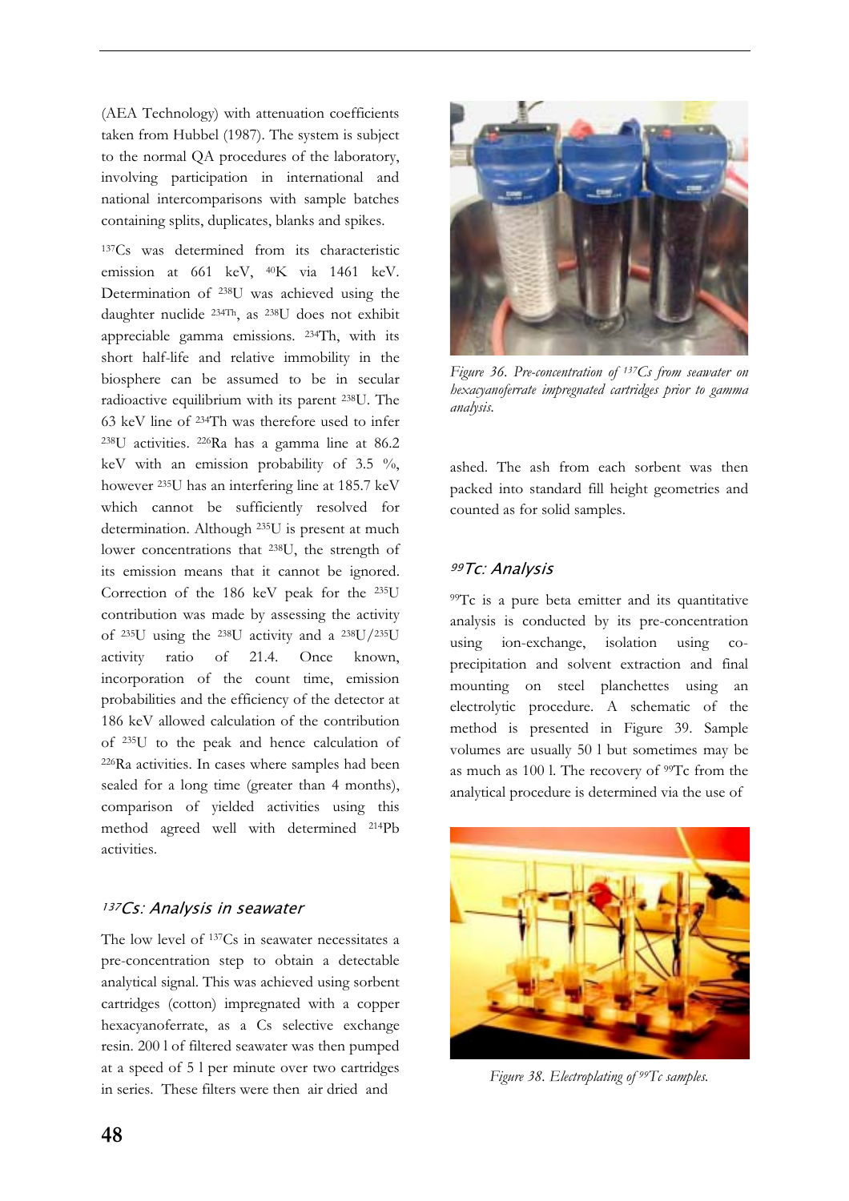(AEA Technology) with attenuation coefficients taken from Hubbel (1987). The system is subject to the normal QA procedures of the laboratory, involving participation in international and national intercomparisons with sample batches containing splits, duplicates, blanks and spikes.

$^{137}$Cs was determined from its characteristic emission at 661 keV, $^{40}$K via 1461 keV. Determination of $^{238}$U was achieved using the daughter nuclide $^{234}$Th, as $^{238}$U does not exhibit appreciable gamma emissions. $^{234}$Th, with its short half-life and relative immobility in the biosphere can be assumed to be in secular radioactive equilibrium with its parent $^{238}$U. The 63 keV line of $^{234}$Th was therefore used to infer $^{238}$U activities. $^{226}$Ra has a gamma line at 86.2 keV with an emission probability of 3.5 %, however $^{235}$U has an interfering line at 185.7 keV which cannot be sufficiently resolved for determination. Although $^{235}$U is present at much lower concentrations that $^{238}$U, the strength of its emission means that it cannot be ignored. Correction of the 186 keV peak for the $^{235}$U contribution was made by assessing the activity of $^{235}$U using the $^{238}$U activity and a $^{238}$U/$^{235}$U activity ratio of 21.4. Once known, incorporation of the count time, emission probabilities and the efficiency of the detector at 186 keV allowed calculation of the contribution of $^{235}$U to the peak and hence calculation of $^{226}$Ra activities. In cases where samples had been sealed for a long time (greater than 4 months), comparison of yielded activities using this method agreed well with determined $^{214}$Pb activities.

### $^{137}$Cs: Analysis in seawater

The low level of $^{137}$Cs in seawater necessitates a pre-concentration step to obtain a detectable analytical signal. This was achieved using sorbent cartridges (cotton) impregnated with a copper hexacyanoferrate, as a Cs selective exchange resin. 200 l of filtered seawater was then pumped at a speed of 5 l per minute over two cartridges in series. These filters were then air dried and ashed. The ash from each sorbent was then packed into standard fill height geometries and counted as for solid samples.

*Figure 36. Pre-concentration of $^{137}$Cs from seawater on hexacyanoferrate impregnated cartridges prior to gamma analysis.*

### $^{99}$Tc: Analysis

$^{99}$Tc is a pure beta emitter and its quantitative analysis is conducted by its pre-concentration using ion-exchange, isolation using co-precipitation and solvent extraction and final mounting on steel planchettes using an electrolytic procedure. A schematic of the method is presented in Figure 39. Sample volumes are usually 50 l but sometimes may be as much as 100 l. The recovery of $^{99}$Tc from the analytical procedure is determined via the use of

*Figure 38. Electroplating of $^{99}$Tc samples.*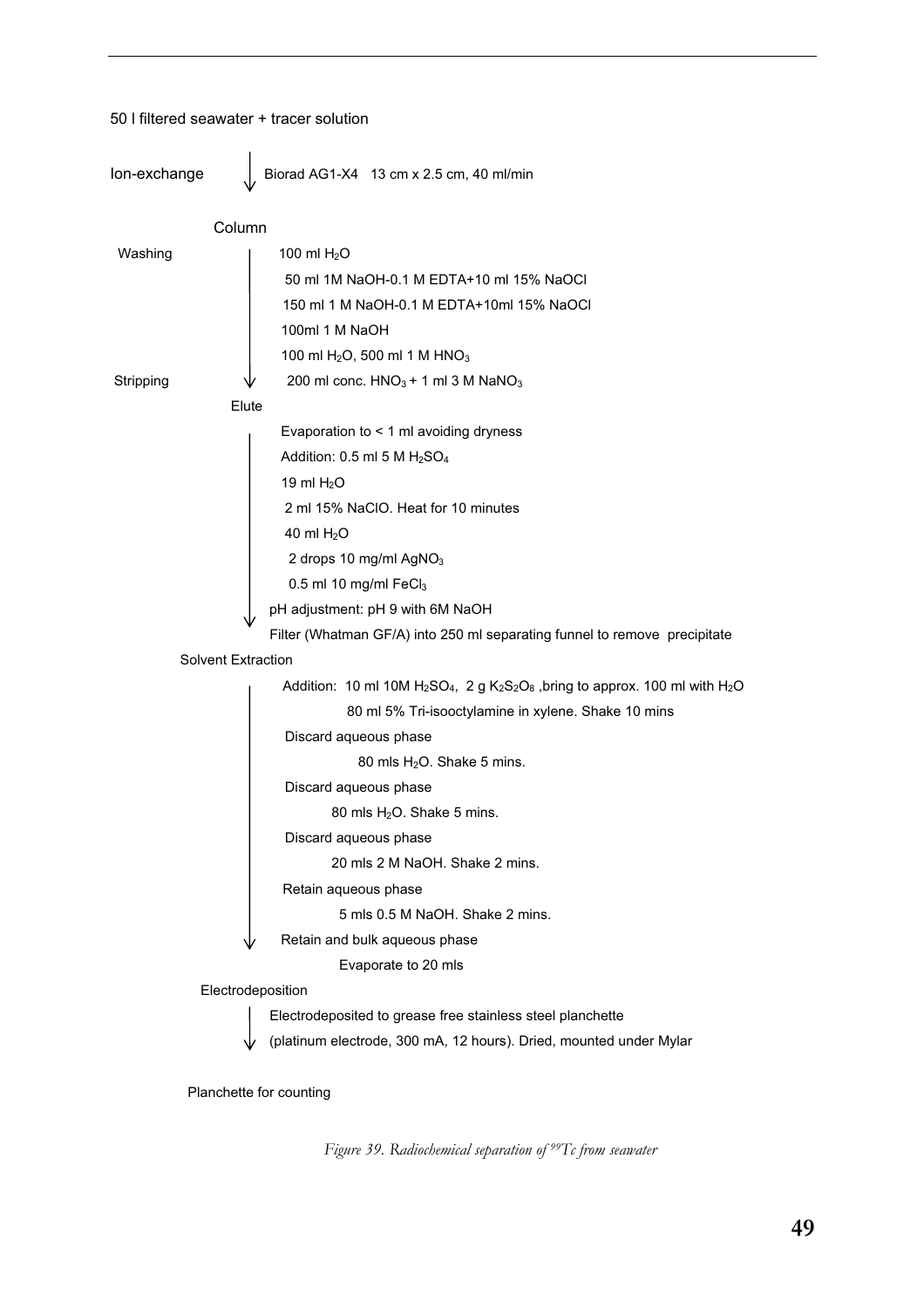50 l filtered seawater + tracer solution

**Ion-exchange** — Biorad AG1-X4 13 cm x 2.5 cm, 40 ml/min

**Column**

**Washing**

- 100 ml $H_2O$
- 50 ml 1M NaOH-0.1 M EDTA+10 ml 15% NaOCl
- 150 ml 1 M NaOH-0.1 M EDTA+10ml 15% NaOCl
- 100ml 1 M NaOH
- 100 ml $H_2O$, 500 ml 1 M $HNO_3$

**Stripping**

- 200 ml conc. $HNO_3$ + 1 ml 3 M $NaNO_3$

**Elute**

- Evaporation to < 1 ml avoiding dryness
- Addition: 0.5 ml 5 M $H_2SO_4$
- 19 ml $H_2O$
- 2 ml 15% NaClO. Heat for 10 minutes
- 40 ml $H_2O$
- 2 drops 10 mg/ml $AgNO_3$
- 0.5 ml 10 mg/ml $FeCl_3$
- pH adjustment: pH 9 with 6M NaOH
- Filter (Whatman GF/A) into 250 ml separating funnel to remove precipitate

**Solvent Extraction**

- Addition: 10 ml 10M $H_2SO_4$, 2 g $K_2S_2O_8$ ,bring to approx. 100 ml with $H_2O$
- 80 ml 5% Tri-isooctylamine in xylene. Shake 10 mins
- Discard aqueous phase
- 80 mls $H_2O$. Shake 5 mins.
- Discard aqueous phase
- 80 mls $H_2O$. Shake 5 mins.
- Discard aqueous phase
- 20 mls 2 M NaOH. Shake 2 mins.
- Retain aqueous phase
- 5 mls 0.5 M NaOH. Shake 2 mins.
- Retain and bulk aqueous phase
- Evaporate to 20 mls

**Electrodeposition**

- Electrodeposited to grease free stainless steel planchette (platinum electrode, 300 mA, 12 hours). Dried, mounted under Mylar

Planchette for counting

*Figure 39. Radiochemical separation of $^{99}Tc$ from seawater*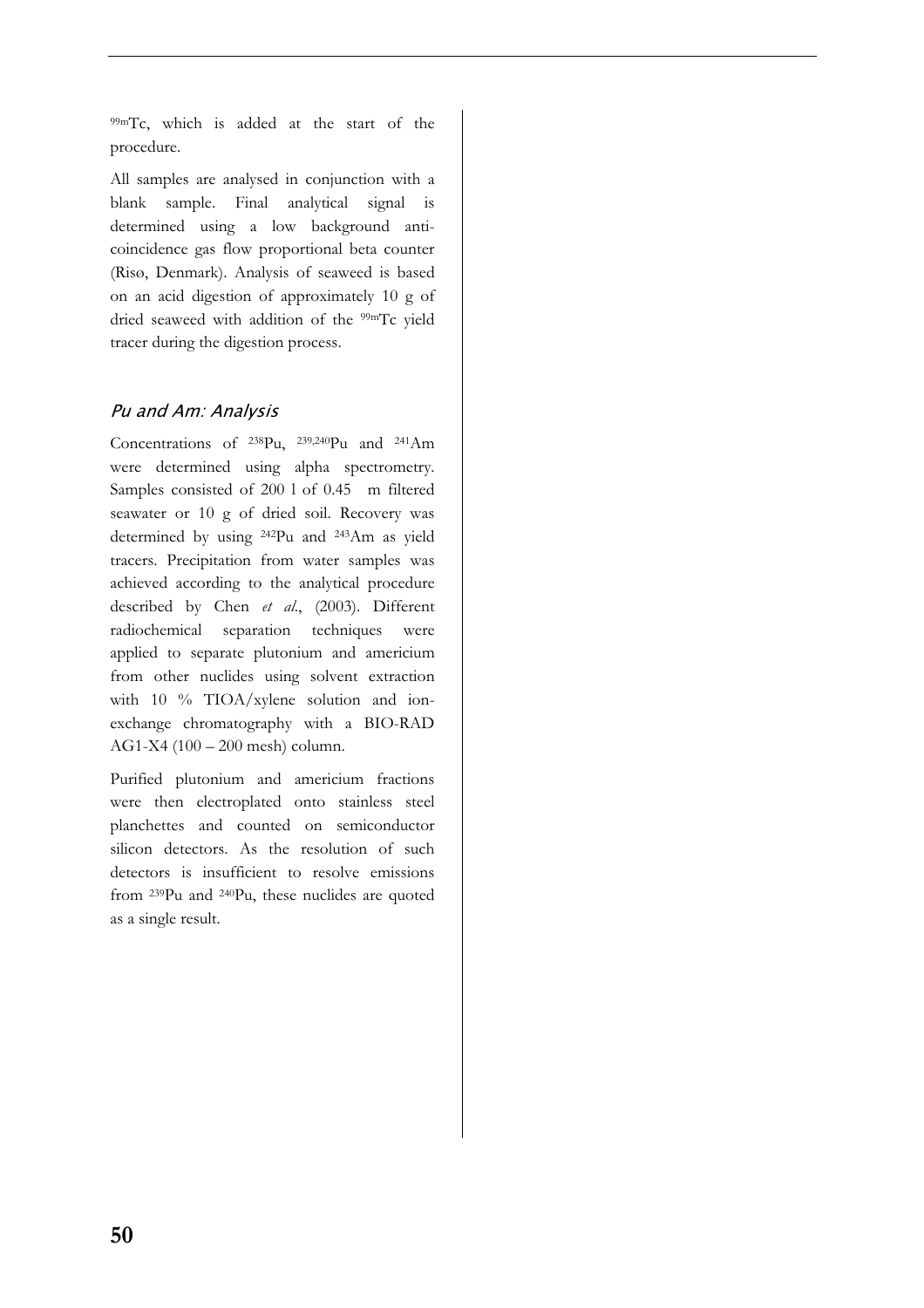$^{99m}$Tc, which is added at the start of the procedure.

All samples are analysed in conjunction with a blank sample. Final analytical signal is determined using a low background anti-coincidence gas flow proportional beta counter (Risø, Denmark). Analysis of seaweed is based on an acid digestion of approximately 10 g of dried seaweed with addition of the $^{99m}$Tc yield tracer during the digestion process.

### *Pu and Am: Analysis*

Concentrations of $^{238}$Pu, $^{239,240}$Pu and $^{241}$Am were determined using alpha spectrometry. Samples consisted of 200 l of 0.45 m filtered seawater or 10 g of dried soil. Recovery was determined by using $^{242}$Pu and $^{243}$Am as yield tracers. Precipitation from water samples was achieved according to the analytical procedure described by Chen *et al*., (2003). Different radiochemical separation techniques were applied to separate plutonium and americium from other nuclides using solvent extraction with 10 % TIOA/xylene solution and ion-exchange chromatography with a BIO-RAD AG1-X4 (100 – 200 mesh) column.

Purified plutonium and americium fractions were then electroplated onto stainless steel planchettes and counted on semiconductor silicon detectors. As the resolution of such detectors is insufficient to resolve emissions from $^{239}$Pu and $^{240}$Pu, these nuclides are quoted as a single result.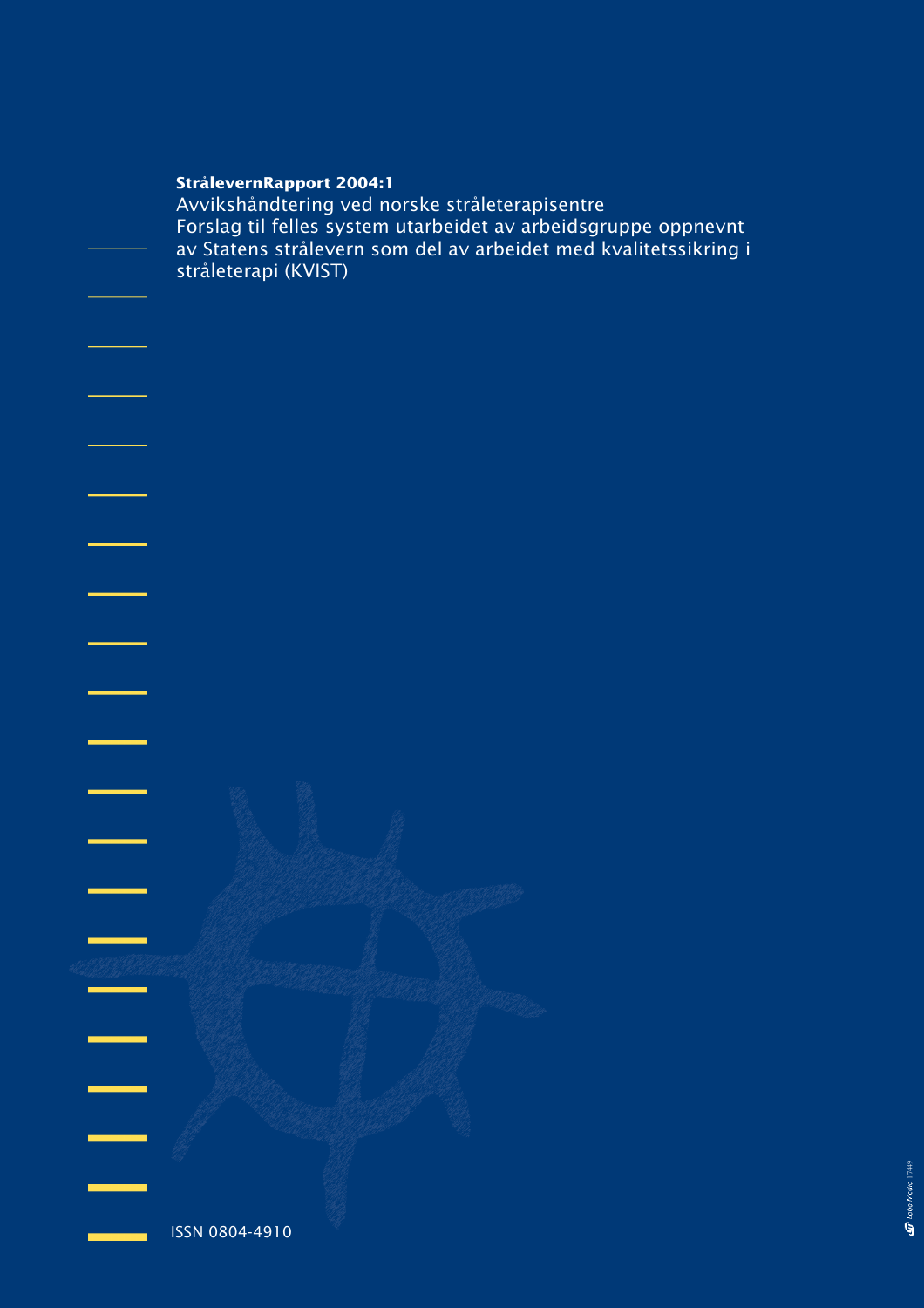**StrålevernRapport 2004:1**

Avvikshåndtering ved norske stråleterapisentre

Forslag til felles system utarbeidet av arbeidsgruppe oppnevnt av Statens strålevern som del av arbeidet med kvalitetssikring i stråleterapi (KVIST)

ISSN 0804-4910